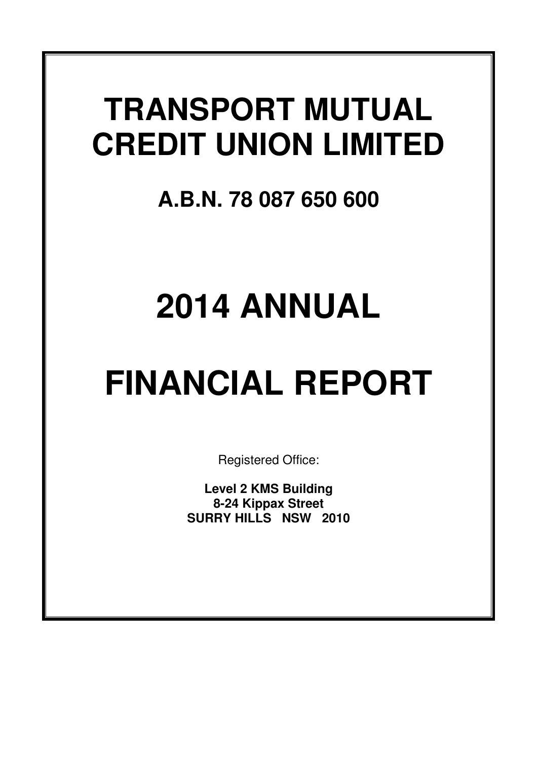# TRANSPORT MUTUAL CREDIT UNION LIMITED

## A.B.N. 78 087 650 600

# 2014 ANNUAL

# FINANCIAL REPORT

Registered Office:

**Level 2 KMS Building**
**8-24 Kippax Street**
**SURRY HILLS NSW 2010**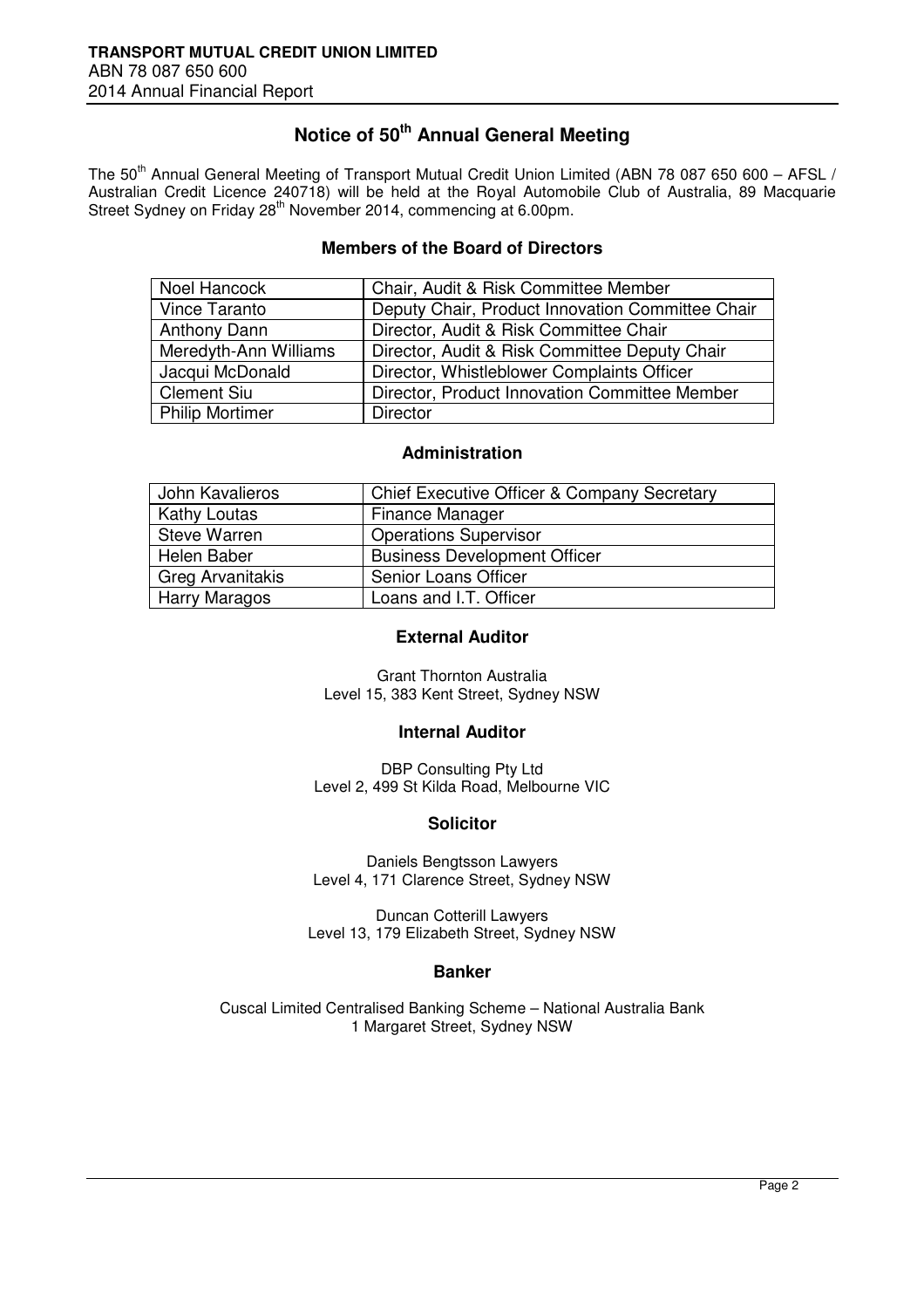# Notice of 50th Annual General Meeting

The 50th Annual General Meeting of Transport Mutual Credit Union Limited (ABN 78 087 650 600 – AFSL / Australian Credit Licence 240718) will be held at the Royal Automobile Club of Australia, 89 Macquarie Street Sydney on Friday 28th November 2014, commencing at 6.00pm.

## Members of the Board of Directors

| | |
|---|---|
| Noel Hancock | Chair, Audit & Risk Committee Member |
| Vince Taranto | Deputy Chair, Product Innovation Committee Chair |
| Anthony Dann | Director, Audit & Risk Committee Chair |
| Meredyth-Ann Williams | Director, Audit & Risk Committee Deputy Chair |
| Jacqui McDonald | Director, Whistleblower Complaints Officer |
| Clement Siu | Director, Product Innovation Committee Member |
| Philip Mortimer | Director |

## Administration

| | |
|---|---|
| John Kavalieros | Chief Executive Officer & Company Secretary |
| Kathy Loutas | Finance Manager |
| Steve Warren | Operations Supervisor |
| Helen Baber | Business Development Officer |
| Greg Arvanitakis | Senior Loans Officer |
| Harry Maragos | Loans and I.T. Officer |

## External Auditor

Grant Thornton Australia
Level 15, 383 Kent Street, Sydney NSW

## Internal Auditor

DBP Consulting Pty Ltd
Level 2, 499 St Kilda Road, Melbourne VIC

## Solicitor

Daniels Bengtsson Lawyers
Level 4, 171 Clarence Street, Sydney NSW

Duncan Cotterill Lawyers
Level 13, 179 Elizabeth Street, Sydney NSW

## Banker

Cuscal Limited Centralised Banking Scheme – National Australia Bank
1 Margaret Street, Sydney NSW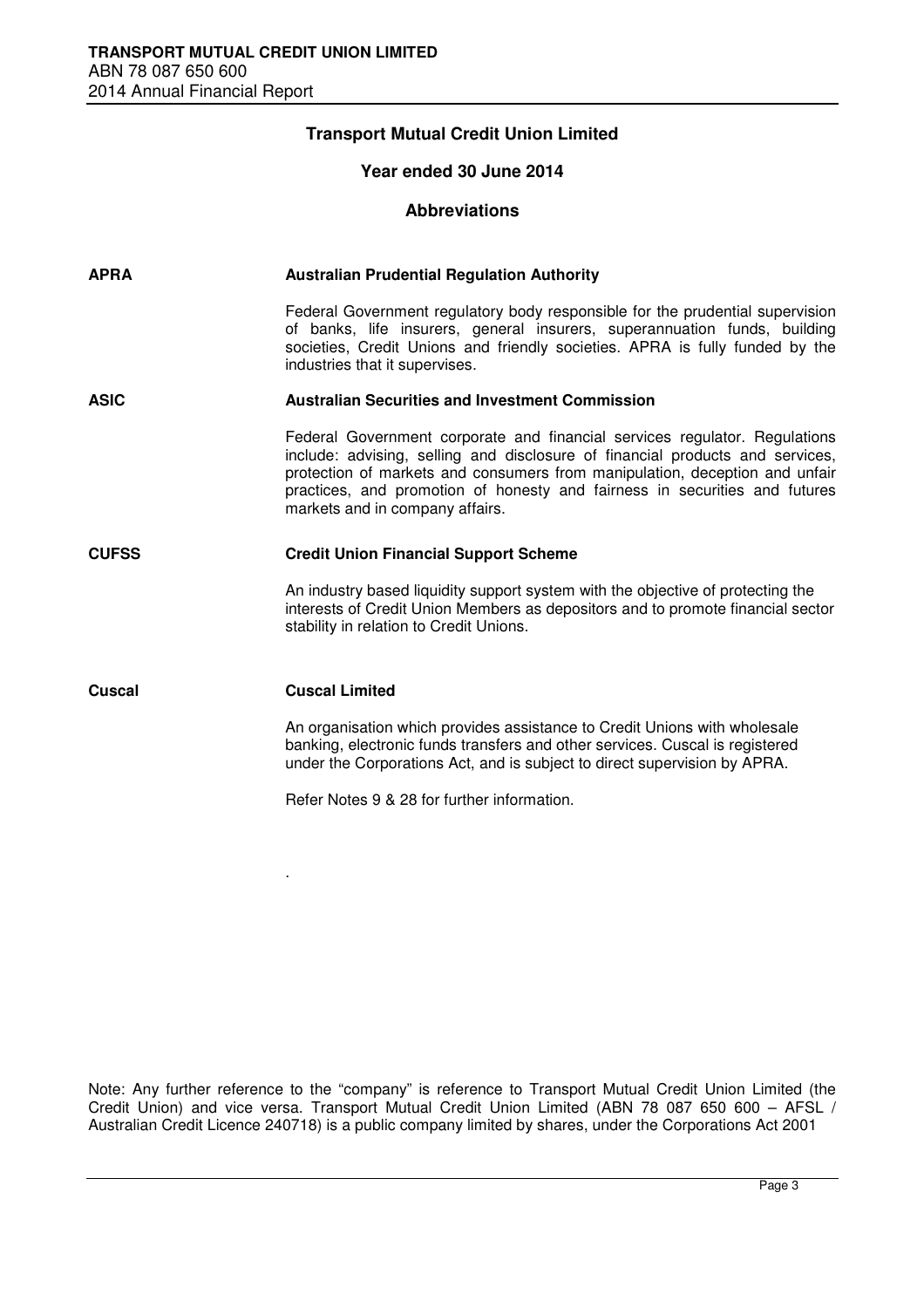## Transport Mutual Credit Union Limited

### Year ended 30 June 2014

### Abbreviations

**APRA** — **Australian Prudential Regulation Authority**

Federal Government regulatory body responsible for the prudential supervision of banks, life insurers, general insurers, superannuation funds, building societies, Credit Unions and friendly societies. APRA is fully funded by the industries that it supervises.

**ASIC** — **Australian Securities and Investment Commission**

Federal Government corporate and financial services regulator. Regulations include: advising, selling and disclosure of financial products and services, protection of markets and consumers from manipulation, deception and unfair practices, and promotion of honesty and fairness in securities and futures markets and in company affairs.

**CUFSS** — **Credit Union Financial Support Scheme**

An industry based liquidity support system with the objective of protecting the interests of Credit Union Members as depositors and to promote financial sector stability in relation to Credit Unions.

**Cuscal** — **Cuscal Limited**

An organisation which provides assistance to Credit Unions with wholesale banking, electronic funds transfers and other services. Cuscal is registered under the Corporations Act, and is subject to direct supervision by APRA.

Refer Notes 9 & 28 for further information.

Note: Any further reference to the “company” is reference to Transport Mutual Credit Union Limited (the Credit Union) and vice versa. Transport Mutual Credit Union Limited (ABN 78 087 650 600 – AFSL / Australian Credit Licence 240718) is a public company limited by shares, under the Corporations Act 2001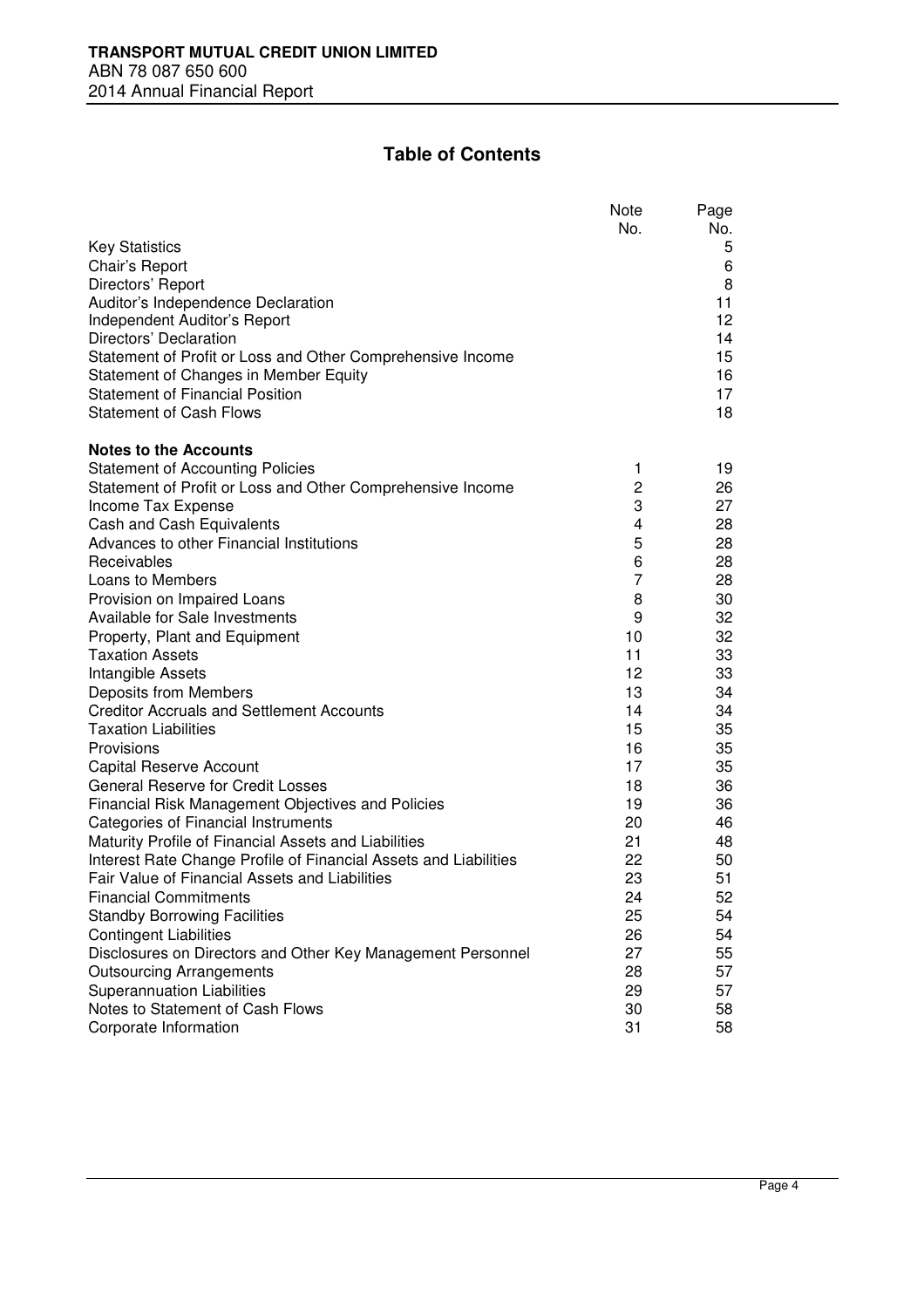# Table of Contents

| | Note No. | Page No. |
|---|---|---|
| Key Statistics | | 5 |
| Chair's Report | | 6 |
| Directors' Report | | 8 |
| Auditor's Independence Declaration | | 11 |
| Independent Auditor's Report | | 12 |
| Directors' Declaration | | 14 |
| Statement of Profit or Loss and Other Comprehensive Income | | 15 |
| Statement of Changes in Member Equity | | 16 |
| Statement of Financial Position | | 17 |
| Statement of Cash Flows | | 18 |
| **Notes to the Accounts** | | |
| Statement of Accounting Policies | 1 | 19 |
| Statement of Profit or Loss and Other Comprehensive Income | 2 | 26 |
| Income Tax Expense | 3 | 27 |
| Cash and Cash Equivalents | 4 | 28 |
| Advances to other Financial Institutions | 5 | 28 |
| Receivables | 6 | 28 |
| Loans to Members | 7 | 28 |
| Provision on Impaired Loans | 8 | 30 |
| Available for Sale Investments | 9 | 32 |
| Property, Plant and Equipment | 10 | 32 |
| Taxation Assets | 11 | 33 |
| Intangible Assets | 12 | 33 |
| Deposits from Members | 13 | 34 |
| Creditor Accruals and Settlement Accounts | 14 | 34 |
| Taxation Liabilities | 15 | 35 |
| Provisions | 16 | 35 |
| Capital Reserve Account | 17 | 35 |
| General Reserve for Credit Losses | 18 | 36 |
| Financial Risk Management Objectives and Policies | 19 | 36 |
| Categories of Financial Instruments | 20 | 46 |
| Maturity Profile of Financial Assets and Liabilities | 21 | 48 |
| Interest Rate Change Profile of Financial Assets and Liabilities | 22 | 50 |
| Fair Value of Financial Assets and Liabilities | 23 | 51 |
| Financial Commitments | 24 | 52 |
| Standby Borrowing Facilities | 25 | 54 |
| Contingent Liabilities | 26 | 54 |
| Disclosures on Directors and Other Key Management Personnel | 27 | 55 |
| Outsourcing Arrangements | 28 | 57 |
| Superannuation Liabilities | 29 | 57 |
| Notes to Statement of Cash Flows | 30 | 58 |
| Corporate Information | 31 | 58 |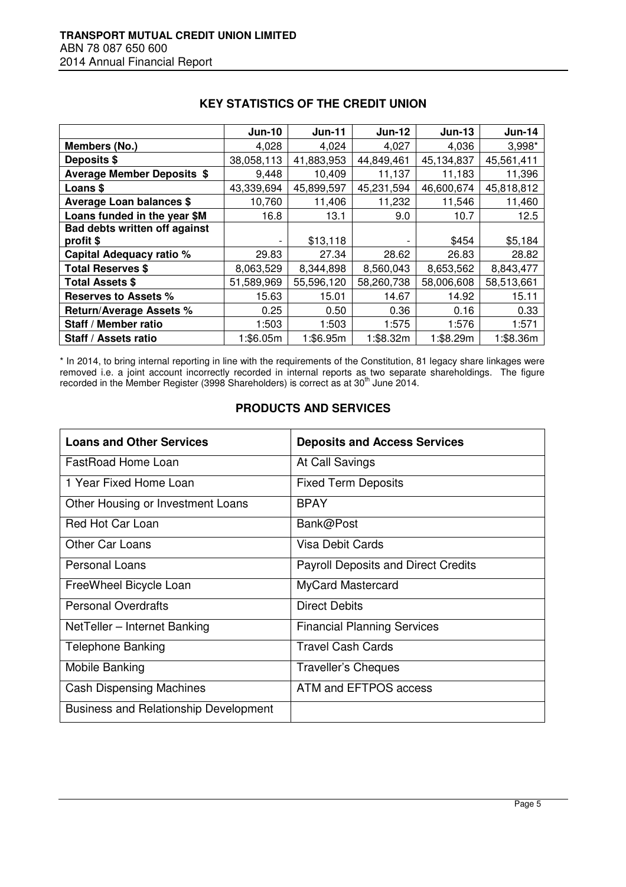## KEY STATISTICS OF THE CREDIT UNION

| | Jun-10 | Jun-11 | Jun-12 | Jun-13 | Jun-14 |
|---|---|---|---|---|---|
| **Members (No.)** | 4,028 | 4,024 | 4,027 | 4,036 | 3,998* |
| **Deposits $** | 38,058,113 | 41,883,953 | 44,849,461 | 45,134,837 | 45,561,411 |
| **Average Member Deposits $** | 9,448 | 10,409 | 11,137 | 11,183 | 11,396 |
| **Loans $** | 43,339,694 | 45,899,597 | 45,231,594 | 46,600,674 | 45,818,812 |
| **Average Loan balances $** | 10,760 | 11,406 | 11,232 | 11,546 | 11,460 |
| **Loans funded in the year $M** | 16.8 | 13.1 | 9.0 | 10.7 | 12.5 |
| **Bad debts written off against profit $** | - | $13,118 | - | $454 | $5,184 |
| **Capital Adequacy ratio %** | 29.83 | 27.34 | 28.62 | 26.83 | 28.82 |
| **Total Reserves $** | 8,063,529 | 8,344,898 | 8,560,043 | 8,653,562 | 8,843,477 |
| **Total Assets $** | 51,589,969 | 55,596,120 | 58,260,738 | 58,006,608 | 58,513,661 |
| **Reserves to Assets %** | 15.63 | 15.01 | 14.67 | 14.92 | 15.11 |
| **Return/Average Assets %** | 0.25 | 0.50 | 0.36 | 0.16 | 0.33 |
| **Staff / Member ratio** | 1:503 | 1:503 | 1:575 | 1:576 | 1:571 |
| **Staff / Assets ratio** | 1:$6.05m | 1:$6.95m | 1:$8.32m | 1:$8.29m | 1:$8.36m |

\* In 2014, to bring internal reporting in line with the requirements of the Constitution, 81 legacy share linkages were removed i.e. a joint account incorrectly recorded in internal reports as two separate shareholdings. The figure recorded in the Member Register (3998 Shareholders) is correct as at 30th June 2014.

## PRODUCTS AND SERVICES

| Loans and Other Services | Deposits and Access Services |
|---|---|
| FastRoad Home Loan | At Call Savings |
| 1 Year Fixed Home Loan | Fixed Term Deposits |
| Other Housing or Investment Loans | BPAY |
| Red Hot Car Loan | Bank@Post |
| Other Car Loans | Visa Debit Cards |
| Personal Loans | Payroll Deposits and Direct Credits |
| FreeWheel Bicycle Loan | MyCard Mastercard |
| Personal Overdrafts | Direct Debits |
| NetTeller – Internet Banking | Financial Planning Services |
| Telephone Banking | Travel Cash Cards |
| Mobile Banking | Traveller's Cheques |
| Cash Dispensing Machines | ATM and EFTPOS access |
| Business and Relationship Development | |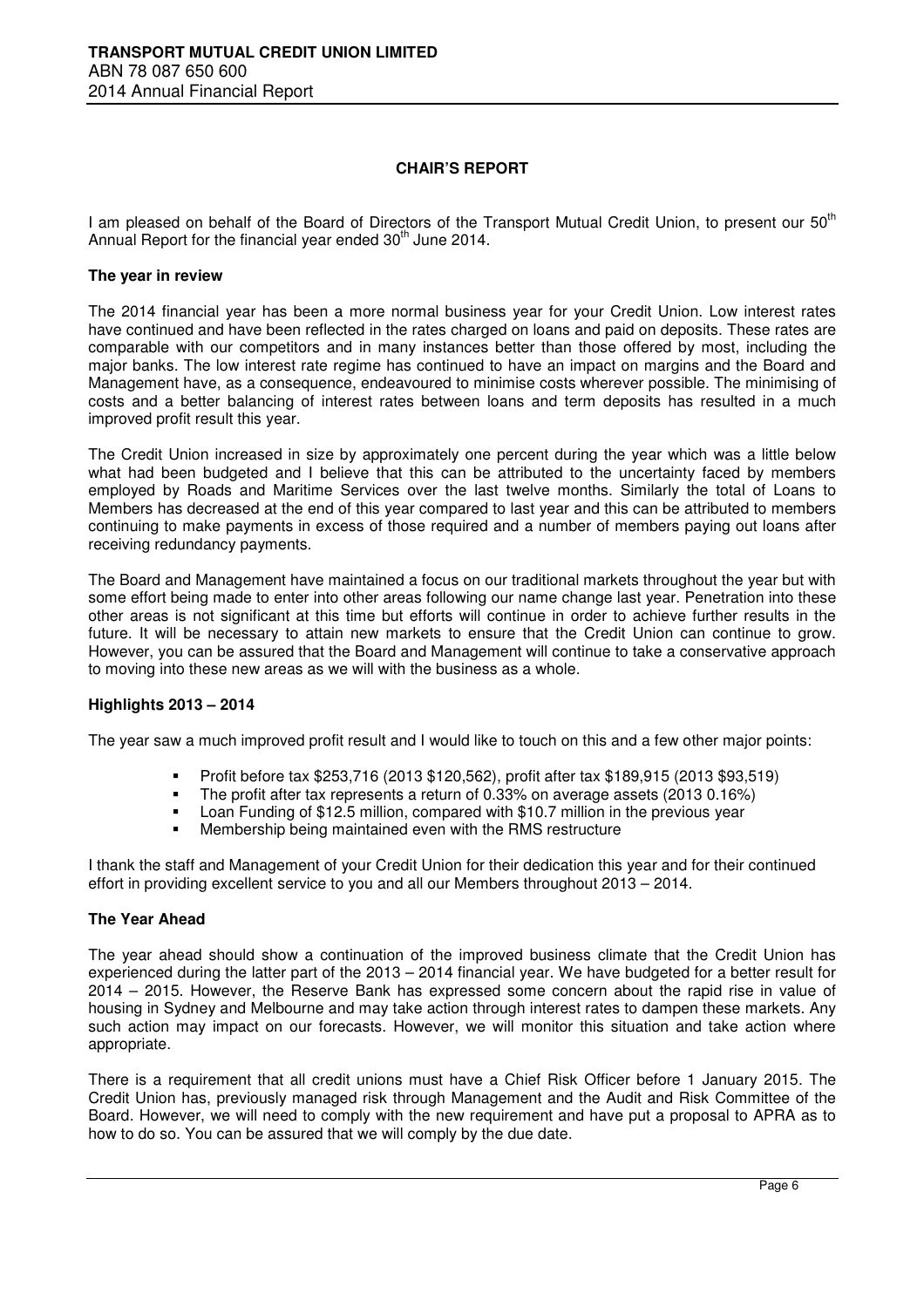# CHAIR'S REPORT

I am pleased on behalf of the Board of Directors of the Transport Mutual Credit Union, to present our 50th Annual Report for the financial year ended 30th June 2014.

## The year in review

The 2014 financial year has been a more normal business year for your Credit Union. Low interest rates have continued and have been reflected in the rates charged on loans and paid on deposits. These rates are comparable with our competitors and in many instances better than those offered by most, including the major banks. The low interest rate regime has continued to have an impact on margins and the Board and Management have, as a consequence, endeavoured to minimise costs wherever possible. The minimising of costs and a better balancing of interest rates between loans and term deposits has resulted in a much improved profit result this year.

The Credit Union increased in size by approximately one percent during the year which was a little below what had been budgeted and I believe that this can be attributed to the uncertainty faced by members employed by Roads and Maritime Services over the last twelve months. Similarly the total of Loans to Members has decreased at the end of this year compared to last year and this can be attributed to members continuing to make payments in excess of those required and a number of members paying out loans after receiving redundancy payments.

The Board and Management have maintained a focus on our traditional markets throughout the year but with some effort being made to enter into other areas following our name change last year. Penetration into these other areas is not significant at this time but efforts will continue in order to achieve further results in the future. It will be necessary to attain new markets to ensure that the Credit Union can continue to grow. However, you can be assured that the Board and Management will continue to take a conservative approach to moving into these new areas as we will with the business as a whole.

## Highlights 2013 – 2014

The year saw a much improved profit result and I would like to touch on this and a few other major points:

- Profit before tax $253,716 (2013 $120,562), profit after tax $189,915 (2013 $93,519)
- The profit after tax represents a return of 0.33% on average assets (2013 0.16%)
- Loan Funding of $12.5 million, compared with $10.7 million in the previous year
- Membership being maintained even with the RMS restructure

I thank the staff and Management of your Credit Union for their dedication this year and for their continued effort in providing excellent service to you and all our Members throughout 2013 – 2014.

## The Year Ahead

The year ahead should show a continuation of the improved business climate that the Credit Union has experienced during the latter part of the 2013 – 2014 financial year. We have budgeted for a better result for 2014 – 2015. However, the Reserve Bank has expressed some concern about the rapid rise in value of housing in Sydney and Melbourne and may take action through interest rates to dampen these markets. Any such action may impact on our forecasts. However, we will monitor this situation and take action where appropriate.

There is a requirement that all credit unions must have a Chief Risk Officer before 1 January 2015. The Credit Union has, previously managed risk through Management and the Audit and Risk Committee of the Board. However, we will need to comply with the new requirement and have put a proposal to APRA as to how to do so. You can be assured that we will comply by the due date.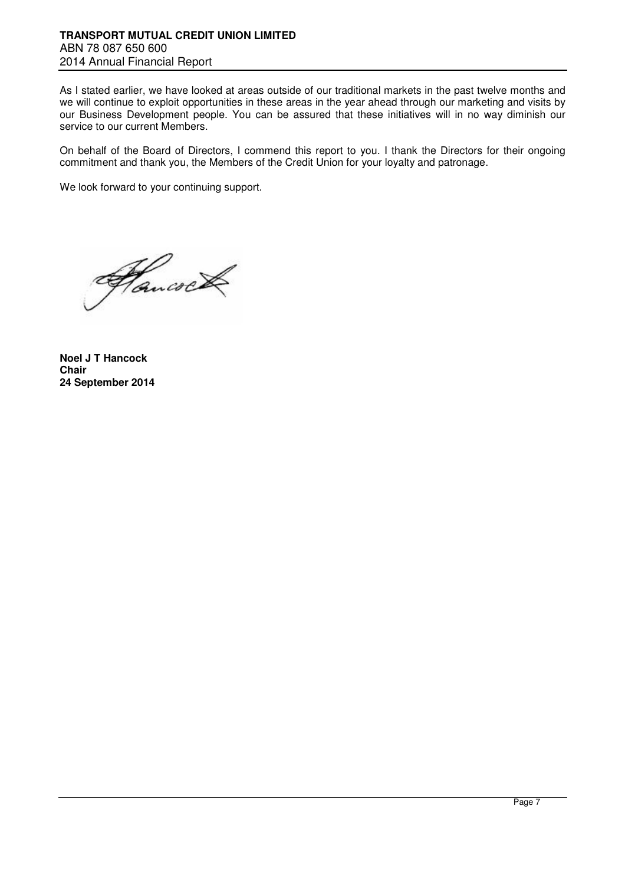As I stated earlier, we have looked at areas outside of our traditional markets in the past twelve months and we will continue to exploit opportunities in these areas in the year ahead through our marketing and visits by our Business Development people. You can be assured that these initiatives will in no way diminish our service to our current Members.

On behalf of the Board of Directors, I commend this report to you. I thank the Directors for their ongoing commitment and thank you, the Members of the Credit Union for your loyalty and patronage.

We look forward to your continuing support.

**Noel J T Hancock**
**Chair**
**24 September 2014**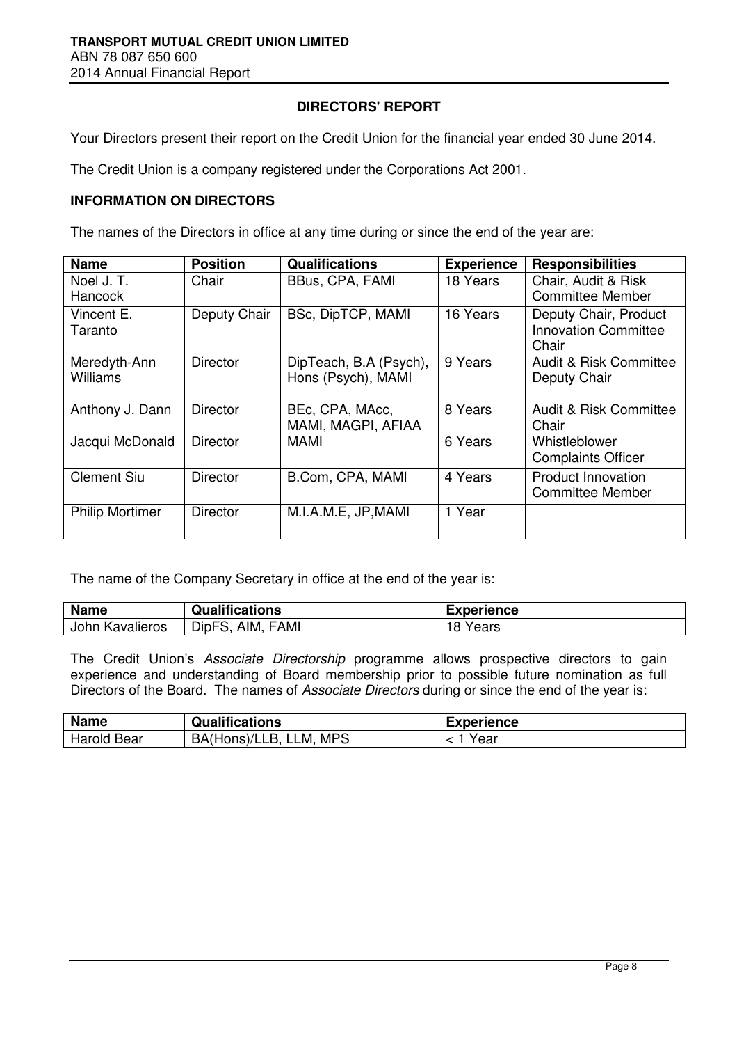## DIRECTORS' REPORT

Your Directors present their report on the Credit Union for the financial year ended 30 June 2014.

The Credit Union is a company registered under the Corporations Act 2001.

### INFORMATION ON DIRECTORS

The names of the Directors in office at any time during or since the end of the year are:

| Name | Position | Qualifications | Experience | Responsibilities |
|---|---|---|---|---|
| Noel J. T. Hancock | Chair | BBus, CPA, FAMI | 18 Years | Chair, Audit & Risk Committee Member |
| Vincent E. Taranto | Deputy Chair | BSc, DipTCP, MAMI | 16 Years | Deputy Chair, Product Innovation Committee Chair |
| Meredyth-Ann Williams | Director | DipTeach, B.A (Psych), Hons (Psych), MAMI | 9 Years | Audit & Risk Committee Deputy Chair |
| Anthony J. Dann | Director | BEc, CPA, MAcc, MAMI, MAGPI, AFIAA | 8 Years | Audit & Risk Committee Chair |
| Jacqui McDonald | Director | MAMI | 6 Years | Whistleblower Complaints Officer |
| Clement Siu | Director | B.Com, CPA, MAMI | 4 Years | Product Innovation Committee Member |
| Philip Mortimer | Director | M.I.A.M.E, JP,MAMI | 1 Year | |

The name of the Company Secretary in office at the end of the year is:

| Name | Qualifications | Experience |
|---|---|---|
| John Kavalieros | DipFS, AIM, FAMI | 18 Years |

The Credit Union's *Associate Directorship* programme allows prospective directors to gain experience and understanding of Board membership prior to possible future nomination as full Directors of the Board. The names of *Associate Directors* during or since the end of the year is:

| Name | Qualifications | Experience |
|---|---|---|
| Harold Bear | BA(Hons)/LLB, LLM, MPS | < 1 Year |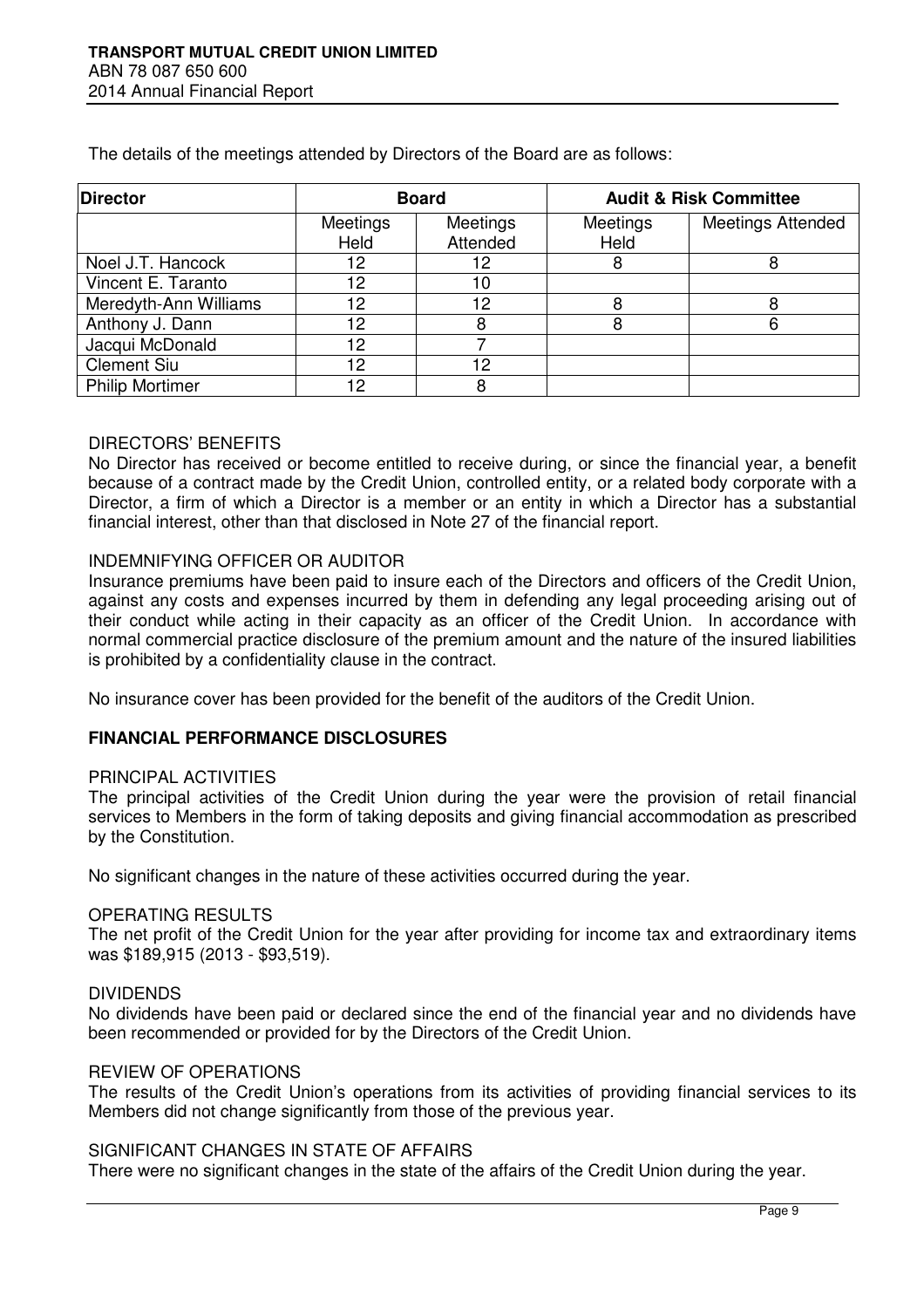The details of the meetings attended by Directors of the Board are as follows:

| Director | Board | | Audit & Risk Committee | |
|---|---|---|---|---|
| | Meetings Held | Meetings Attended | Meetings Held | Meetings Attended |
| Noel J.T. Hancock | 12 | 12 | 8 | 8 |
| Vincent E. Taranto | 12 | 10 | | |
| Meredyth-Ann Williams | 12 | 12 | 8 | 8 |
| Anthony J. Dann | 12 | 8 | 8 | 6 |
| Jacqui McDonald | 12 | 7 | | |
| Clement Siu | 12 | 12 | | |
| Philip Mortimer | 12 | 8 | | |

DIRECTORS' BENEFITS

No Director has received or become entitled to receive during, or since the financial year, a benefit because of a contract made by the Credit Union, controlled entity, or a related body corporate with a Director, a firm of which a Director is a member or an entity in which a Director has a substantial financial interest, other than that disclosed in Note 27 of the financial report.

INDEMNIFYING OFFICER OR AUDITOR

Insurance premiums have been paid to insure each of the Directors and officers of the Credit Union, against any costs and expenses incurred by them in defending any legal proceeding arising out of their conduct while acting in their capacity as an officer of the Credit Union. In accordance with normal commercial practice disclosure of the premium amount and the nature of the insured liabilities is prohibited by a confidentiality clause in the contract.

No insurance cover has been provided for the benefit of the auditors of the Credit Union.

## FINANCIAL PERFORMANCE DISCLOSURES

PRINCIPAL ACTIVITIES

The principal activities of the Credit Union during the year were the provision of retail financial services to Members in the form of taking deposits and giving financial accommodation as prescribed by the Constitution.

No significant changes in the nature of these activities occurred during the year.

OPERATING RESULTS

The net profit of the Credit Union for the year after providing for income tax and extraordinary items was $189,915 (2013 - $93,519).

DIVIDENDS

No dividends have been paid or declared since the end of the financial year and no dividends have been recommended or provided for by the Directors of the Credit Union.

REVIEW OF OPERATIONS

The results of the Credit Union's operations from its activities of providing financial services to its Members did not change significantly from those of the previous year.

SIGNIFICANT CHANGES IN STATE OF AFFAIRS

There were no significant changes in the state of the affairs of the Credit Union during the year.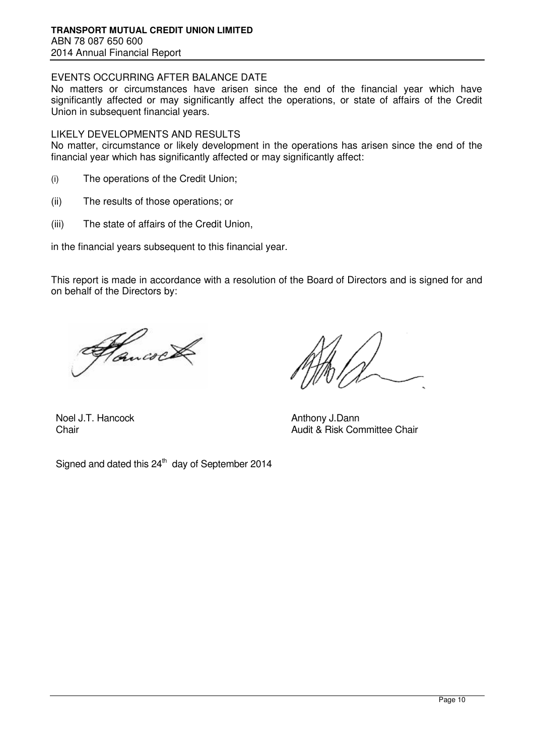## EVENTS OCCURRING AFTER BALANCE DATE

No matters or circumstances have arisen since the end of the financial year which have significantly affected or may significantly affect the operations, or state of affairs of the Credit Union in subsequent financial years.

## LIKELY DEVELOPMENTS AND RESULTS

No matter, circumstance or likely development in the operations has arisen since the end of the financial year which has significantly affected or may significantly affect:

(i) The operations of the Credit Union;

(ii) The results of those operations; or

(iii) The state of affairs of the Credit Union,

in the financial years subsequent to this financial year.

This report is made in accordance with a resolution of the Board of Directors and is signed for and on behalf of the Directors by:

| | |
|---|---|
| Noel J.T. Hancock | Anthony J.Dann |
| Chair | Audit & Risk Committee Chair |

Signed and dated this 24th day of September 2014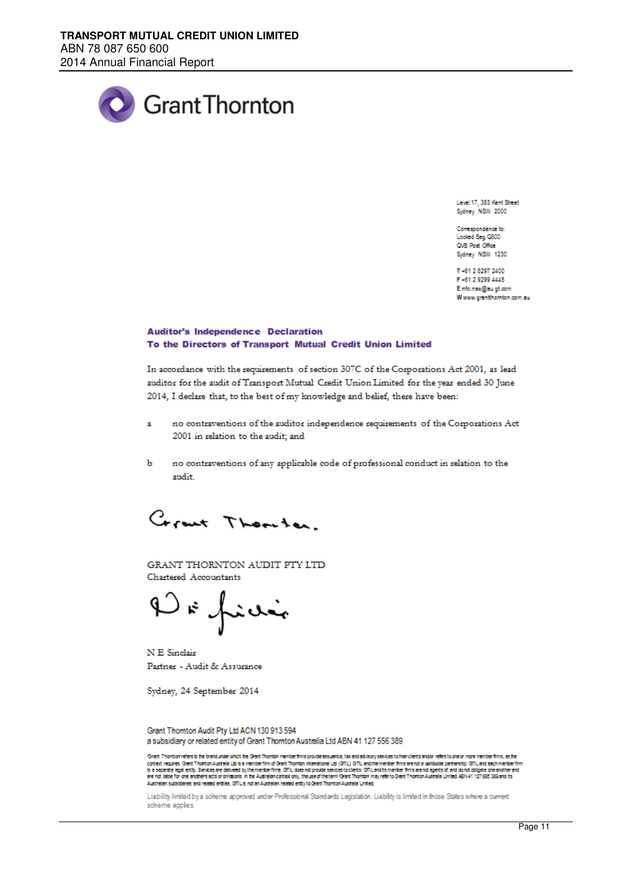Grant Thornton

Level 17, 383 Kent Street
Sydney NSW 2000

Correspondence to:
Locked Bag Q800
QVB Post Office
Sydney NSW 1230

T +61 2 8297 2400
F +61 2 9299 4445
E info.nsw@au.gt.com
W www.grantthornton.com.au

## Auditor's Independence Declaration
## To the Directors of Transport Mutual Credit Union Limited

In accordance with the requirements of section 307C of the Corporations Act 2001, as lead auditor for the audit of Transport Mutual Credit Union Limited for the year ended 30 June 2014, I declare that, to the best of my knowledge and belief, there have been:

a no contraventions of the auditor independence requirements of the Corporations Act 2001 in relation to the audit; and

b no contraventions of any applicable code of professional conduct in relation to the audit.

GRANT THORNTON AUDIT PTY LTD
Chartered Accountants

N E Sinclair
Partner - Audit & Assurance

Sydney, 24 September 2014

Grant Thornton Audit Pty Ltd ACN 130 913 594
a subsidiary or related entity of Grant Thornton Australia Ltd ABN 41 127 556 389

'Grant Thornton' refers to the brand under which the Grant Thornton member firms provide assurance, tax and advisory services to their clients and/or refers to one or more member firms, as the context requires. Grant Thornton Australia Ltd is a member firm of Grant Thornton International Ltd (GTIL). GTIL and the member firms are not a worldwide partnership. GTIL and each member firm is a separate legal entity. Services are delivered by the member firms. GTIL does not provide services to clients. GTIL and its member firms are not agents of, and do not obligate one another and are not liable for one another's acts or omissions. In the Australian context only, the use of the term 'Grant Thornton' may refer to Grant Thornton Australia Limited ABN 41 127 556 389 and its Australian subsidiaries and related entities. GTIL is not an Australian related entity to Grant Thornton Australia Limited.

Liability limited by a scheme approved under Professional Standards Legislation. Liability is limited in those States where a current scheme applies.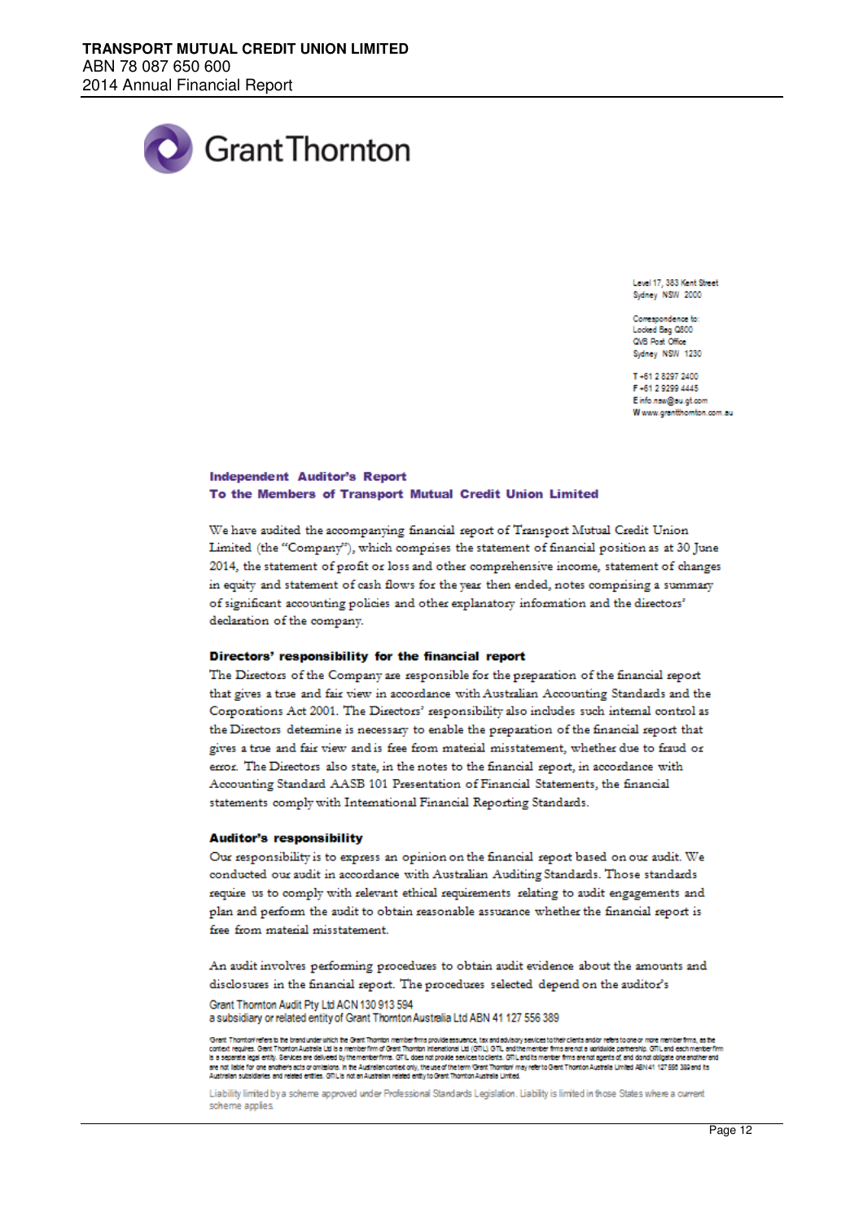Level 17, 383 Kent Street
Sydney NSW 2000

Correspondence to:
Locked Bag Q800
QVB Post Office
Sydney NSW 1230

T +61 2 8297 2400
F +61 2 9299 4445
E info.nsw@au.gt.com
W www.grantthornton.com.au

## Independent Auditor's Report
## To the Members of Transport Mutual Credit Union Limited

We have audited the accompanying financial report of Transport Mutual Credit Union Limited (the "Company"), which comprises the statement of financial position as at 30 June 2014, the statement of profit or loss and other comprehensive income, statement of changes in equity and statement of cash flows for the year then ended, notes comprising a summary of significant accounting policies and other explanatory information and the directors' declaration of the company.

### Directors' responsibility for the financial report

The Directors of the Company are responsible for the preparation of the financial report that gives a true and fair view in accordance with Australian Accounting Standards and the Corporations Act 2001. The Directors' responsibility also includes such internal control as the Directors determine is necessary to enable the preparation of the financial report that gives a true and fair view and is free from material misstatement, whether due to fraud or error. The Directors also state, in the notes to the financial report, in accordance with Accounting Standard AASB 101 Presentation of Financial Statements, the financial statements comply with International Financial Reporting Standards.

### Auditor's responsibility

Our responsibility is to express an opinion on the financial report based on our audit. We conducted our audit in accordance with Australian Auditing Standards. Those standards require us to comply with relevant ethical requirements relating to audit engagements and plan and perform the audit to obtain reasonable assurance whether the financial report is free from material misstatement.

An audit involves performing procedures to obtain audit evidence about the amounts and disclosures in the financial report. The procedures selected depend on the auditor's

Grant Thornton Audit Pty Ltd ACN 130 913 594
a subsidiary or related entity of Grant Thornton Australia Ltd ABN 41 127 556 389

'Grant Thornton' refers to the brand under which the Grant Thornton member firms provide assurance, tax and advisory services to their clients and/or refers to one or more member firms, as the context requires. Grant Thornton Australia Ltd is a member firm of Grant Thornton International Ltd (GTIL). GTIL and the member firms are not a worldwide partnership. GTIL and each member firm is a separate legal entity. Services are delivered by the member firms. GTIL does not provide services to clients. GTIL and its member firms are not agents of, and do not obligate one another and are not liable for one another's acts or omissions. In the Australian context only, the use of the term 'Grant Thornton' may refer to Grant Thornton Australia Limited ABN 41 127 556 389 and its Australian subsidiaries and related entities. GTIL is not an Australian related entity to Grant Thornton Australia Limited.

Liability limited by a scheme approved under Professional Standards Legislation. Liability is limited in those States where a current scheme applies.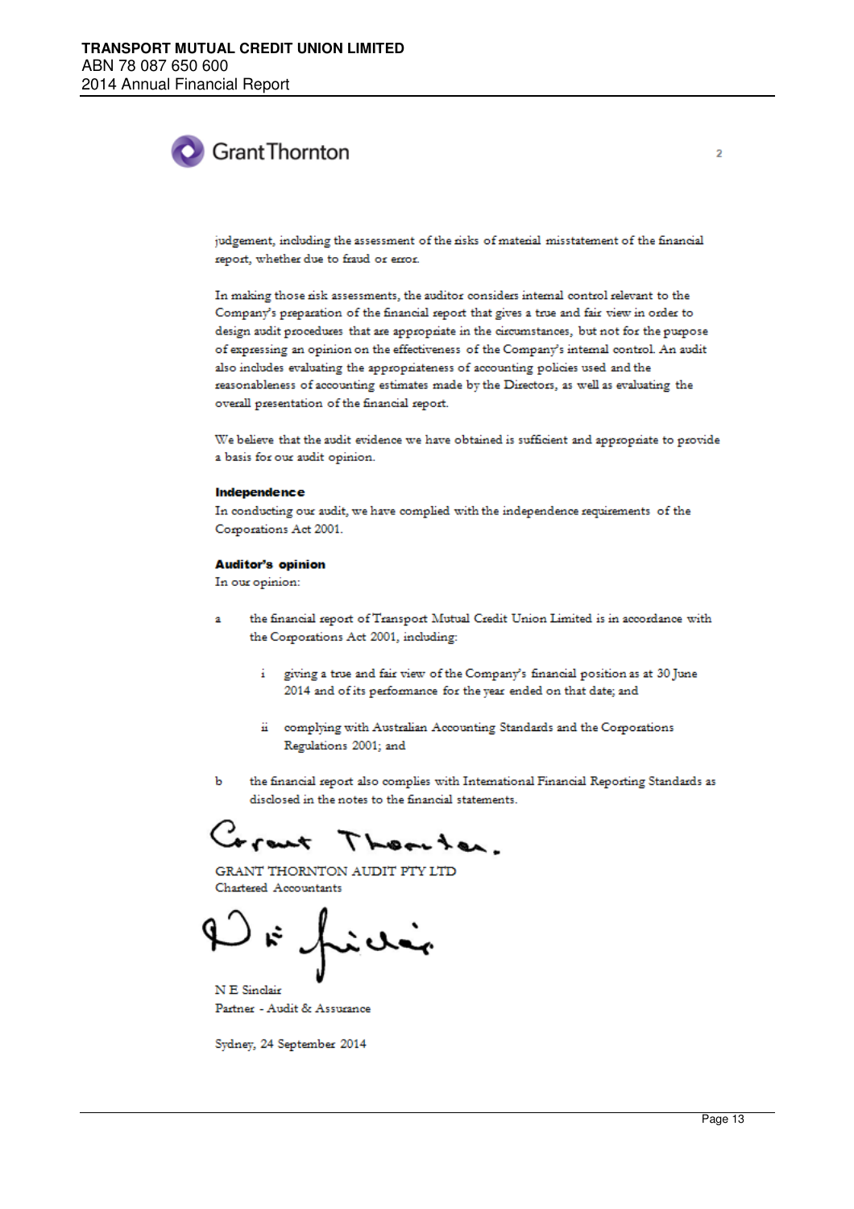judgement, including the assessment of the risks of material misstatement of the financial report, whether due to fraud or error.

In making those risk assessments, the auditor considers internal control relevant to the Company's preparation of the financial report that gives a true and fair view in order to design audit procedures that are appropriate in the circumstances, but not for the purpose of expressing an opinion on the effectiveness of the Company's internal control. An audit also includes evaluating the appropriateness of accounting policies used and the reasonableness of accounting estimates made by the Directors, as well as evaluating the overall presentation of the financial report.

We believe that the audit evidence we have obtained is sufficient and appropriate to provide a basis for our audit opinion.

**Independence**

In conducting our audit, we have complied with the independence requirements of the Corporations Act 2001.

**Auditor's opinion**

In our opinion:

a the financial report of Transport Mutual Credit Union Limited is in accordance with the Corporations Act 2001, including:

  i giving a true and fair view of the Company's financial position as at 30 June 2014 and of its performance for the year ended on that date; and

  ii complying with Australian Accounting Standards and the Corporations Regulations 2001; and

b the financial report also complies with International Financial Reporting Standards as disclosed in the notes to the financial statements.

GRANT THORNTON AUDIT PTY LTD
Chartered Accountants

N E Sinclair
Partner - Audit & Assurance

Sydney, 24 September 2014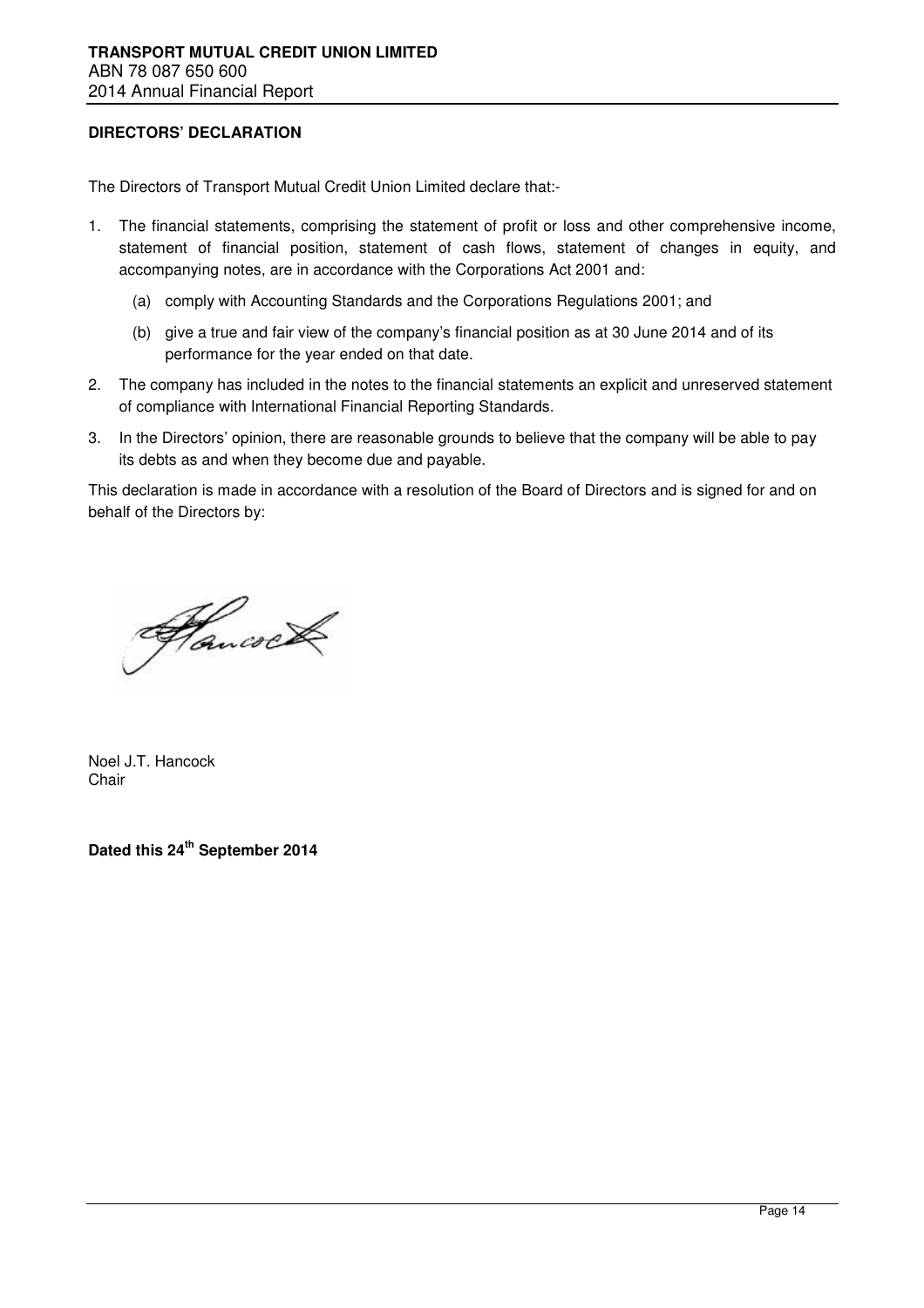## DIRECTORS' DECLARATION

The Directors of Transport Mutual Credit Union Limited declare that:-

1. The financial statements, comprising the statement of profit or loss and other comprehensive income, statement of financial position, statement of cash flows, statement of changes in equity, and accompanying notes, are in accordance with the Corporations Act 2001 and:
   (a) comply with Accounting Standards and the Corporations Regulations 2001; and
   (b) give a true and fair view of the company's financial position as at 30 June 2014 and of its performance for the year ended on that date.
2. The company has included in the notes to the financial statements an explicit and unreserved statement of compliance with International Financial Reporting Standards.
3. In the Directors' opinion, there are reasonable grounds to believe that the company will be able to pay its debts as and when they become due and payable.

This declaration is made in accordance with a resolution of the Board of Directors and is signed for and on behalf of the Directors by:

Noel J.T. Hancock
Chair

**Dated this 24th September 2014**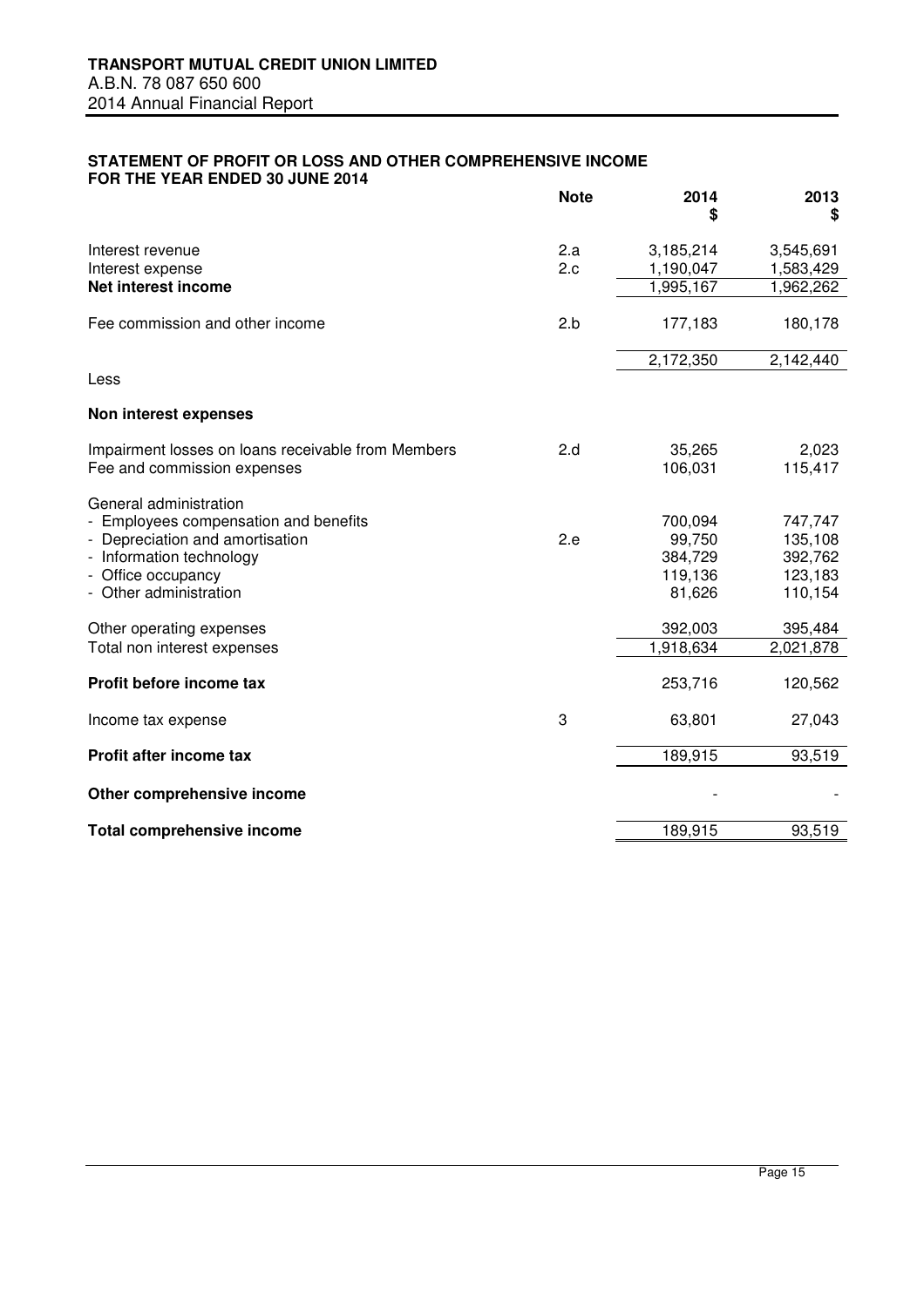**TRANSPORT MUTUAL CREDIT UNION LIMITED**
A.B.N. 78 087 650 600
2014 Annual Financial Report

## STATEMENT OF PROFIT OR LOSS AND OTHER COMPREHENSIVE INCOME FOR THE YEAR ENDED 30 JUNE 2014

| | Note | 2014 $ | 2013 $ |
|---|---|---|---|
| Interest revenue | 2.a | 3,185,214 | 3,545,691 |
| Interest expense | 2.c | 1,190,047 | 1,583,429 |
| **Net interest income** | | 1,995,167 | 1,962,262 |
| Fee commission and other income | 2.b | 177,183 | 180,178 |
| | | 2,172,350 | 2,142,440 |
| Less | | | |
| **Non interest expenses** | | | |
| Impairment losses on loans receivable from Members | 2.d | 35,265 | 2,023 |
| Fee and commission expenses | | 106,031 | 115,417 |
| General administration | | | |
| - Employees compensation and benefits | | 700,094 | 747,747 |
| - Depreciation and amortisation | 2.e | 99,750 | 135,108 |
| - Information technology | | 384,729 | 392,762 |
| - Office occupancy | | 119,136 | 123,183 |
| - Other administration | | 81,626 | 110,154 |
| Other operating expenses | | 392,003 | 395,484 |
| Total non interest expenses | | 1,918,634 | 2,021,878 |
| **Profit before income tax** | | 253,716 | 120,562 |
| Income tax expense | 3 | 63,801 | 27,043 |
| **Profit after income tax** | | 189,915 | 93,519 |
| **Other comprehensive income** | | - | - |
| **Total comprehensive income** | | 189,915 | 93,519 |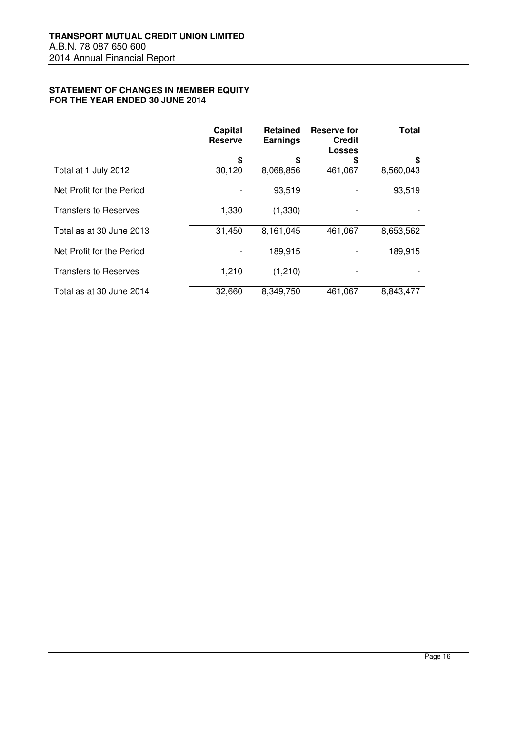## STATEMENT OF CHANGES IN MEMBER EQUITY FOR THE YEAR ENDED 30 JUNE 2014

| | Capital Reserve | Retained Earnings | Reserve for Credit Losses | Total |
|---|---|---|---|---|
| | $ | $ | $ | $ |
| Total at 1 July 2012 | 30,120 | 8,068,856 | 461,067 | 8,560,043 |
| Net Profit for the Period | - | 93,519 | - | 93,519 |
| Transfers to Reserves | 1,330 | (1,330) | - | - |
| Total as at 30 June 2013 | 31,450 | 8,161,045 | 461,067 | 8,653,562 |
| Net Profit for the Period | - | 189,915 | - | 189,915 |
| Transfers to Reserves | 1,210 | (1,210) | - | - |
| Total as at 30 June 2014 | 32,660 | 8,349,750 | 461,067 | 8,843,477 |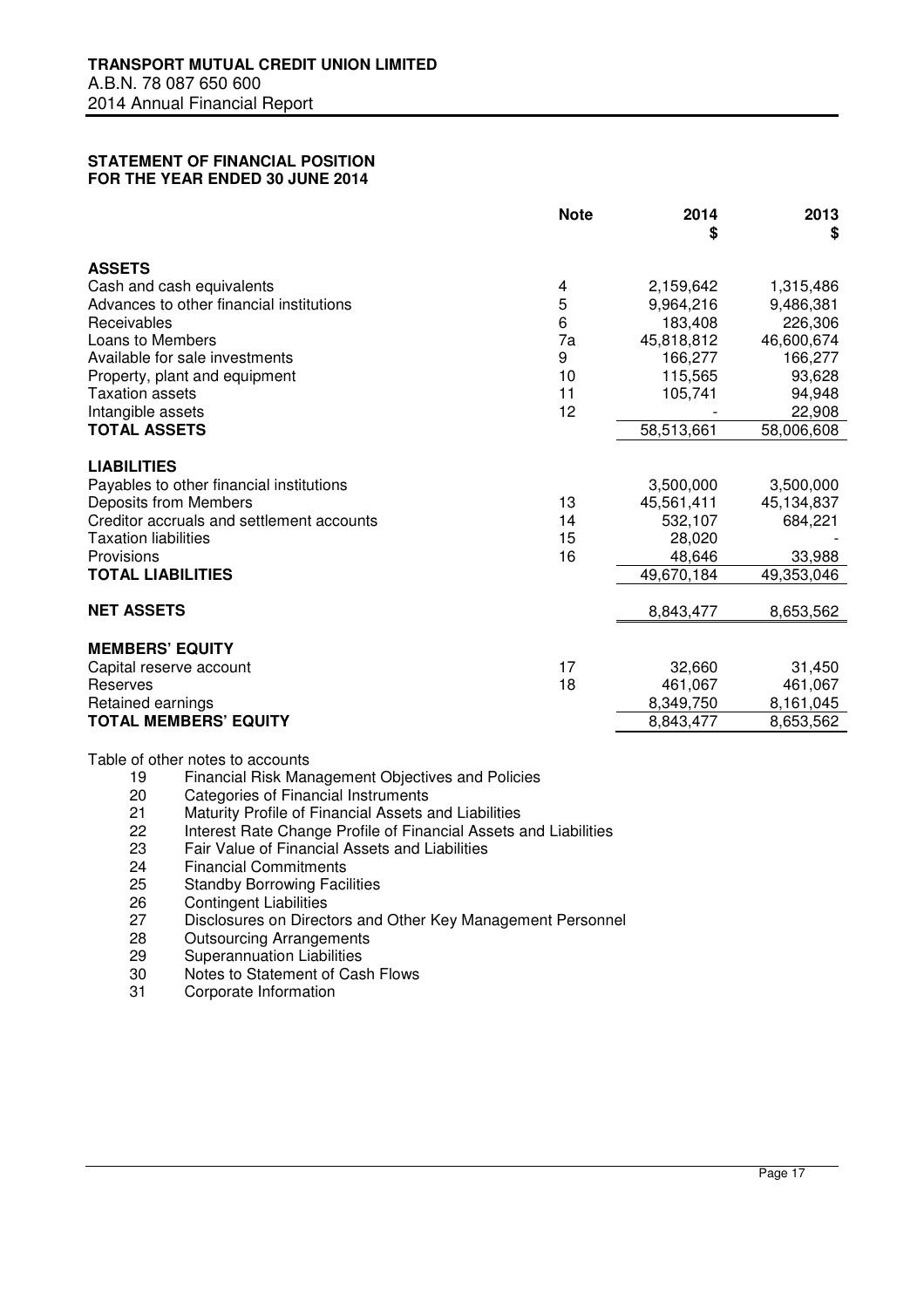**TRANSPORT MUTUAL CREDIT UNION LIMITED**
A.B.N. 78 087 650 600
2014 Annual Financial Report

## STATEMENT OF FINANCIAL POSITION
## FOR THE YEAR ENDED 30 JUNE 2014

| | Note | 2014 $ | 2013 $ |
|---|---|---|---|
| **ASSETS** | | | |
| Cash and cash equivalents | 4 | 2,159,642 | 1,315,486 |
| Advances to other financial institutions | 5 | 9,964,216 | 9,486,381 |
| Receivables | 6 | 183,408 | 226,306 |
| Loans to Members | 7a | 45,818,812 | 46,600,674 |
| Available for sale investments | 9 | 166,277 | 166,277 |
| Property, plant and equipment | 10 | 115,565 | 93,628 |
| Taxation assets | 11 | 105,741 | 94,948 |
| Intangible assets | 12 | - | 22,908 |
| **TOTAL ASSETS** | | 58,513,661 | 58,006,608 |
| **LIABILITIES** | | | |
| Payables to other financial institutions | | 3,500,000 | 3,500,000 |
| Deposits from Members | 13 | 45,561,411 | 45,134,837 |
| Creditor accruals and settlement accounts | 14 | 532,107 | 684,221 |
| Taxation liabilities | 15 | 28,020 | - |
| Provisions | 16 | 48,646 | 33,988 |
| **TOTAL LIABILITIES** | | 49,670,184 | 49,353,046 |
| **NET ASSETS** | | 8,843,477 | 8,653,562 |
| **MEMBERS' EQUITY** | | | |
| Capital reserve account | 17 | 32,660 | 31,450 |
| Reserves | 18 | 461,067 | 461,067 |
| Retained earnings | | 8,349,750 | 8,161,045 |
| **TOTAL MEMBERS' EQUITY** | | 8,843,477 | 8,653,562 |

Table of other notes to accounts

- 19 Financial Risk Management Objectives and Policies
- 20 Categories of Financial Instruments
- 21 Maturity Profile of Financial Assets and Liabilities
- 22 Interest Rate Change Profile of Financial Assets and Liabilities
- 23 Fair Value of Financial Assets and Liabilities
- 24 Financial Commitments
- 25 Standby Borrowing Facilities
- 26 Contingent Liabilities
- 27 Disclosures on Directors and Other Key Management Personnel
- 28 Outsourcing Arrangements
- 29 Superannuation Liabilities
- 30 Notes to Statement of Cash Flows
- 31 Corporate Information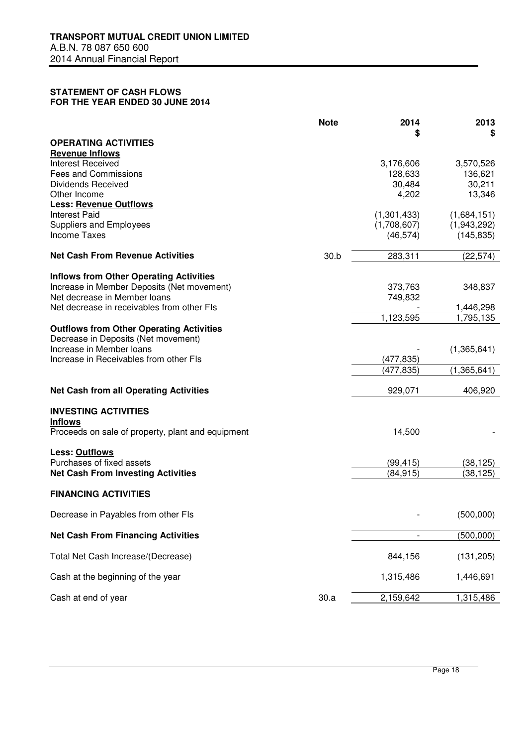**TRANSPORT MUTUAL CREDIT UNION LIMITED**
A.B.N. 78 087 650 600
2014 Annual Financial Report

## STATEMENT OF CASH FLOWS
## FOR THE YEAR ENDED 30 JUNE 2014

| | Note | 2014<br>$ | 2013<br>$ |
|---|---|---|---|
| **OPERATING ACTIVITIES** | | | |
| **Revenue Inflows** | | | |
| Interest Received | | 3,176,606 | 3,570,526 |
| Fees and Commissions | | 128,633 | 136,621 |
| Dividends Received | | 30,484 | 30,211 |
| Other Income | | 4,202 | 13,346 |
| **Less: Revenue Outflows** | | | |
| Interest Paid | | (1,301,433) | (1,684,151) |
| Suppliers and Employees | | (1,708,607) | (1,943,292) |
| Income Taxes | | (46,574) | (145,835) |
| **Net Cash From Revenue Activities** | 30.b | 283,311 | (22,574) |
| **Inflows from Other Operating Activities** | | | |
| Increase in Member Deposits (Net movement) | | 373,763 | 348,837 |
| Net decrease in Member loans | | 749,832 | |
| Net decrease in receivables from other FIs | | - | 1,446,298 |
| | | 1,123,595 | 1,795,135 |
| **Outflows from Other Operating Activities** | | | |
| Decrease in Deposits (Net movement) | | | |
| Increase in Member loans | | - | (1,365,641) |
| Increase in Receivables from other FIs | | (477,835) | |
| | | (477,835) | (1,365,641) |
| **Net Cash from all Operating Activities** | | 929,071 | 406,920 |
| **INVESTING ACTIVITIES** | | | |
| **Inflows** | | | |
| Proceeds on sale of property, plant and equipment | | 14,500 | - |
| **Less: Outflows** | | | |
| Purchases of fixed assets | | (99,415) | (38,125) |
| **Net Cash From Investing Activities** | | (84,915) | (38,125) |
| **FINANCING ACTIVITIES** | | | |
| Decrease in Payables from other FIs | | - | (500,000) |
| **Net Cash From Financing Activities** | | - | (500,000) |
| Total Net Cash Increase/(Decrease) | | 844,156 | (131,205) |
| Cash at the beginning of the year | | 1,315,486 | 1,446,691 |
| Cash at end of year | 30.a | 2,159,642 | 1,315,486 |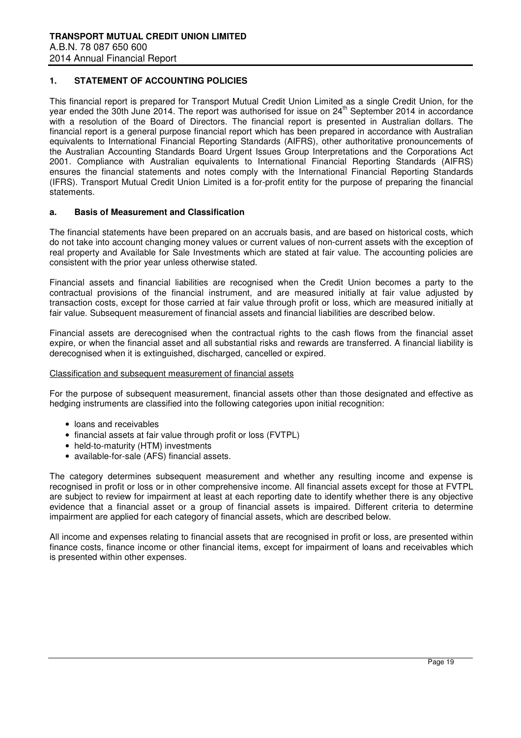## 1. STATEMENT OF ACCOUNTING POLICIES

This financial report is prepared for Transport Mutual Credit Union Limited as a single Credit Union, for the year ended the 30th June 2014. The report was authorised for issue on 24th September 2014 in accordance with a resolution of the Board of Directors. The financial report is presented in Australian dollars. The financial report is a general purpose financial report which has been prepared in accordance with Australian equivalents to International Financial Reporting Standards (AIFRS), other authoritative pronouncements of the Australian Accounting Standards Board Urgent Issues Group Interpretations and the Corporations Act 2001. Compliance with Australian equivalents to International Financial Reporting Standards (AIFRS) ensures the financial statements and notes comply with the International Financial Reporting Standards (IFRS). Transport Mutual Credit Union Limited is a for-profit entity for the purpose of preparing the financial statements.

### a. Basis of Measurement and Classification

The financial statements have been prepared on an accruals basis, and are based on historical costs, which do not take into account changing money values or current values of non-current assets with the exception of real property and Available for Sale Investments which are stated at fair value. The accounting policies are consistent with the prior year unless otherwise stated.

Financial assets and financial liabilities are recognised when the Credit Union becomes a party to the contractual provisions of the financial instrument, and are measured initially at fair value adjusted by transaction costs, except for those carried at fair value through profit or loss, which are measured initially at fair value. Subsequent measurement of financial assets and financial liabilities are described below.

Financial assets are derecognised when the contractual rights to the cash flows from the financial asset expire, or when the financial asset and all substantial risks and rewards are transferred. A financial liability is derecognised when it is extinguished, discharged, cancelled or expired.

Classification and subsequent measurement of financial assets

For the purpose of subsequent measurement, financial assets other than those designated and effective as hedging instruments are classified into the following categories upon initial recognition:

- loans and receivables
- financial assets at fair value through profit or loss (FVTPL)
- held-to-maturity (HTM) investments
- available-for-sale (AFS) financial assets.

The category determines subsequent measurement and whether any resulting income and expense is recognised in profit or loss or in other comprehensive income. All financial assets except for those at FVTPL are subject to review for impairment at least at each reporting date to identify whether there is any objective evidence that a financial asset or a group of financial assets is impaired. Different criteria to determine impairment are applied for each category of financial assets, which are described below.

All income and expenses relating to financial assets that are recognised in profit or loss, are presented within finance costs, finance income or other financial items, except for impairment of loans and receivables which is presented within other expenses.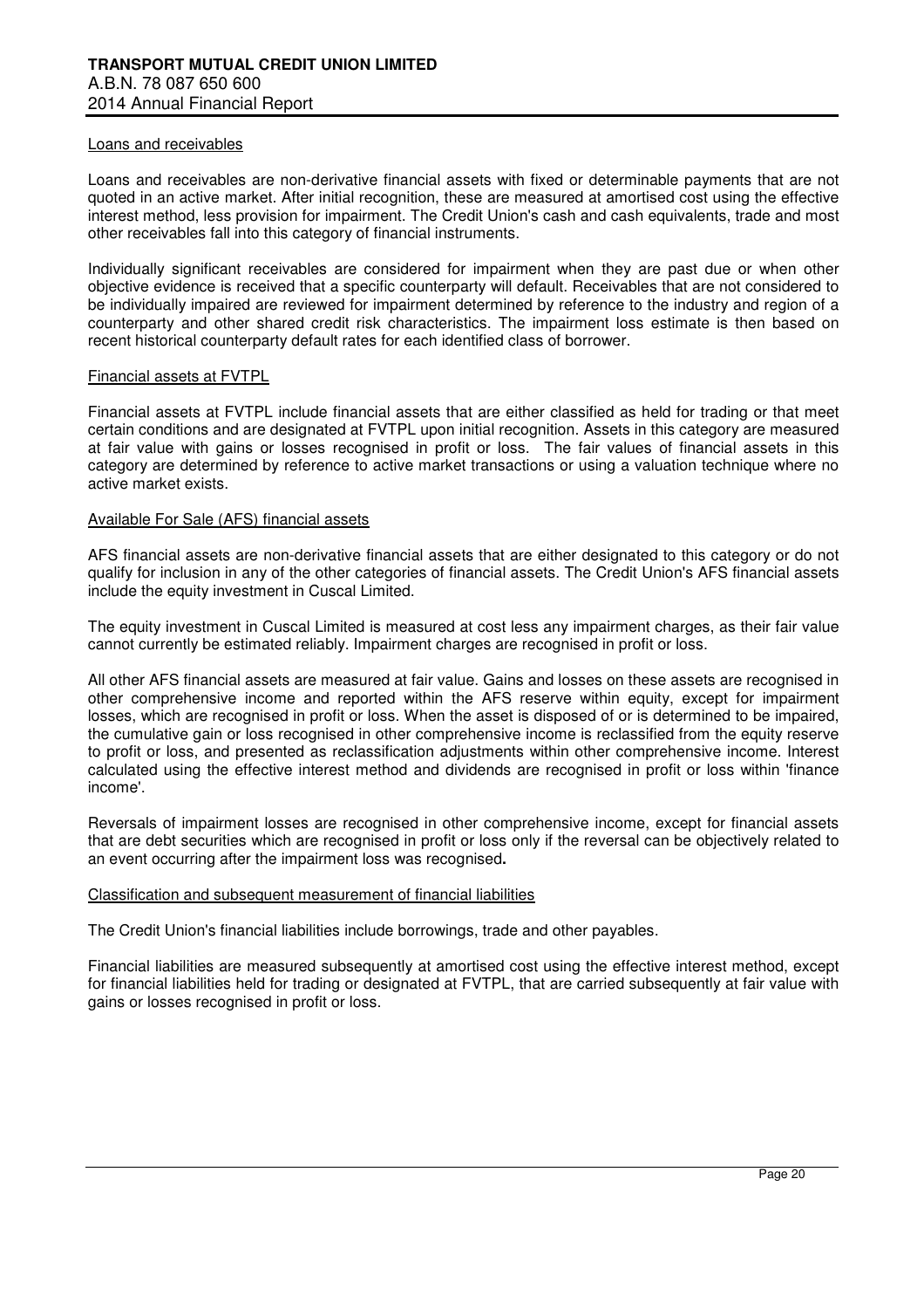#### Loans and receivables

Loans and receivables are non-derivative financial assets with fixed or determinable payments that are not quoted in an active market. After initial recognition, these are measured at amortised cost using the effective interest method, less provision for impairment. The Credit Union's cash and cash equivalents, trade and most other receivables fall into this category of financial instruments.

Individually significant receivables are considered for impairment when they are past due or when other objective evidence is received that a specific counterparty will default. Receivables that are not considered to be individually impaired are reviewed for impairment determined by reference to the industry and region of a counterparty and other shared credit risk characteristics. The impairment loss estimate is then based on recent historical counterparty default rates for each identified class of borrower.

#### Financial assets at FVTPL

Financial assets at FVTPL include financial assets that are either classified as held for trading or that meet certain conditions and are designated at FVTPL upon initial recognition. Assets in this category are measured at fair value with gains or losses recognised in profit or loss. The fair values of financial assets in this category are determined by reference to active market transactions or using a valuation technique where no active market exists.

#### Available For Sale (AFS) financial assets

AFS financial assets are non-derivative financial assets that are either designated to this category or do not qualify for inclusion in any of the other categories of financial assets. The Credit Union's AFS financial assets include the equity investment in Cuscal Limited.

The equity investment in Cuscal Limited is measured at cost less any impairment charges, as their fair value cannot currently be estimated reliably. Impairment charges are recognised in profit or loss.

All other AFS financial assets are measured at fair value. Gains and losses on these assets are recognised in other comprehensive income and reported within the AFS reserve within equity, except for impairment losses, which are recognised in profit or loss. When the asset is disposed of or is determined to be impaired, the cumulative gain or loss recognised in other comprehensive income is reclassified from the equity reserve to profit or loss, and presented as reclassification adjustments within other comprehensive income. Interest calculated using the effective interest method and dividends are recognised in profit or loss within 'finance income'.

Reversals of impairment losses are recognised in other comprehensive income, except for financial assets that are debt securities which are recognised in profit or loss only if the reversal can be objectively related to an event occurring after the impairment loss was recognised**.**

#### Classification and subsequent measurement of financial liabilities

The Credit Union's financial liabilities include borrowings, trade and other payables.

Financial liabilities are measured subsequently at amortised cost using the effective interest method, except for financial liabilities held for trading or designated at FVTPL, that are carried subsequently at fair value with gains or losses recognised in profit or loss.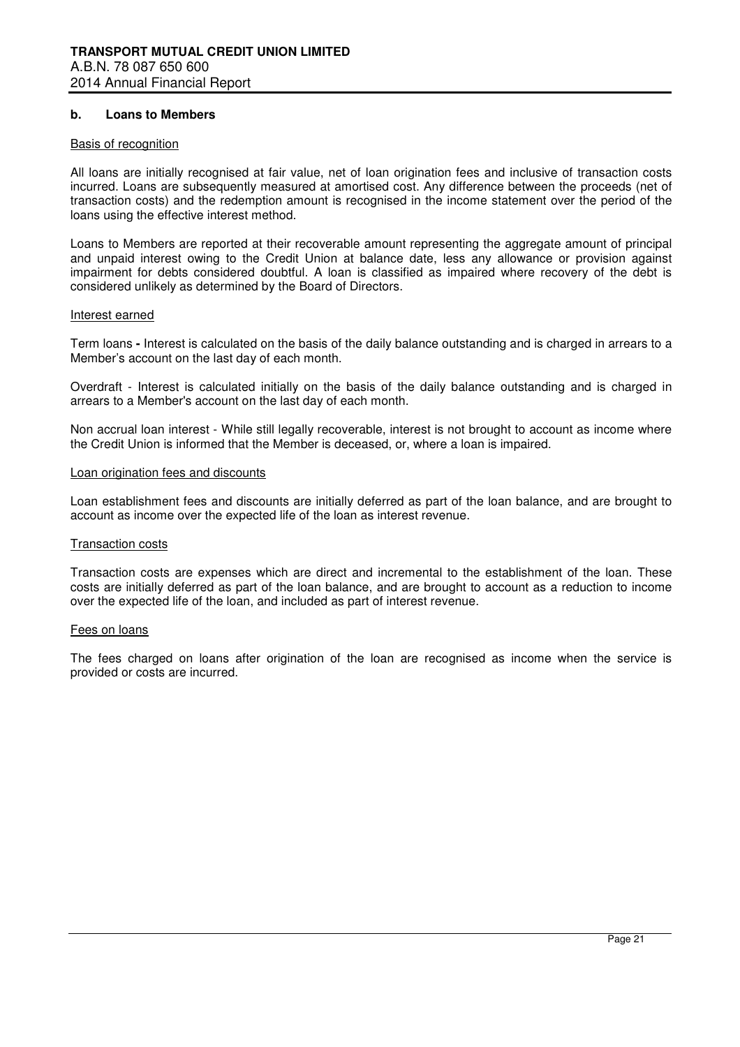### b. Loans to Members

<u>Basis of recognition</u>

All loans are initially recognised at fair value, net of loan origination fees and inclusive of transaction costs incurred. Loans are subsequently measured at amortised cost. Any difference between the proceeds (net of transaction costs) and the redemption amount is recognised in the income statement over the period of the loans using the effective interest method.

Loans to Members are reported at their recoverable amount representing the aggregate amount of principal and unpaid interest owing to the Credit Union at balance date, less any allowance or provision against impairment for debts considered doubtful. A loan is classified as impaired where recovery of the debt is considered unlikely as determined by the Board of Directors.

<u>Interest earned</u>

Term loans **-** Interest is calculated on the basis of the daily balance outstanding and is charged in arrears to a Member's account on the last day of each month.

Overdraft - Interest is calculated initially on the basis of the daily balance outstanding and is charged in arrears to a Member's account on the last day of each month.

Non accrual loan interest - While still legally recoverable, interest is not brought to account as income where the Credit Union is informed that the Member is deceased, or, where a loan is impaired.

<u>Loan origination fees and discounts</u>

Loan establishment fees and discounts are initially deferred as part of the loan balance, and are brought to account as income over the expected life of the loan as interest revenue.

<u>Transaction costs</u>

Transaction costs are expenses which are direct and incremental to the establishment of the loan. These costs are initially deferred as part of the loan balance, and are brought to account as a reduction to income over the expected life of the loan, and included as part of interest revenue.

<u>Fees on loans</u>

The fees charged on loans after origination of the loan are recognised as income when the service is provided or costs are incurred.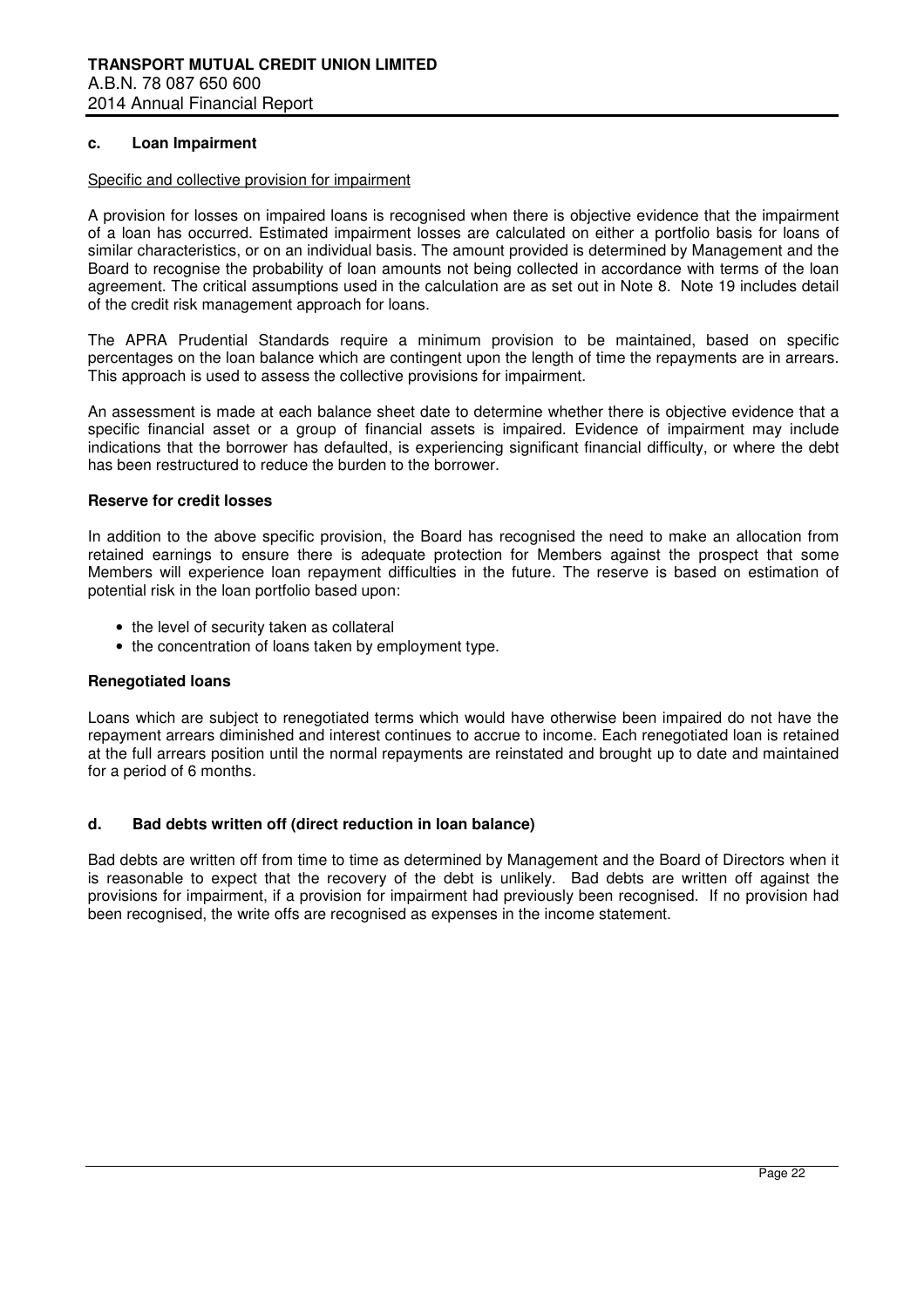### c. Loan Impairment

Specific and collective provision for impairment

A provision for losses on impaired loans is recognised when there is objective evidence that the impairment of a loan has occurred. Estimated impairment losses are calculated on either a portfolio basis for loans of similar characteristics, or on an individual basis. The amount provided is determined by Management and the Board to recognise the probability of loan amounts not being collected in accordance with terms of the loan agreement. The critical assumptions used in the calculation are as set out in Note 8. Note 19 includes detail of the credit risk management approach for loans.

The APRA Prudential Standards require a minimum provision to be maintained, based on specific percentages on the loan balance which are contingent upon the length of time the repayments are in arrears. This approach is used to assess the collective provisions for impairment.

An assessment is made at each balance sheet date to determine whether there is objective evidence that a specific financial asset or a group of financial assets is impaired. Evidence of impairment may include indications that the borrower has defaulted, is experiencing significant financial difficulty, or where the debt has been restructured to reduce the burden to the borrower.

**Reserve for credit losses**

In addition to the above specific provision, the Board has recognised the need to make an allocation from retained earnings to ensure there is adequate protection for Members against the prospect that some Members will experience loan repayment difficulties in the future. The reserve is based on estimation of potential risk in the loan portfolio based upon:

- the level of security taken as collateral
- the concentration of loans taken by employment type.

**Renegotiated loans**

Loans which are subject to renegotiated terms which would have otherwise been impaired do not have the repayment arrears diminished and interest continues to accrue to income. Each renegotiated loan is retained at the full arrears position until the normal repayments are reinstated and brought up to date and maintained for a period of 6 months.

### d. Bad debts written off (direct reduction in loan balance)

Bad debts are written off from time to time as determined by Management and the Board of Directors when it is reasonable to expect that the recovery of the debt is unlikely. Bad debts are written off against the provisions for impairment, if a provision for impairment had previously been recognised. If no provision had been recognised, the write offs are recognised as expenses in the income statement.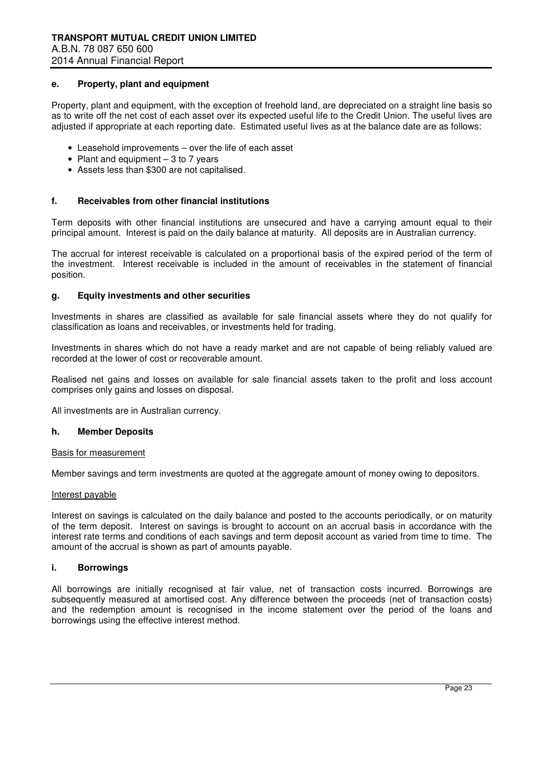### e. Property, plant and equipment

Property, plant and equipment, with the exception of freehold land, are depreciated on a straight line basis so as to write off the net cost of each asset over its expected useful life to the Credit Union. The useful lives are adjusted if appropriate at each reporting date. Estimated useful lives as at the balance date are as follows:

- Leasehold improvements – over the life of each asset
- Plant and equipment – 3 to 7 years
- Assets less than $300 are not capitalised.

### f. Receivables from other financial institutions

Term deposits with other financial institutions are unsecured and have a carrying amount equal to their principal amount. Interest is paid on the daily balance at maturity. All deposits are in Australian currency.

The accrual for interest receivable is calculated on a proportional basis of the expired period of the term of the investment. Interest receivable is included in the amount of receivables in the statement of financial position.

### g. Equity investments and other securities

Investments in shares are classified as available for sale financial assets where they do not qualify for classification as loans and receivables, or investments held for trading.

Investments in shares which do not have a ready market and are not capable of being reliably valued are recorded at the lower of cost or recoverable amount.

Realised net gains and losses on available for sale financial assets taken to the profit and loss account comprises only gains and losses on disposal.

All investments are in Australian currency.

### h. Member Deposits

Basis for measurement

Member savings and term investments are quoted at the aggregate amount of money owing to depositors.

Interest payable

Interest on savings is calculated on the daily balance and posted to the accounts periodically, or on maturity of the term deposit. Interest on savings is brought to account on an accrual basis in accordance with the interest rate terms and conditions of each savings and term deposit account as varied from time to time. The amount of the accrual is shown as part of amounts payable.

### i. Borrowings

All borrowings are initially recognised at fair value, net of transaction costs incurred. Borrowings are subsequently measured at amortised cost. Any difference between the proceeds (net of transaction costs) and the redemption amount is recognised in the income statement over the period of the loans and borrowings using the effective interest method.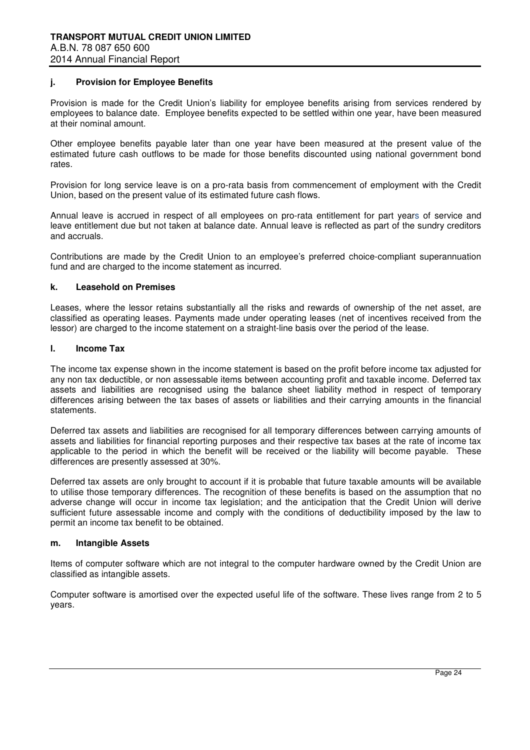### j. Provision for Employee Benefits

Provision is made for the Credit Union's liability for employee benefits arising from services rendered by employees to balance date. Employee benefits expected to be settled within one year, have been measured at their nominal amount.

Other employee benefits payable later than one year have been measured at the present value of the estimated future cash outflows to be made for those benefits discounted using national government bond rates.

Provision for long service leave is on a pro-rata basis from commencement of employment with the Credit Union, based on the present value of its estimated future cash flows.

Annual leave is accrued in respect of all employees on pro-rata entitlement for part years of service and leave entitlement due but not taken at balance date. Annual leave is reflected as part of the sundry creditors and accruals.

Contributions are made by the Credit Union to an employee's preferred choice-compliant superannuation fund and are charged to the income statement as incurred.

### k. Leasehold on Premises

Leases, where the lessor retains substantially all the risks and rewards of ownership of the net asset, are classified as operating leases. Payments made under operating leases (net of incentives received from the lessor) are charged to the income statement on a straight-line basis over the period of the lease.

### l. Income Tax

The income tax expense shown in the income statement is based on the profit before income tax adjusted for any non tax deductible, or non assessable items between accounting profit and taxable income. Deferred tax assets and liabilities are recognised using the balance sheet liability method in respect of temporary differences arising between the tax bases of assets or liabilities and their carrying amounts in the financial statements.

Deferred tax assets and liabilities are recognised for all temporary differences between carrying amounts of assets and liabilities for financial reporting purposes and their respective tax bases at the rate of income tax applicable to the period in which the benefit will be received or the liability will become payable. These differences are presently assessed at 30%.

Deferred tax assets are only brought to account if it is probable that future taxable amounts will be available to utilise those temporary differences. The recognition of these benefits is based on the assumption that no adverse change will occur in income tax legislation; and the anticipation that the Credit Union will derive sufficient future assessable income and comply with the conditions of deductibility imposed by the law to permit an income tax benefit to be obtained.

### m. Intangible Assets

Items of computer software which are not integral to the computer hardware owned by the Credit Union are classified as intangible assets.

Computer software is amortised over the expected useful life of the software. These lives range from 2 to 5 years.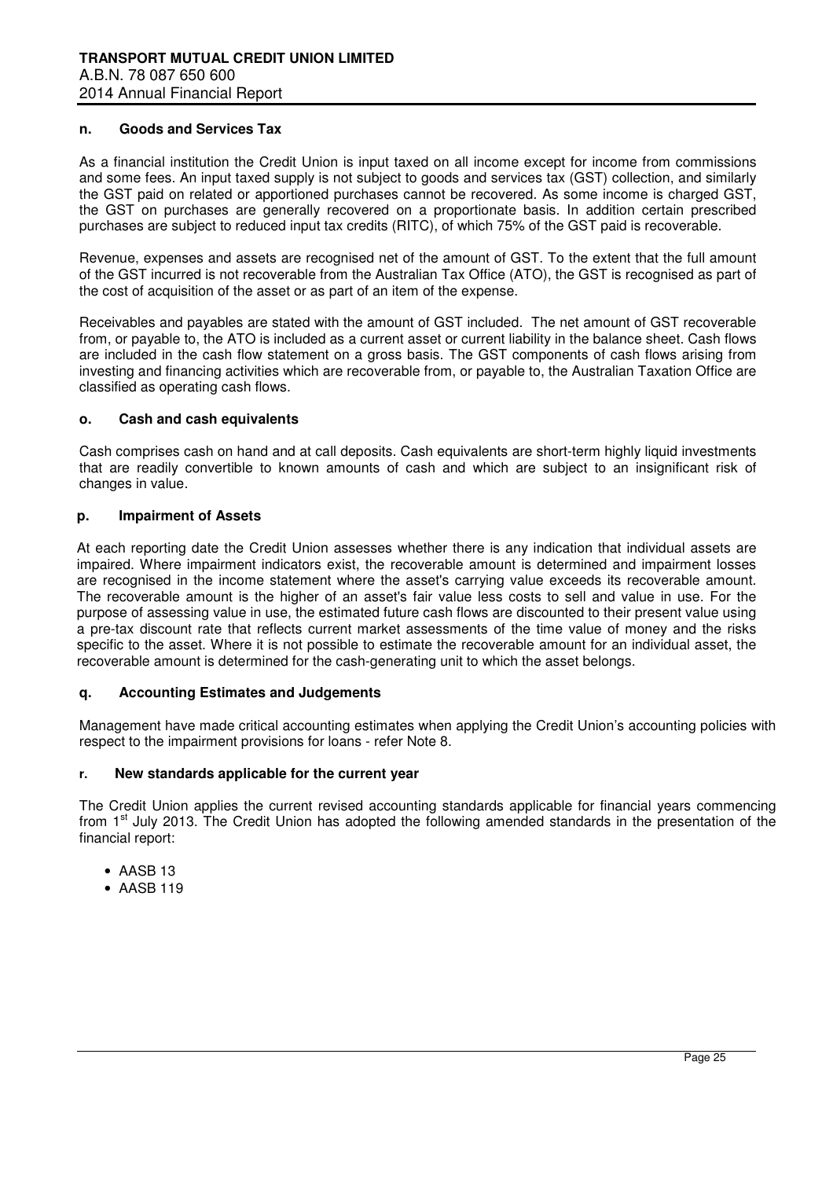#### n. Goods and Services Tax

As a financial institution the Credit Union is input taxed on all income except for income from commissions and some fees. An input taxed supply is not subject to goods and services tax (GST) collection, and similarly the GST paid on related or apportioned purchases cannot be recovered. As some income is charged GST, the GST on purchases are generally recovered on a proportionate basis. In addition certain prescribed purchases are subject to reduced input tax credits (RITC), of which 75% of the GST paid is recoverable.

Revenue, expenses and assets are recognised net of the amount of GST. To the extent that the full amount of the GST incurred is not recoverable from the Australian Tax Office (ATO), the GST is recognised as part of the cost of acquisition of the asset or as part of an item of the expense.

Receivables and payables are stated with the amount of GST included. The net amount of GST recoverable from, or payable to, the ATO is included as a current asset or current liability in the balance sheet. Cash flows are included in the cash flow statement on a gross basis. The GST components of cash flows arising from investing and financing activities which are recoverable from, or payable to, the Australian Taxation Office are classified as operating cash flows.

#### o. Cash and cash equivalents

Cash comprises cash on hand and at call deposits. Cash equivalents are short-term highly liquid investments that are readily convertible to known amounts of cash and which are subject to an insignificant risk of changes in value.

#### p. Impairment of Assets

At each reporting date the Credit Union assesses whether there is any indication that individual assets are impaired. Where impairment indicators exist, the recoverable amount is determined and impairment losses are recognised in the income statement where the asset's carrying value exceeds its recoverable amount. The recoverable amount is the higher of an asset's fair value less costs to sell and value in use. For the purpose of assessing value in use, the estimated future cash flows are discounted to their present value using a pre-tax discount rate that reflects current market assessments of the time value of money and the risks specific to the asset. Where it is not possible to estimate the recoverable amount for an individual asset, the recoverable amount is determined for the cash-generating unit to which the asset belongs.

#### q. Accounting Estimates and Judgements

Management have made critical accounting estimates when applying the Credit Union's accounting policies with respect to the impairment provisions for loans - refer Note 8.

#### r. New standards applicable for the current year

The Credit Union applies the current revised accounting standards applicable for financial years commencing from 1st July 2013. The Credit Union has adopted the following amended standards in the presentation of the financial report:

- AASB 13
- AASB 119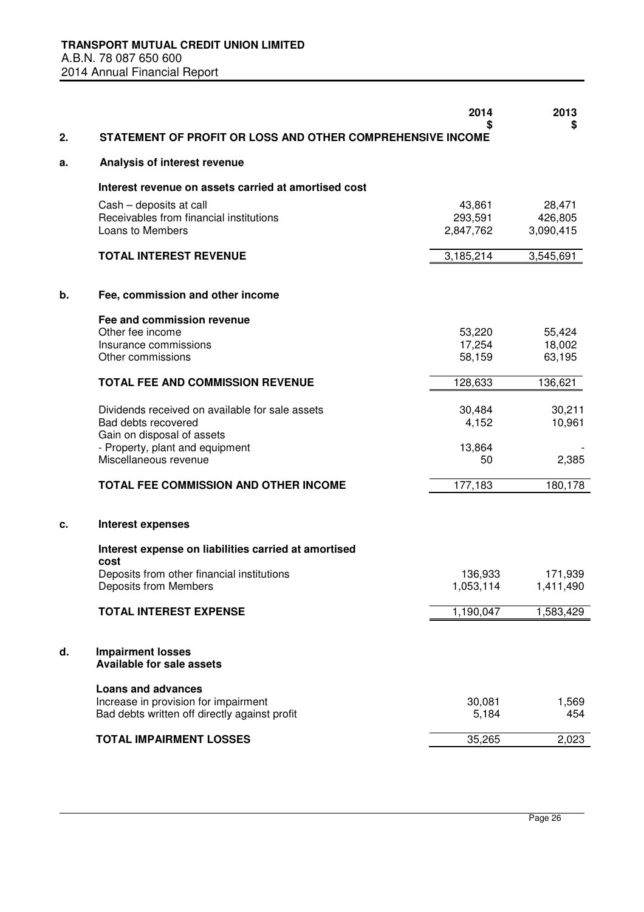## 2. STATEMENT OF PROFIT OR LOSS AND OTHER COMPREHENSIVE INCOME

| | 2014 $ | 2013 $ |
|---|---|---|
| **a. Analysis of interest revenue** | | |
| **Interest revenue on assets carried at amortised cost** | | |
| Cash – deposits at call | 43,861 | 28,471 |
| Receivables from financial institutions | 293,591 | 426,805 |
| Loans to Members | 2,847,762 | 3,090,415 |
| **TOTAL INTEREST REVENUE** | 3,185,214 | 3,545,691 |
| | | |
| **b. Fee, commission and other income** | | |
| **Fee and commission revenue** | | |
| Other fee income | 53,220 | 55,424 |
| Insurance commissions | 17,254 | 18,002 |
| Other commissions | 58,159 | 63,195 |
| **TOTAL FEE AND COMMISSION REVENUE** | 128,633 | 136,621 |
| | | |
| Dividends received on available for sale assets | 30,484 | 30,211 |
| Bad debts recovered | 4,152 | 10,961 |
| Gain on disposal of assets | | |
| - Property, plant and equipment | 13,864 | - |
| Miscellaneous revenue | 50 | 2,385 |
| **TOTAL FEE COMMISSION AND OTHER INCOME** | 177,183 | 180,178 |
| | | |
| **c. Interest expenses** | | |
| **Interest expense on liabilities carried at amortised cost** | | |
| Deposits from other financial institutions | 136,933 | 171,939 |
| Deposits from Members | 1,053,114 | 1,411,490 |
| **TOTAL INTEREST EXPENSE** | 1,190,047 | 1,583,429 |
| | | |
| **d. Impairment losses** | | |
| **Available for sale assets** | | |
| **Loans and advances** | | |
| Increase in provision for impairment | 30,081 | 1,569 |
| Bad debts written off directly against profit | 5,184 | 454 |
| **TOTAL IMPAIRMENT LOSSES** | 35,265 | 2,023 |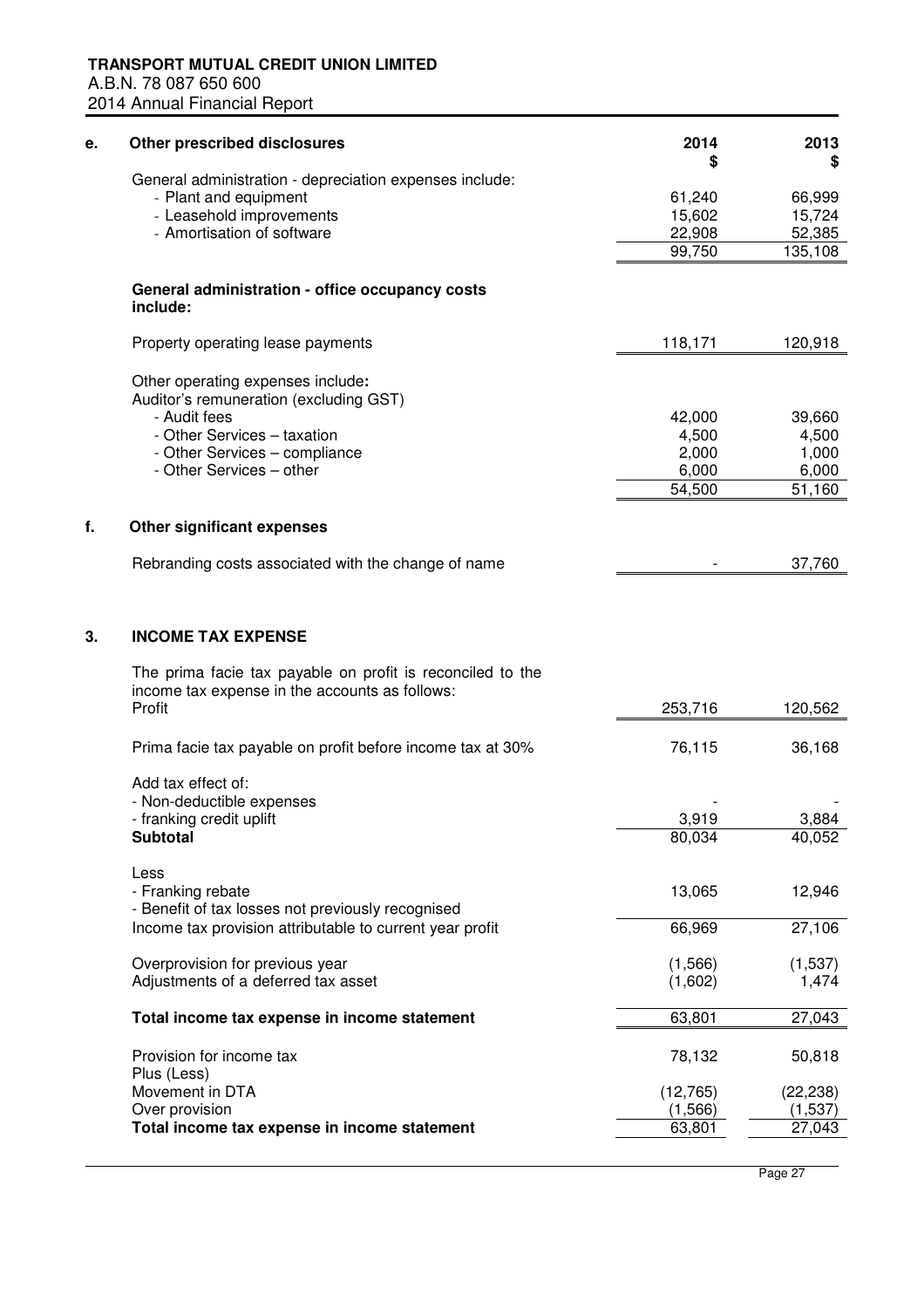| e. Other prescribed disclosures | 2014 $ | 2013 $ |
|---|---|---|
| General administration - depreciation expenses include: | | |
| - Plant and equipment | 61,240 | 66,999 |
| - Leasehold improvements | 15,602 | 15,724 |
| - Amortisation of software | 22,908 | 52,385 |
| | 99,750 | 135,108 |
| **General administration - office occupancy costs include:** | | |
| Property operating lease payments | 118,171 | 120,918 |
| Other operating expenses include**:** | | |
| Auditor's remuneration (excluding GST) | | |
| - Audit fees | 42,000 | 39,660 |
| - Other Services – taxation | 4,500 | 4,500 |
| - Other Services – compliance | 2,000 | 1,000 |
| - Other Services – other | 6,000 | 6,000 |
| | 54,500 | 51,160 |

**f. Other significant expenses**

| | 2014 | 2013 |
|---|---|---|
| Rebranding costs associated with the change of name | - | 37,760 |

## 3. INCOME TAX EXPENSE

| | 2014 | 2013 |
|---|---|---|
| The prima facie tax payable on profit is reconciled to the income tax expense in the accounts as follows: Profit | 253,716 | 120,562 |
| Prima facie tax payable on profit before income tax at 30% | 76,115 | 36,168 |
| Add tax effect of: | | |
| - Non-deductible expenses | - | - |
| - franking credit uplift | 3,919 | 3,884 |
| **Subtotal** | 80,034 | 40,052 |
| Less | | |
| - Franking rebate | 13,065 | 12,946 |
| - Benefit of tax losses not previously recognised | | |
| Income tax provision attributable to current year profit | 66,969 | 27,106 |
| Overprovision for previous year | (1,566) | (1,537) |
| Adjustments of a deferred tax asset | (1,602) | 1,474 |
| **Total income tax expense in income statement** | 63,801 | 27,043 |
| Provision for income tax | 78,132 | 50,818 |
| Plus (Less) | | |
| Movement in DTA | (12,765) | (22,238) |
| Over provision | (1,566) | (1,537) |
| **Total income tax expense in income statement** | 63,801 | 27,043 |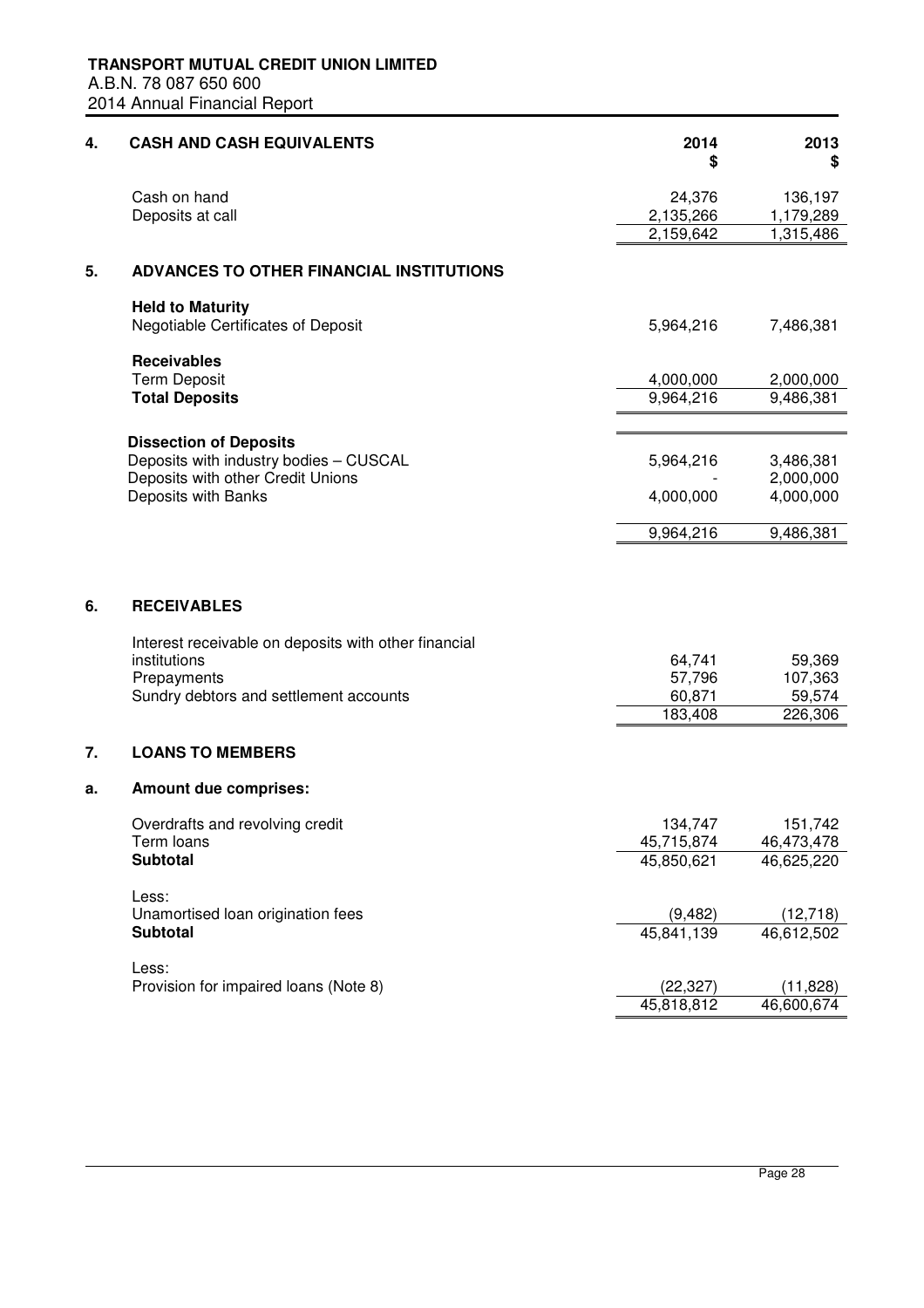## 4. CASH AND CASH EQUIVALENTS

| | 2014 $ | 2013 $ |
|---|---|---|
| Cash on hand | 24,376 | 136,197 |
| Deposits at call | 2,135,266 | 1,179,289 |
| | 2,159,642 | 1,315,486 |

## 5. ADVANCES TO OTHER FINANCIAL INSTITUTIONS

| | 2014 $ | 2013 $ |
|---|---|---|
| **Held to Maturity** | | |
| Negotiable Certificates of Deposit | 5,964,216 | 7,486,381 |
| **Receivables** | | |
| Term Deposit | 4,000,000 | 2,000,000 |
| **Total Deposits** | 9,964,216 | 9,486,381 |
| **Dissection of Deposits** | | |
| Deposits with industry bodies – CUSCAL | 5,964,216 | 3,486,381 |
| Deposits with other Credit Unions | - | 2,000,000 |
| Deposits with Banks | 4,000,000 | 4,000,000 |
| | 9,964,216 | 9,486,381 |

## 6. RECEIVABLES

| | 2014 $ | 2013 $ |
|---|---|---|
| Interest receivable on deposits with other financial institutions | 64,741 | 59,369 |
| Prepayments | 57,796 | 107,363 |
| Sundry debtors and settlement accounts | 60,871 | 59,574 |
| | 183,408 | 226,306 |

## 7. LOANS TO MEMBERS

### a. Amount due comprises:

| | 2014 $ | 2013 $ |
|---|---|---|
| Overdrafts and revolving credit | 134,747 | 151,742 |
| Term loans | 45,715,874 | 46,473,478 |
| **Subtotal** | 45,850,621 | 46,625,220 |
| Less: | | |
| Unamortised loan origination fees | (9,482) | (12,718) |
| **Subtotal** | 45,841,139 | 46,612,502 |
| Less: | | |
| Provision for impaired loans (Note 8) | (22,327) | (11,828) |
| | 45,818,812 | 46,600,674 |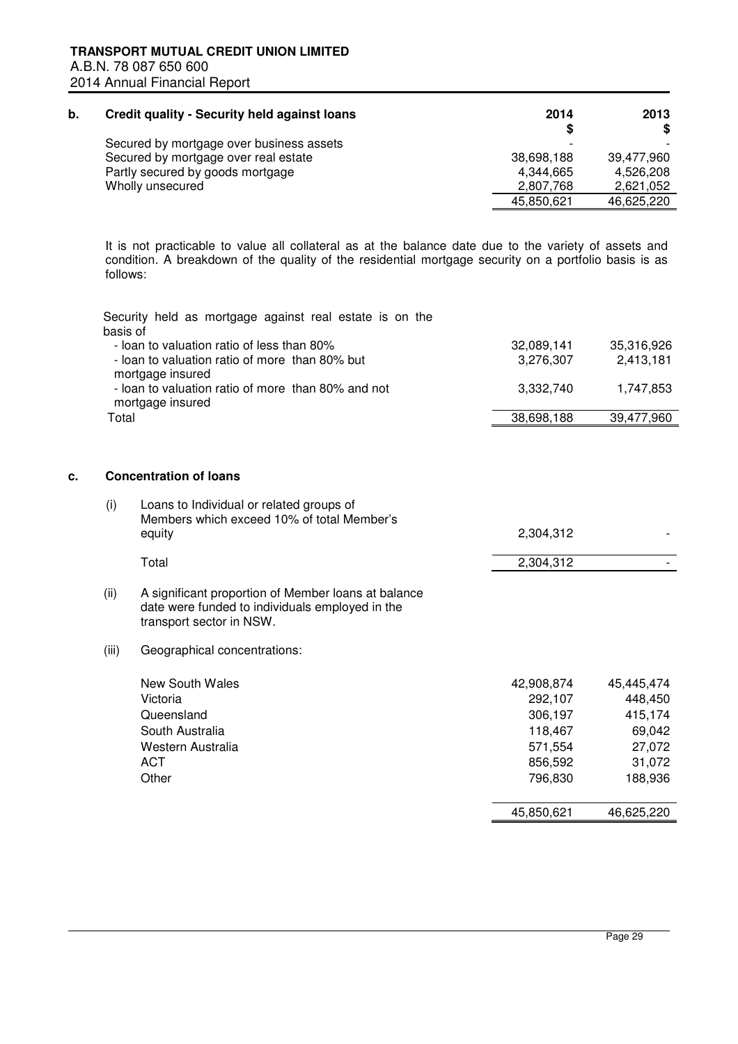**b. Credit quality - Security held against loans**

| | 2014 $ | 2013 $ |
|---|---|---|
| Secured by mortgage over business assets | - | - |
| Secured by mortgage over real estate | 38,698,188 | 39,477,960 |
| Partly secured by goods mortgage | 4,344,665 | 4,526,208 |
| Wholly unsecured | 2,807,768 | 2,621,052 |
| | 45,850,621 | 46,625,220 |

It is not practicable to value all collateral as at the balance date due to the variety of assets and condition. A breakdown of the quality of the residential mortgage security on a portfolio basis is as follows:

| Security held as mortgage against real estate is on the basis of | 2014 $ | 2013 $ |
|---|---|---|
| - loan to valuation ratio of less than 80% | 32,089,141 | 35,316,926 |
| - loan to valuation ratio of more than 80% but mortgage insured | 3,276,307 | 2,413,181 |
| - loan to valuation ratio of more than 80% and not mortgage insured | 3,332,740 | 1,747,853 |
| Total | 38,698,188 | 39,477,960 |

**c. Concentration of loans**

(i) Loans to Individual or related groups of Members which exceed 10% of total Member's equity

| | 2014 $ | 2013 $ |
|---|---|---|
| Loans to Individual or related groups of Members which exceed 10% of total Member's equity | 2,304,312 | - |
| Total | 2,304,312 | - |

(ii) A significant proportion of Member loans at balance date were funded to individuals employed in the transport sector in NSW.

(iii) Geographical concentrations:

| | 2014 $ | 2013 $ |
|---|---|---|
| New South Wales | 42,908,874 | 45,445,474 |
| Victoria | 292,107 | 448,450 |
| Queensland | 306,197 | 415,174 |
| South Australia | 118,467 | 69,042 |
| Western Australia | 571,554 | 27,072 |
| ACT | 856,592 | 31,072 |
| Other | 796,830 | 188,936 |
| | 45,850,621 | 46,625,220 |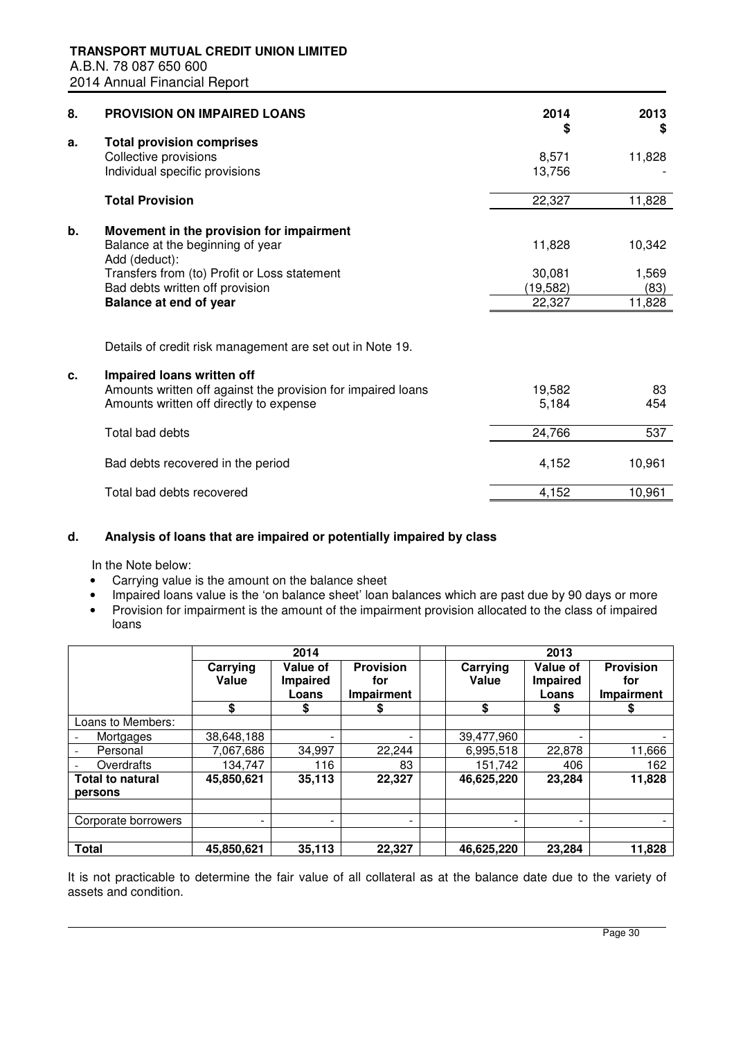## 8. PROVISION ON IMPAIRED LOANS

| | 2014 $ | 2013 $ |
|---|---|---|
| **a. Total provision comprises** | | |
| Collective provisions | 8,571 | 11,828 |
| Individual specific provisions | 13,756 | - |
| **Total Provision** | 22,327 | 11,828 |
| **b. Movement in the provision for impairment** | | |
| Balance at the beginning of year | 11,828 | 10,342 |
| Add (deduct): | | |
| Transfers from (to) Profit or Loss statement | 30,081 | 1,569 |
| Bad debts written off provision | (19,582) | (83) |
| **Balance at end of year** | 22,327 | 11,828 |

Details of credit risk management are set out in Note 19.

| | 2014 $ | 2013 $ |
|---|---|---|
| **c. Impaired loans written off** | | |
| Amounts written off against the provision for impaired loans | 19,582 | 83 |
| Amounts written off directly to expense | 5,184 | 454 |
| Total bad debts | 24,766 | 537 |
| Bad debts recovered in the period | 4,152 | 10,961 |
| Total bad debts recovered | 4,152 | 10,961 |

### d. Analysis of loans that are impaired or potentially impaired by class

In the Note below:

- Carrying value is the amount on the balance sheet
- Impaired loans value is the 'on balance sheet' loan balances which are past due by 90 days or more
- Provision for impairment is the amount of the impairment provision allocated to the class of impaired loans

| | 2014 | | | 2013 | | |
|---|---|---|---|---|---|---|
| | Carrying Value | Value of Impaired Loans | Provision for Impairment | Carrying Value | Value of Impaired Loans | Provision for Impairment |
| | $ | $ | $ | $ | $ | $ |
| Loans to Members: | | | | | | |
| - Mortgages | 38,648,188 | - | - | 39,477,960 | - | - |
| - Personal | 7,067,686 | 34,997 | 22,244 | 6,995,518 | 22,878 | 11,666 |
| - Overdrafts | 134,747 | 116 | 83 | 151,742 | 406 | 162 |
| **Total to natural persons** | **45,850,621** | **35,113** | **22,327** | **46,625,220** | **23,284** | **11,828** |
| Corporate borrowers | - | - | - | - | - | - |
| **Total** | **45,850,621** | **35,113** | **22,327** | **46,625,220** | **23,284** | **11,828** |

It is not practicable to determine the fair value of all collateral as at the balance date due to the variety of assets and condition.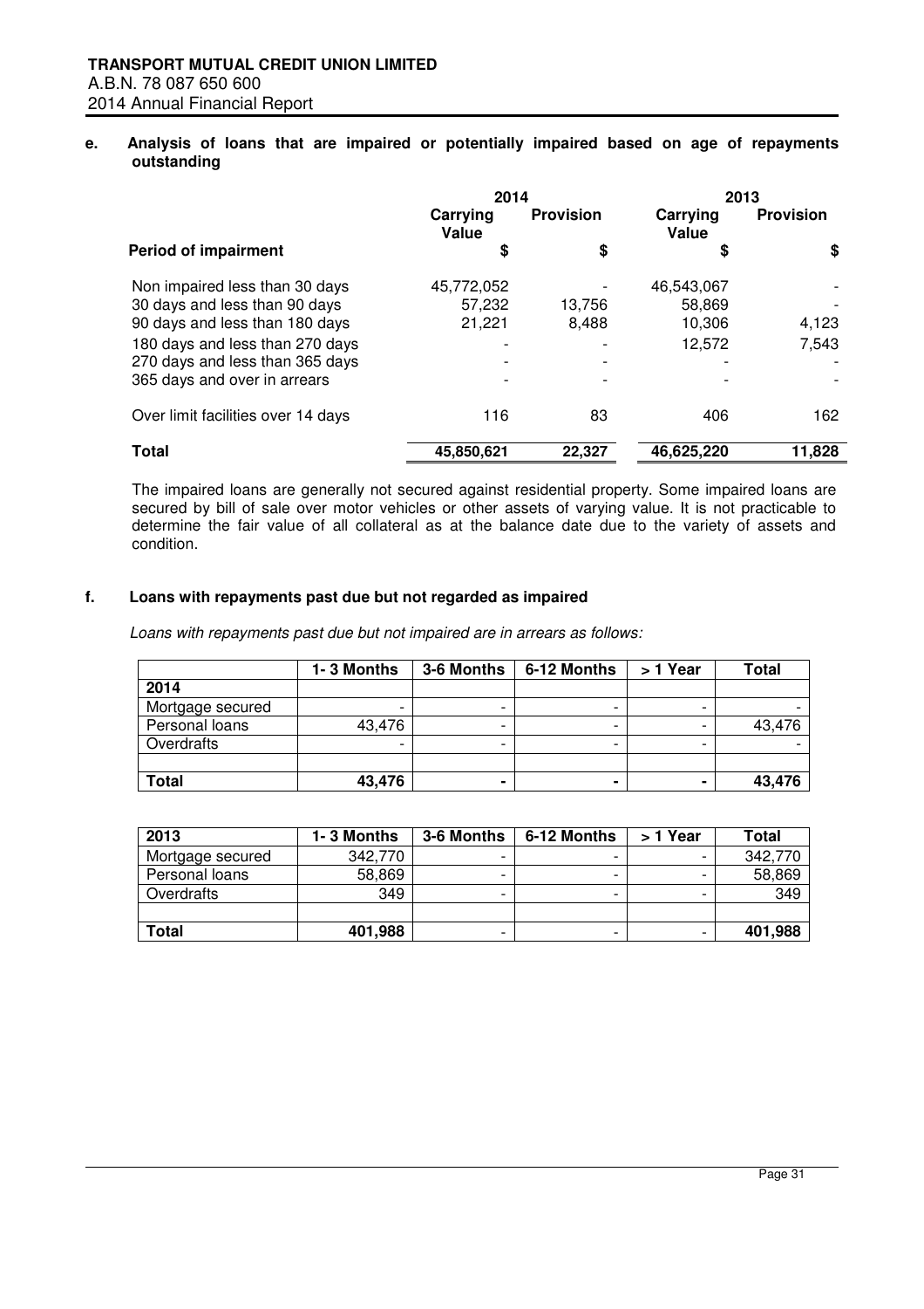### e. Analysis of loans that are impaired or potentially impaired based on age of repayments outstanding

| | 2014 | | 2013 | |
|---|---|---|---|---|
| | Carrying Value | Provision | Carrying Value | Provision |
| **Period of impairment** | $ | $ | $ | $ |
| Non impaired less than 30 days | 45,772,052 | - | 46,543,067 | - |
| 30 days and less than 90 days | 57,232 | 13,756 | 58,869 | - |
| 90 days and less than 180 days | 21,221 | 8,488 | 10,306 | 4,123 |
| 180 days and less than 270 days | - | - | 12,572 | 7,543 |
| 270 days and less than 365 days | - | - | - | - |
| 365 days and over in arrears | - | - | - | - |
| Over limit facilities over 14 days | 116 | 83 | 406 | 162 |
| **Total** | **45,850,621** | **22,327** | **46,625,220** | **11,828** |

The impaired loans are generally not secured against residential property. Some impaired loans are secured by bill of sale over motor vehicles or other assets of varying value. It is not practicable to determine the fair value of all collateral as at the balance date due to the variety of assets and condition.

### f. Loans with repayments past due but not regarded as impaired

*Loans with repayments past due but not impaired are in arrears as follows:*

| | 1- 3 Months | 3-6 Months | 6-12 Months | > 1 Year | Total |
|---|---|---|---|---|---|
| **2014** | | | | | |
| Mortgage secured | - | - | - | - | - |
| Personal loans | 43,476 | - | - | - | 43,476 |
| Overdrafts | - | - | - | - | - |
| | | | | | |
| **Total** | **43,476** | **-** | **-** | **-** | **43,476** |

| 2013 | 1- 3 Months | 3-6 Months | 6-12 Months | > 1 Year | Total |
|---|---|---|---|---|---|
| Mortgage secured | 342,770 | - | - | - | 342,770 |
| Personal loans | 58,869 | - | - | - | 58,869 |
| Overdrafts | 349 | - | - | - | 349 |
| | | | | | |
| **Total** | **401,988** | - | - | - | **401,988** |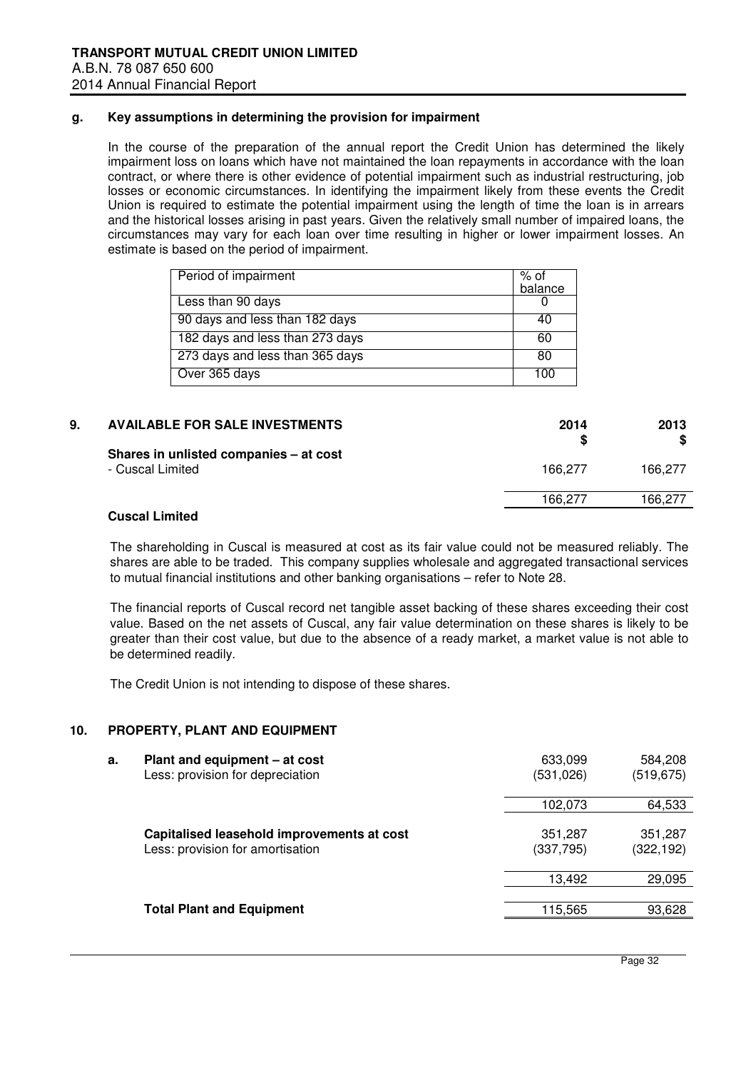### g. Key assumptions in determining the provision for impairment

In the course of the preparation of the annual report the Credit Union has determined the likely impairment loss on loans which have not maintained the loan repayments in accordance with the loan contract, or where there is other evidence of potential impairment such as industrial restructuring, job losses or economic circumstances. In identifying the impairment likely from these events the Credit Union is required to estimate the potential impairment using the length of time the loan is in arrears and the historical losses arising in past years. Given the relatively small number of impaired loans, the circumstances may vary for each loan over time resulting in higher or lower impairment losses. An estimate is based on the period of impairment.

| Period of impairment | % of balance |
|---|---|
| Less than 90 days | 0 |
| 90 days and less than 182 days | 40 |
| 182 days and less than 273 days | 60 |
| 273 days and less than 365 days | 80 |
| Over 365 days | 100 |

## 9. AVAILABLE FOR SALE INVESTMENTS

| | 2014 $ | 2013 $ |
|---|---|---|
| **Shares in unlisted companies – at cost** | | |
| - Cuscal Limited | 166,277 | 166,277 |
| | 166,277 | 166,277 |

**Cuscal Limited**

The shareholding in Cuscal is measured at cost as its fair value could not be measured reliably. The shares are able to be traded. This company supplies wholesale and aggregated transactional services to mutual financial institutions and other banking organisations – refer to Note 28.

The financial reports of Cuscal record net tangible asset backing of these shares exceeding their cost value. Based on the net assets of Cuscal, any fair value determination on these shares is likely to be greater than their cost value, but due to the absence of a ready market, a market value is not able to be determined readily.

The Credit Union is not intending to dispose of these shares.

## 10. PROPERTY, PLANT AND EQUIPMENT

| | | 2014 $ | 2013 $ |
|---|---|---|---|
| a. | **Plant and equipment – at cost** | 633,099 | 584,208 |
| | Less: provision for depreciation | (531,026) | (519,675) |
| | | 102,073 | 64,533 |
| | **Capitalised leasehold improvements at cost** | 351,287 | 351,287 |
| | Less: provision for amortisation | (337,795) | (322,192) |
| | | 13,492 | 29,095 |
| | **Total Plant and Equipment** | 115,565 | 93,628 |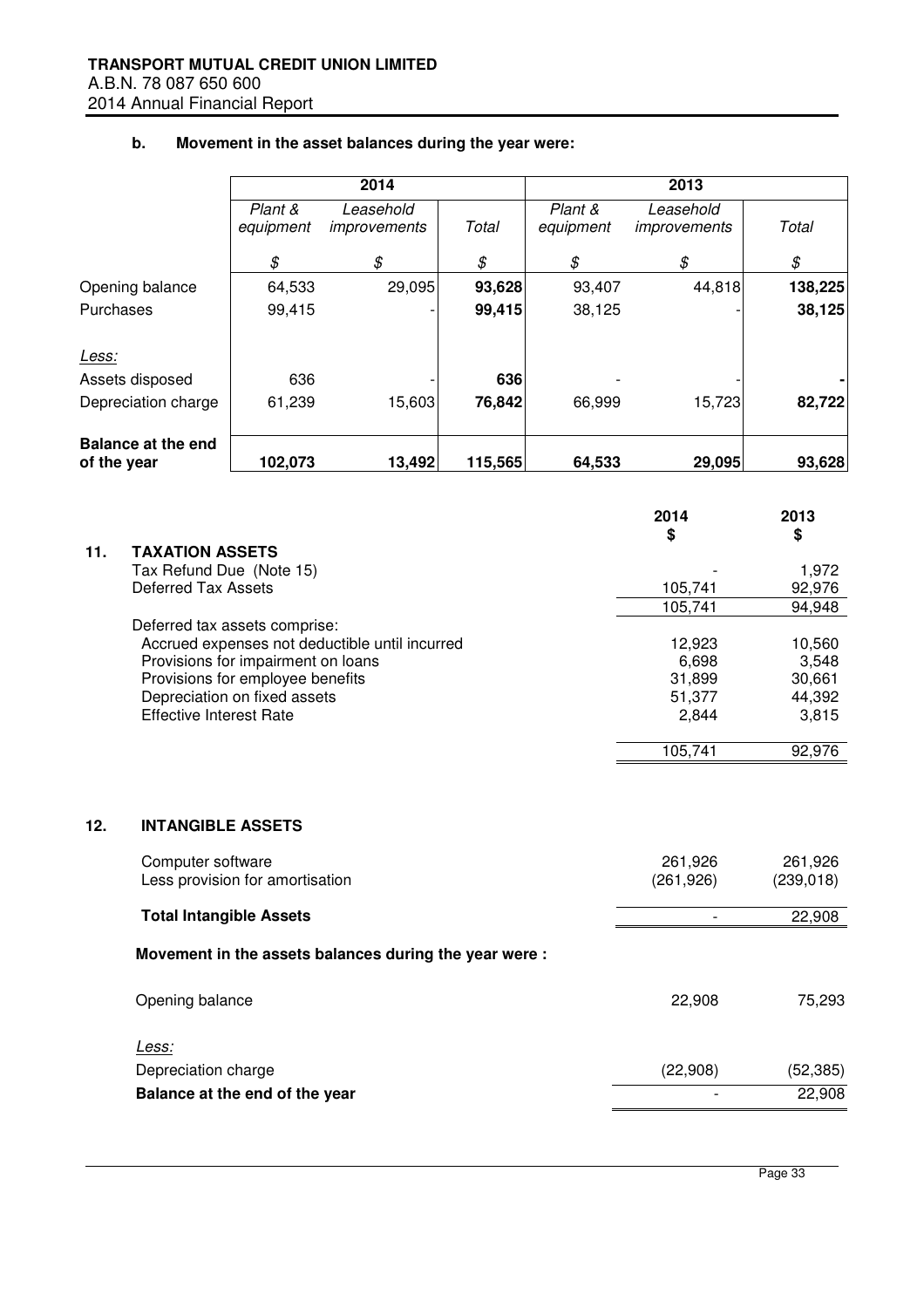**b. Movement in the asset balances during the year were:**

| | 2014 | | | 2013 | | |
|---|---|---|---|---|---|---|
| | *Plant & equipment* | *Leasehold improvements* | *Total* | *Plant & equipment* | *Leasehold improvements* | *Total* |
| | *$* | *$* | *$* | *$* | *$* | *$* |
| Opening balance | 64,533 | 29,095 | **93,628** | 93,407 | 44,818 | **138,225** |
| Purchases | 99,415 | - | **99,415** | 38,125 | - | **38,125** |
| *Less:* | | | | | | |
| Assets disposed | 636 | - | **636** | - | - | **-** |
| Depreciation charge | 61,239 | 15,603 | **76,842** | 66,999 | 15,723 | **82,722** |
| **Balance at the end of the year** | **102,073** | **13,492** | **115,565** | **64,533** | **29,095** | **93,628** |

## 11. TAXATION ASSETS

| | 2014 $ | 2013 $ |
|---|---|---|
| Tax Refund Due (Note 15) | - | 1,972 |
| Deferred Tax Assets | 105,741 | 92,976 |
| | 105,741 | 94,948 |
| Deferred tax assets comprise: | | |
| Accrued expenses not deductible until incurred | 12,923 | 10,560 |
| Provisions for impairment on loans | 6,698 | 3,548 |
| Provisions for employee benefits | 31,899 | 30,661 |
| Depreciation on fixed assets | 51,377 | 44,392 |
| Effective Interest Rate | 2,844 | 3,815 |
| | 105,741 | 92,976 |

## 12. INTANGIBLE ASSETS

| | 2014 | 2013 |
|---|---|---|
| Computer software | 261,926 | 261,926 |
| Less provision for amortisation | (261,926) | (239,018) |
| **Total Intangible Assets** | - | 22,908 |

**Movement in the assets balances during the year were :**

| | 2014 | 2013 |
|---|---|---|
| Opening balance | 22,908 | 75,293 |
| *Less:* | | |
| Depreciation charge | (22,908) | (52,385) |
| **Balance at the end of the year** | - | 22,908 |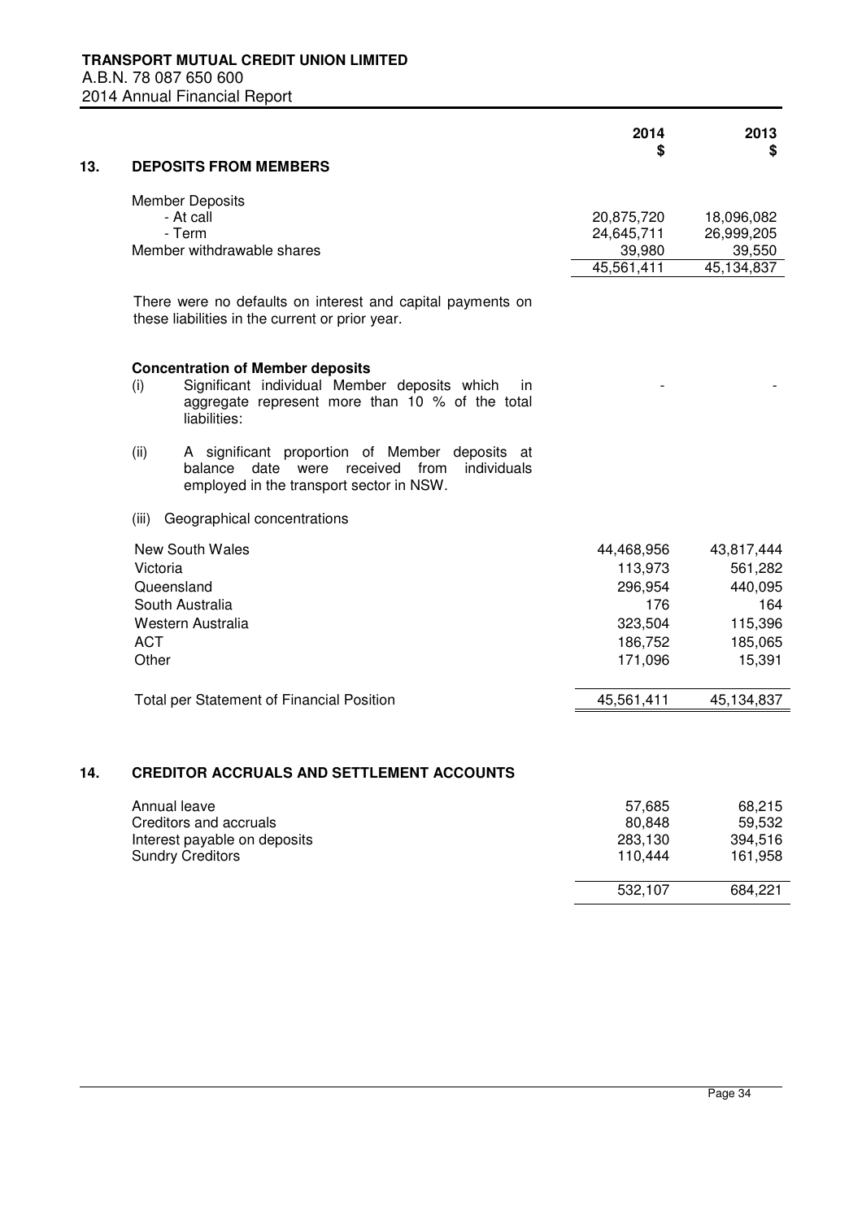## 13. DEPOSITS FROM MEMBERS

| | 2014 $ | 2013 $ |
|---|---|---|
| Member Deposits | | |
| - At call | 20,875,720 | 18,096,082 |
| - Term | 24,645,711 | 26,999,205 |
| Member withdrawable shares | 39,980 | 39,550 |
| | 45,561,411 | 45,134,837 |

There were no defaults on interest and capital payments on these liabilities in the current or prior year.

**Concentration of Member deposits**

| | 2014 $ | 2013 $ |
|---|---|---|
| (i) Significant individual Member deposits which in aggregate represent more than 10 % of the total liabilities: | - | - |

(ii) A significant proportion of Member deposits at balance date were received from individuals employed in the transport sector in NSW.

(iii) Geographical concentrations

| | 2014 $ | 2013 $ |
|---|---|---|
| New South Wales | 44,468,956 | 43,817,444 |
| Victoria | 113,973 | 561,282 |
| Queensland | 296,954 | 440,095 |
| South Australia | 176 | 164 |
| Western Australia | 323,504 | 115,396 |
| ACT | 186,752 | 185,065 |
| Other | 171,096 | 15,391 |
| Total per Statement of Financial Position | 45,561,411 | 45,134,837 |

## 14. CREDITOR ACCRUALS AND SETTLEMENT ACCOUNTS

| | 2014 $ | 2013 $ |
|---|---|---|
| Annual leave | 57,685 | 68,215 |
| Creditors and accruals | 80,848 | 59,532 |
| Interest payable on deposits | 283,130 | 394,516 |
| Sundry Creditors | 110,444 | 161,958 |
| | 532,107 | 684,221 |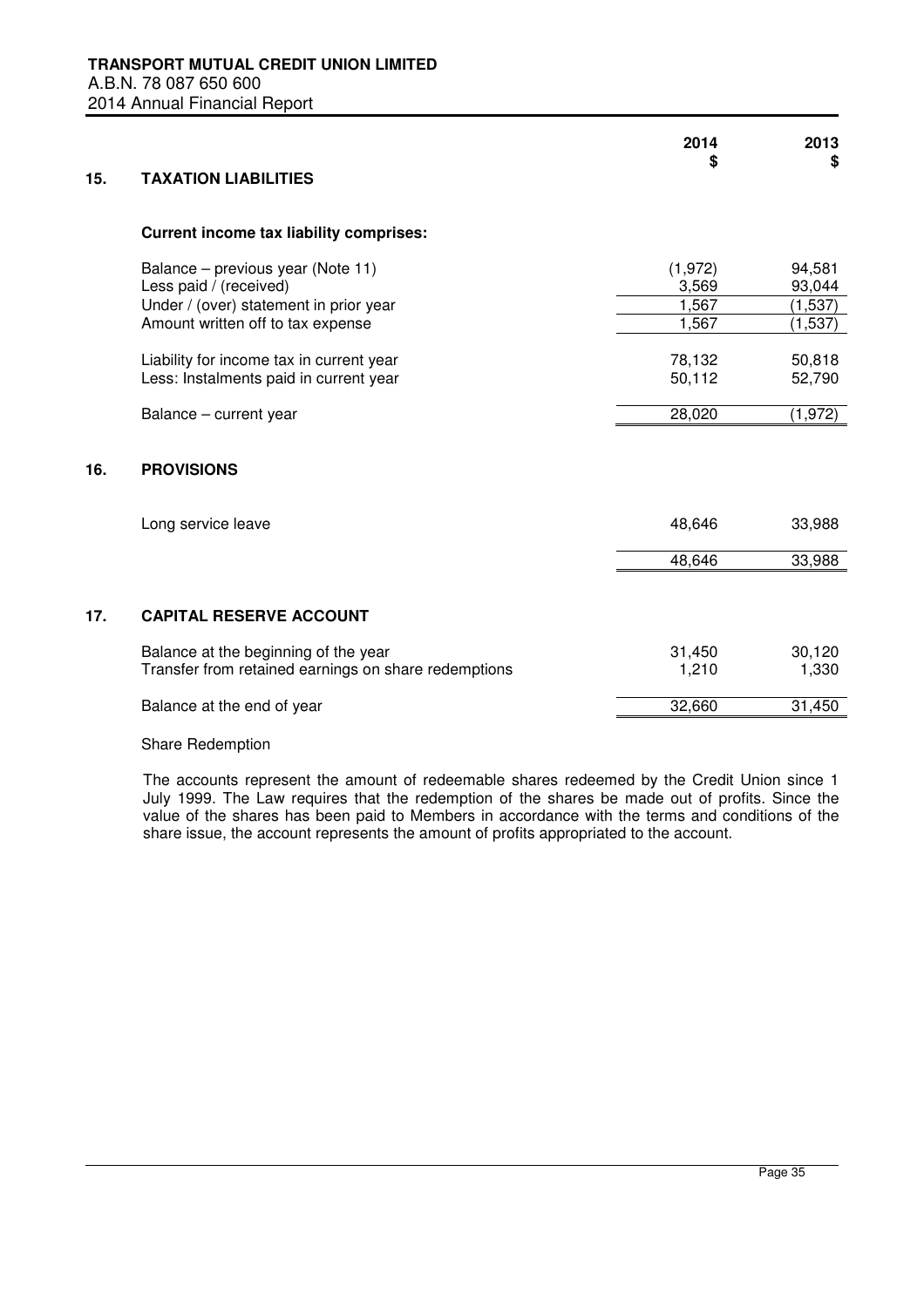## 15. TAXATION LIABILITIES

| | 2014 $ | 2013 $ |
|---|---|---|
| **Current income tax liability comprises:** | | |
| Balance – previous year (Note 11) | (1,972) | 94,581 |
| Less paid / (received) | 3,569 | 93,044 |
| Under / (over) statement in prior year | 1,567 | (1,537) |
| Amount written off to tax expense | 1,567 | (1,537) |
| Liability for income tax in current year | 78,132 | 50,818 |
| Less: Instalments paid in current year | 50,112 | 52,790 |
| Balance – current year | 28,020 | (1,972) |

## 16. PROVISIONS

| | 2014 $ | 2013 $ |
|---|---|---|
| Long service leave | 48,646 | 33,988 |
| | 48,646 | 33,988 |

## 17. CAPITAL RESERVE ACCOUNT

| | 2014 $ | 2013 $ |
|---|---|---|
| Balance at the beginning of the year | 31,450 | 30,120 |
| Transfer from retained earnings on share redemptions | 1,210 | 1,330 |
| Balance at the end of year | 32,660 | 31,450 |

Share Redemption

The accounts represent the amount of redeemable shares redeemed by the Credit Union since 1 July 1999. The Law requires that the redemption of the shares be made out of profits. Since the value of the shares has been paid to Members in accordance with the terms and conditions of the share issue, the account represents the amount of profits appropriated to the account.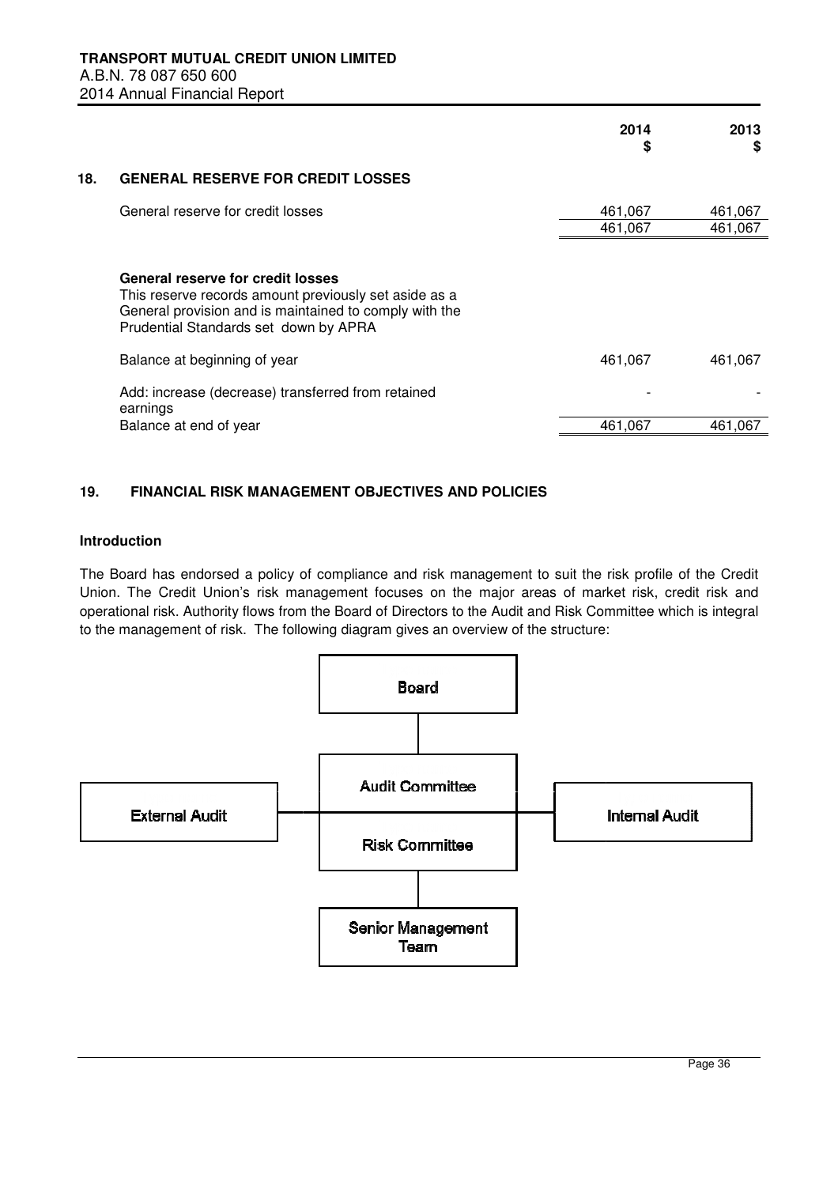| | 2014 $ | 2013 $ |
|---|---|---|
| **18. GENERAL RESERVE FOR CREDIT LOSSES** | | |
| General reserve for credit losses | 461,067 | 461,067 |
| | 461,067 | 461,067 |

**General reserve for credit losses**
This reserve records amount previously set aside as a General provision and is maintained to comply with the Prudential Standards set down by APRA

| | 2014 $ | 2013 $ |
|---|---|---|
| Balance at beginning of year | 461,067 | 461,067 |
| Add: increase (decrease) transferred from retained earnings | - | - |
| Balance at end of year | 461,067 | 461,067 |

## 19. FINANCIAL RISK MANAGEMENT OBJECTIVES AND POLICIES

**Introduction**

The Board has endorsed a policy of compliance and risk management to suit the risk profile of the Credit Union. The Credit Union's risk management focuses on the major areas of market risk, credit risk and operational risk. Authority flows from the Board of Directors to the Audit and Risk Committee which is integral to the management of risk. The following diagram gives an overview of the structure:

Board

Audit Committee

Risk Committee

External Audit

Internal Audit

Senior Management Team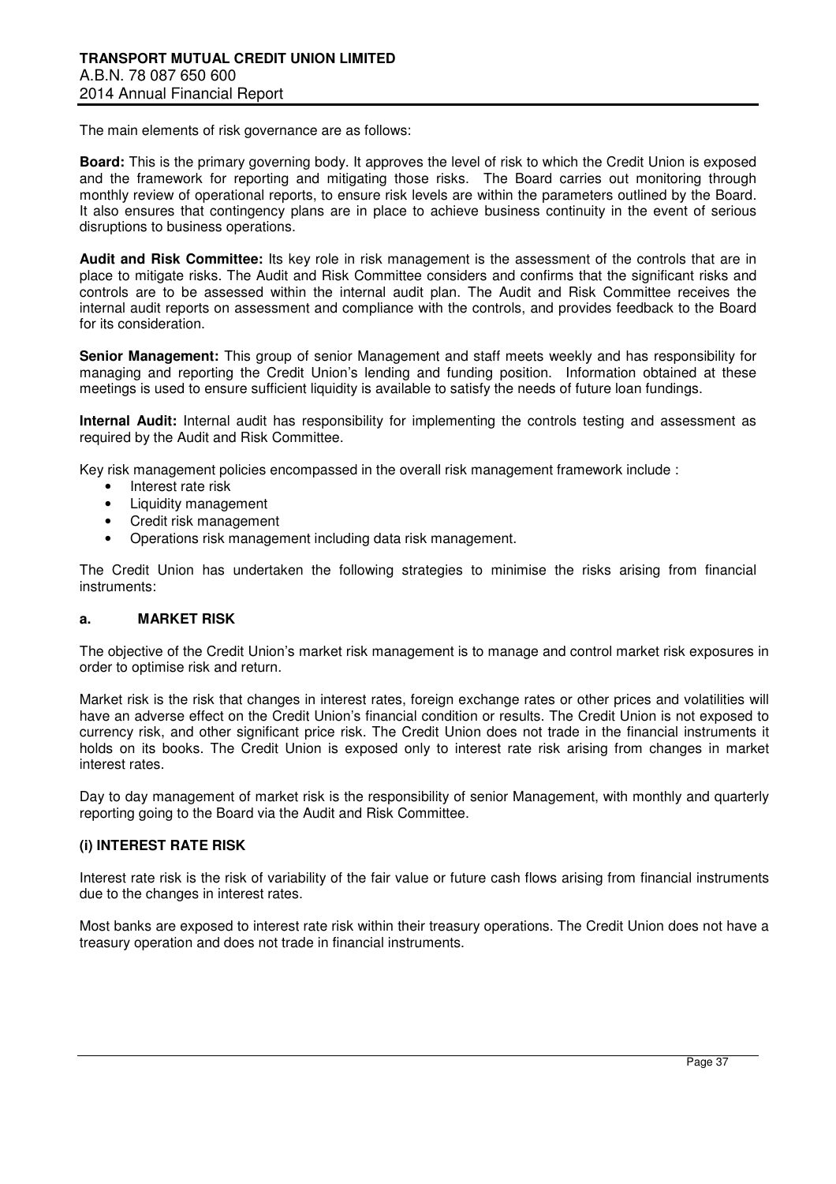The main elements of risk governance are as follows:

**Board:** This is the primary governing body. It approves the level of risk to which the Credit Union is exposed and the framework for reporting and mitigating those risks. The Board carries out monitoring through monthly review of operational reports, to ensure risk levels are within the parameters outlined by the Board. It also ensures that contingency plans are in place to achieve business continuity in the event of serious disruptions to business operations.

**Audit and Risk Committee:** Its key role in risk management is the assessment of the controls that are in place to mitigate risks. The Audit and Risk Committee considers and confirms that the significant risks and controls are to be assessed within the internal audit plan. The Audit and Risk Committee receives the internal audit reports on assessment and compliance with the controls, and provides feedback to the Board for its consideration.

**Senior Management:** This group of senior Management and staff meets weekly and has responsibility for managing and reporting the Credit Union's lending and funding position. Information obtained at these meetings is used to ensure sufficient liquidity is available to satisfy the needs of future loan fundings.

**Internal Audit:** Internal audit has responsibility for implementing the controls testing and assessment as required by the Audit and Risk Committee.

Key risk management policies encompassed in the overall risk management framework include :

- Interest rate risk
- Liquidity management
- Credit risk management
- Operations risk management including data risk management.

The Credit Union has undertaken the following strategies to minimise the risks arising from financial instruments:

## a. MARKET RISK

The objective of the Credit Union's market risk management is to manage and control market risk exposures in order to optimise risk and return.

Market risk is the risk that changes in interest rates, foreign exchange rates or other prices and volatilities will have an adverse effect on the Credit Union's financial condition or results. The Credit Union is not exposed to currency risk, and other significant price risk. The Credit Union does not trade in the financial instruments it holds on its books. The Credit Union is exposed only to interest rate risk arising from changes in market interest rates.

Day to day management of market risk is the responsibility of senior Management, with monthly and quarterly reporting going to the Board via the Audit and Risk Committee.

### (i) INTEREST RATE RISK

Interest rate risk is the risk of variability of the fair value or future cash flows arising from financial instruments due to the changes in interest rates.

Most banks are exposed to interest rate risk within their treasury operations. The Credit Union does not have a treasury operation and does not trade in financial instruments.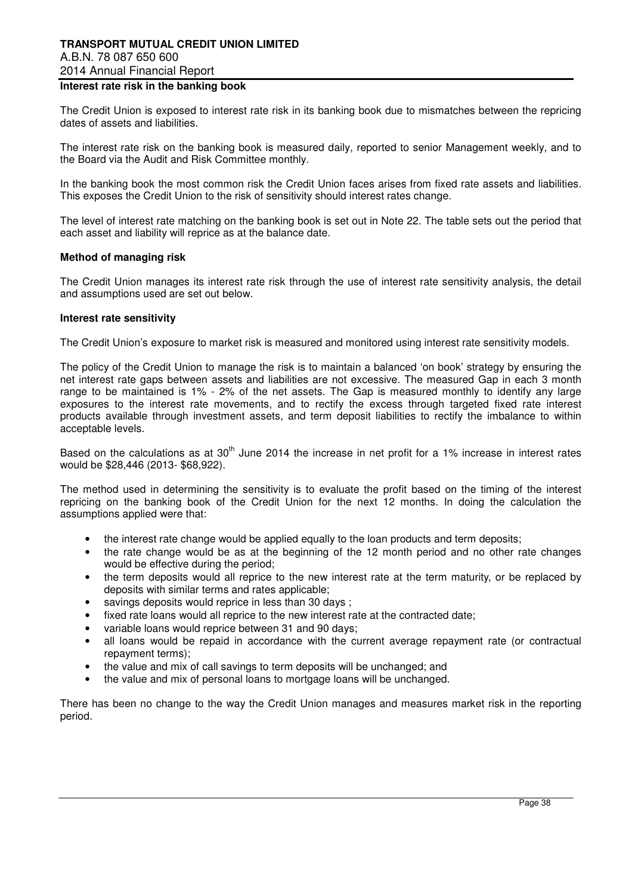## Interest rate risk in the banking book

The Credit Union is exposed to interest rate risk in its banking book due to mismatches between the repricing dates of assets and liabilities.

The interest rate risk on the banking book is measured daily, reported to senior Management weekly, and to the Board via the Audit and Risk Committee monthly.

In the banking book the most common risk the Credit Union faces arises from fixed rate assets and liabilities. This exposes the Credit Union to the risk of sensitivity should interest rates change.

The level of interest rate matching on the banking book is set out in Note 22. The table sets out the period that each asset and liability will reprice as at the balance date.

### Method of managing risk

The Credit Union manages its interest rate risk through the use of interest rate sensitivity analysis, the detail and assumptions used are set out below.

### Interest rate sensitivity

The Credit Union's exposure to market risk is measured and monitored using interest rate sensitivity models.

The policy of the Credit Union to manage the risk is to maintain a balanced 'on book' strategy by ensuring the net interest rate gaps between assets and liabilities are not excessive. The measured Gap in each 3 month range to be maintained is 1% - 2% of the net assets. The Gap is measured monthly to identify any large exposures to the interest rate movements, and to rectify the excess through targeted fixed rate interest products available through investment assets, and term deposit liabilities to rectify the imbalance to within acceptable levels.

Based on the calculations as at 30th June 2014 the increase in net profit for a 1% increase in interest rates would be $28,446 (2013- $68,922).

The method used in determining the sensitivity is to evaluate the profit based on the timing of the interest repricing on the banking book of the Credit Union for the next 12 months. In doing the calculation the assumptions applied were that:

- the interest rate change would be applied equally to the loan products and term deposits;
- the rate change would be as at the beginning of the 12 month period and no other rate changes would be effective during the period;
- the term deposits would all reprice to the new interest rate at the term maturity, or be replaced by deposits with similar terms and rates applicable;
- savings deposits would reprice in less than 30 days ;
- fixed rate loans would all reprice to the new interest rate at the contracted date;
- variable loans would reprice between 31 and 90 days;
- all loans would be repaid in accordance with the current average repayment rate (or contractual repayment terms);
- the value and mix of call savings to term deposits will be unchanged; and
- the value and mix of personal loans to mortgage loans will be unchanged.

There has been no change to the way the Credit Union manages and measures market risk in the reporting period.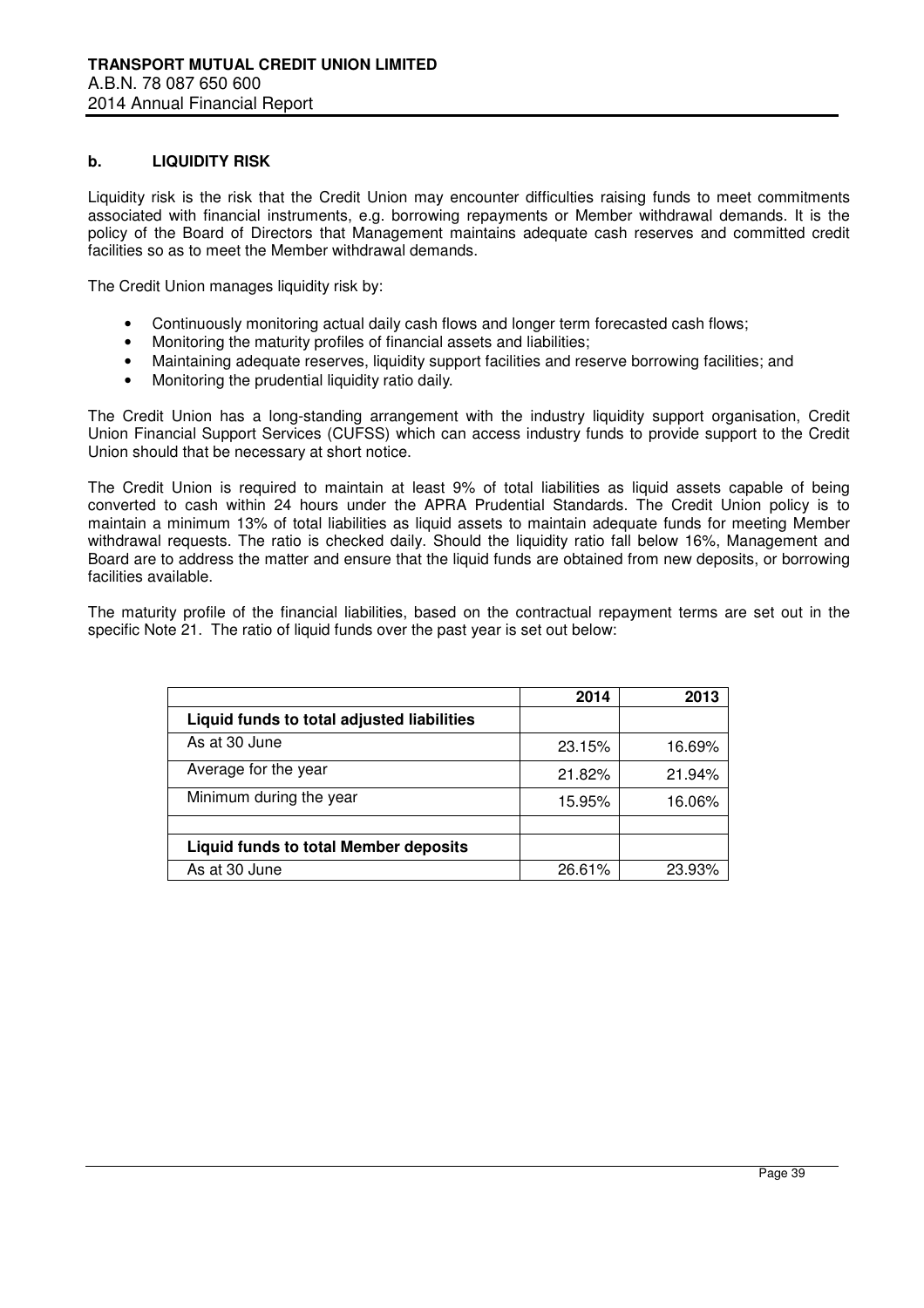## b. LIQUIDITY RISK

Liquidity risk is the risk that the Credit Union may encounter difficulties raising funds to meet commitments associated with financial instruments, e.g. borrowing repayments or Member withdrawal demands. It is the policy of the Board of Directors that Management maintains adequate cash reserves and committed credit facilities so as to meet the Member withdrawal demands.

The Credit Union manages liquidity risk by:

- Continuously monitoring actual daily cash flows and longer term forecasted cash flows;
- Monitoring the maturity profiles of financial assets and liabilities;
- Maintaining adequate reserves, liquidity support facilities and reserve borrowing facilities; and
- Monitoring the prudential liquidity ratio daily.

The Credit Union has a long-standing arrangement with the industry liquidity support organisation, Credit Union Financial Support Services (CUFSS) which can access industry funds to provide support to the Credit Union should that be necessary at short notice.

The Credit Union is required to maintain at least 9% of total liabilities as liquid assets capable of being converted to cash within 24 hours under the APRA Prudential Standards. The Credit Union policy is to maintain a minimum 13% of total liabilities as liquid assets to maintain adequate funds for meeting Member withdrawal requests. The ratio is checked daily. Should the liquidity ratio fall below 16%, Management and Board are to address the matter and ensure that the liquid funds are obtained from new deposits, or borrowing facilities available.

The maturity profile of the financial liabilities, based on the contractual repayment terms are set out in the specific Note 21. The ratio of liquid funds over the past year is set out below:

| | 2014 | 2013 |
|---|---|---|
| **Liquid funds to total adjusted liabilities** | | |
| As at 30 June | 23.15% | 16.69% |
| Average for the year | 21.82% | 21.94% |
| Minimum during the year | 15.95% | 16.06% |
| | | |
| **Liquid funds to total Member deposits** | | |
| As at 30 June | 26.61% | 23.93% |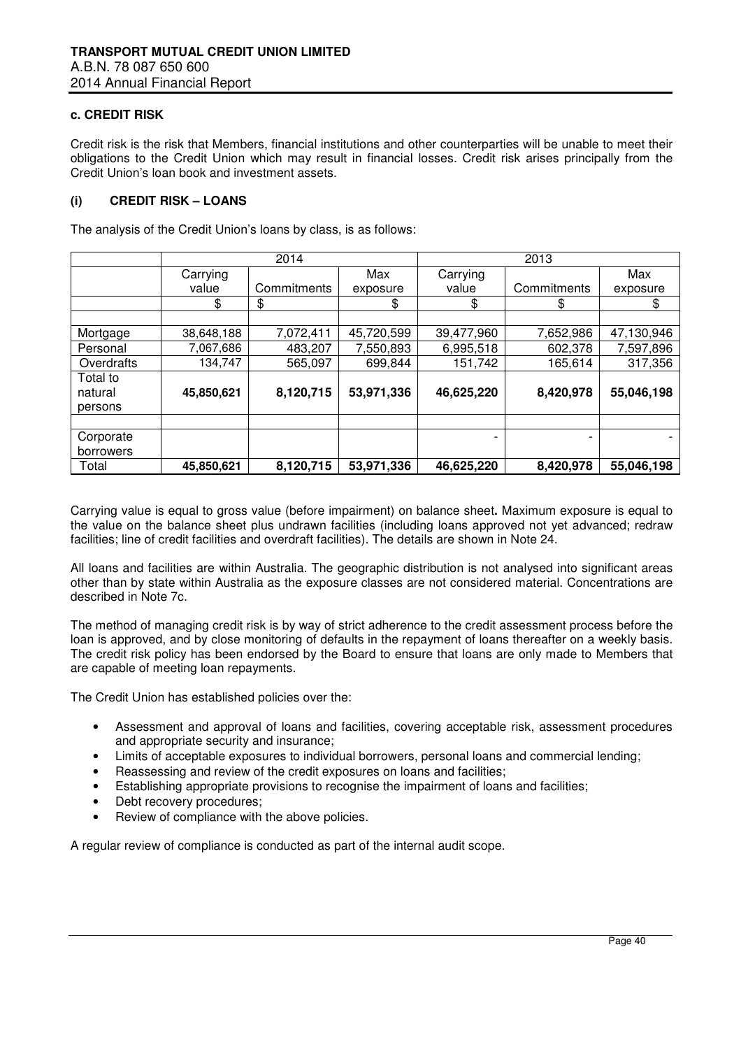### c. CREDIT RISK

Credit risk is the risk that Members, financial institutions and other counterparties will be unable to meet their obligations to the Credit Union which may result in financial losses. Credit risk arises principally from the Credit Union's loan book and investment assets.

### (i) CREDIT RISK – LOANS

The analysis of the Credit Union's loans by class, is as follows:

| | 2014 | | | 2013 | | |
|---|---|---|---|---|---|---|
| | Carrying value | Commitments | Max exposure | Carrying value | Commitments | Max exposure |
| | $ | $ | $ | $ | $ | $ |
| | | | | | | |
| Mortgage | 38,648,188 | 7,072,411 | 45,720,599 | 39,477,960 | 7,652,986 | 47,130,946 |
| Personal | 7,067,686 | 483,207 | 7,550,893 | 6,995,518 | 602,378 | 7,597,896 |
| Overdrafts | 134,747 | 565,097 | 699,844 | 151,742 | 165,614 | 317,356 |
| Total to natural persons | **45,850,621** | **8,120,715** | **53,971,336** | **46,625,220** | **8,420,978** | **55,046,198** |
| | | | | | | |
| Corporate borrowers | | | | - | - | - |
| Total | **45,850,621** | **8,120,715** | **53,971,336** | **46,625,220** | **8,420,978** | **55,046,198** |

Carrying value is equal to gross value (before impairment) on balance sheet**.** Maximum exposure is equal to the value on the balance sheet plus undrawn facilities (including loans approved not yet advanced; redraw facilities; line of credit facilities and overdraft facilities). The details are shown in Note 24.

All loans and facilities are within Australia. The geographic distribution is not analysed into significant areas other than by state within Australia as the exposure classes are not considered material. Concentrations are described in Note 7c.

The method of managing credit risk is by way of strict adherence to the credit assessment process before the loan is approved, and by close monitoring of defaults in the repayment of loans thereafter on a weekly basis. The credit risk policy has been endorsed by the Board to ensure that loans are only made to Members that are capable of meeting loan repayments.

The Credit Union has established policies over the:

- Assessment and approval of loans and facilities, covering acceptable risk, assessment procedures and appropriate security and insurance;
- Limits of acceptable exposures to individual borrowers, personal loans and commercial lending;
- Reassessing and review of the credit exposures on loans and facilities;
- Establishing appropriate provisions to recognise the impairment of loans and facilities;
- Debt recovery procedures;
- Review of compliance with the above policies.

A regular review of compliance is conducted as part of the internal audit scope.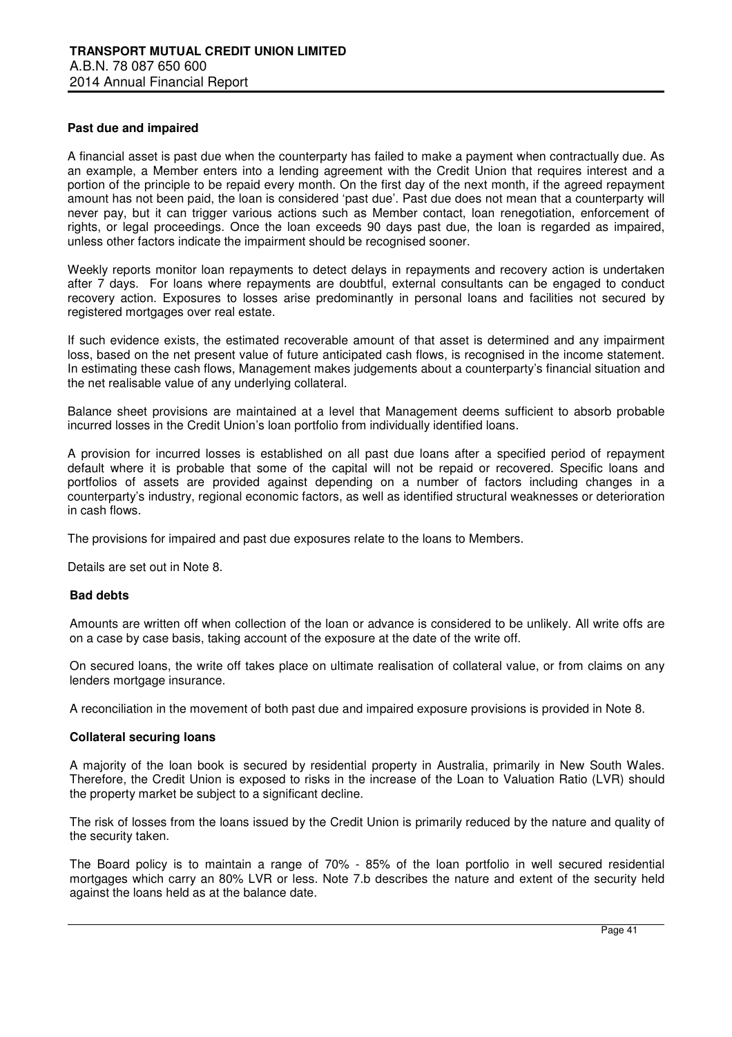**Past due and impaired**

A financial asset is past due when the counterparty has failed to make a payment when contractually due. As an example, a Member enters into a lending agreement with the Credit Union that requires interest and a portion of the principle to be repaid every month. On the first day of the next month, if the agreed repayment amount has not been paid, the loan is considered 'past due'. Past due does not mean that a counterparty will never pay, but it can trigger various actions such as Member contact, loan renegotiation, enforcement of rights, or legal proceedings. Once the loan exceeds 90 days past due, the loan is regarded as impaired, unless other factors indicate the impairment should be recognised sooner.

Weekly reports monitor loan repayments to detect delays in repayments and recovery action is undertaken after 7 days. For loans where repayments are doubtful, external consultants can be engaged to conduct recovery action. Exposures to losses arise predominantly in personal loans and facilities not secured by registered mortgages over real estate.

If such evidence exists, the estimated recoverable amount of that asset is determined and any impairment loss, based on the net present value of future anticipated cash flows, is recognised in the income statement. In estimating these cash flows, Management makes judgements about a counterparty's financial situation and the net realisable value of any underlying collateral.

Balance sheet provisions are maintained at a level that Management deems sufficient to absorb probable incurred losses in the Credit Union's loan portfolio from individually identified loans.

A provision for incurred losses is established on all past due loans after a specified period of repayment default where it is probable that some of the capital will not be repaid or recovered. Specific loans and portfolios of assets are provided against depending on a number of factors including changes in a counterparty's industry, regional economic factors, as well as identified structural weaknesses or deterioration in cash flows.

The provisions for impaired and past due exposures relate to the loans to Members.

Details are set out in Note 8.

**Bad debts**

Amounts are written off when collection of the loan or advance is considered to be unlikely. All write offs are on a case by case basis, taking account of the exposure at the date of the write off.

On secured loans, the write off takes place on ultimate realisation of collateral value, or from claims on any lenders mortgage insurance.

A reconciliation in the movement of both past due and impaired exposure provisions is provided in Note 8.

**Collateral securing loans**

A majority of the loan book is secured by residential property in Australia, primarily in New South Wales. Therefore, the Credit Union is exposed to risks in the increase of the Loan to Valuation Ratio (LVR) should the property market be subject to a significant decline.

The risk of losses from the loans issued by the Credit Union is primarily reduced by the nature and quality of the security taken.

The Board policy is to maintain a range of 70% - 85% of the loan portfolio in well secured residential mortgages which carry an 80% LVR or less. Note 7.b describes the nature and extent of the security held against the loans held as at the balance date.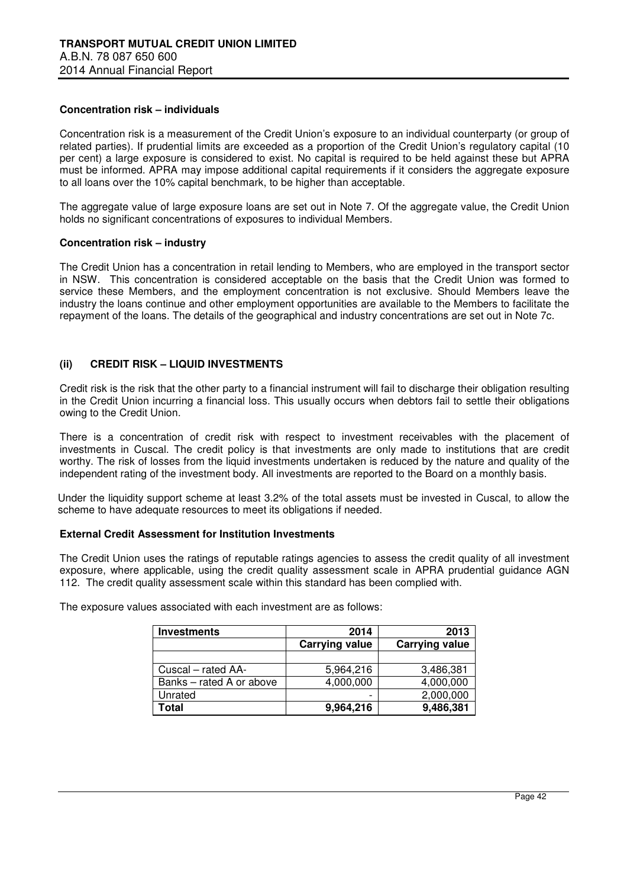**Concentration risk – individuals**

Concentration risk is a measurement of the Credit Union's exposure to an individual counterparty (or group of related parties). If prudential limits are exceeded as a proportion of the Credit Union's regulatory capital (10 per cent) a large exposure is considered to exist. No capital is required to be held against these but APRA must be informed. APRA may impose additional capital requirements if it considers the aggregate exposure to all loans over the 10% capital benchmark, to be higher than acceptable.

The aggregate value of large exposure loans are set out in Note 7. Of the aggregate value, the Credit Union holds no significant concentrations of exposures to individual Members.

**Concentration risk – industry**

The Credit Union has a concentration in retail lending to Members, who are employed in the transport sector in NSW. This concentration is considered acceptable on the basis that the Credit Union was formed to service these Members, and the employment concentration is not exclusive. Should Members leave the industry the loans continue and other employment opportunities are available to the Members to facilitate the repayment of the loans. The details of the geographical and industry concentrations are set out in Note 7c.

**(ii) CREDIT RISK – LIQUID INVESTMENTS**

Credit risk is the risk that the other party to a financial instrument will fail to discharge their obligation resulting in the Credit Union incurring a financial loss. This usually occurs when debtors fail to settle their obligations owing to the Credit Union.

There is a concentration of credit risk with respect to investment receivables with the placement of investments in Cuscal. The credit policy is that investments are only made to institutions that are credit worthy. The risk of losses from the liquid investments undertaken is reduced by the nature and quality of the independent rating of the investment body. All investments are reported to the Board on a monthly basis.

Under the liquidity support scheme at least 3.2% of the total assets must be invested in Cuscal, to allow the scheme to have adequate resources to meet its obligations if needed.

**External Credit Assessment for Institution Investments**

The Credit Union uses the ratings of reputable ratings agencies to assess the credit quality of all investment exposure, where applicable, using the credit quality assessment scale in APRA prudential guidance AGN 112. The credit quality assessment scale within this standard has been complied with.

The exposure values associated with each investment are as follows:

| **Investments** | **2014** | **2013** |
|---|---|---|
| | **Carrying value** | **Carrying value** |
| | | |
| Cuscal – rated AA- | 5,964,216 | 3,486,381 |
| Banks – rated A or above | 4,000,000 | 4,000,000 |
| Unrated | - | 2,000,000 |
| **Total** | **9,964,216** | **9,486,381** |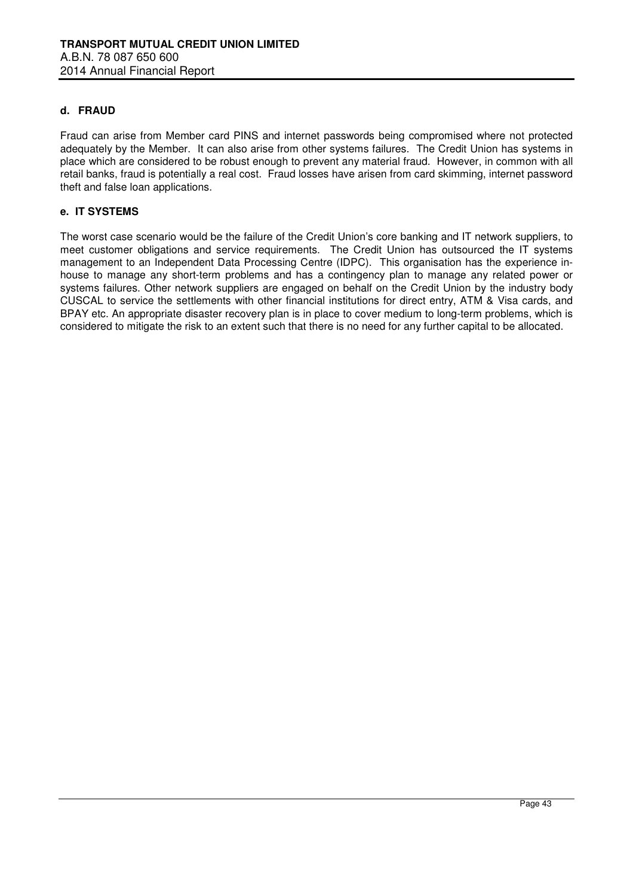**d. FRAUD**

Fraud can arise from Member card PINS and internet passwords being compromised where not protected adequately by the Member. It can also arise from other systems failures. The Credit Union has systems in place which are considered to be robust enough to prevent any material fraud. However, in common with all retail banks, fraud is potentially a real cost. Fraud losses have arisen from card skimming, internet password theft and false loan applications.

**e. IT SYSTEMS**

The worst case scenario would be the failure of the Credit Union's core banking and IT network suppliers, to meet customer obligations and service requirements. The Credit Union has outsourced the IT systems management to an Independent Data Processing Centre (IDPC). This organisation has the experience in-house to manage any short-term problems and has a contingency plan to manage any related power or systems failures. Other network suppliers are engaged on behalf on the Credit Union by the industry body CUSCAL to service the settlements with other financial institutions for direct entry, ATM & Visa cards, and BPAY etc. An appropriate disaster recovery plan is in place to cover medium to long-term problems, which is considered to mitigate the risk to an extent such that there is no need for any further capital to be allocated.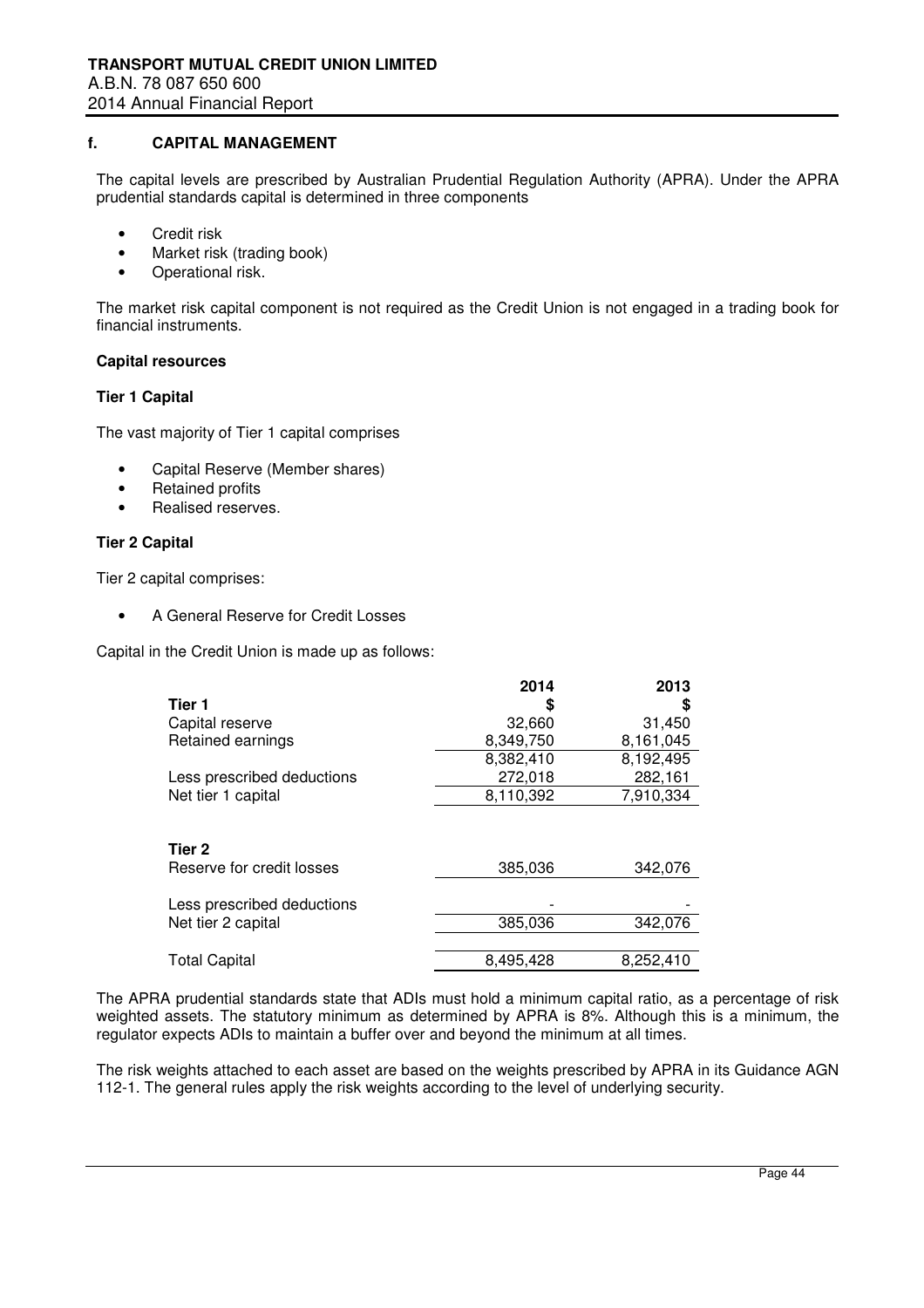### f. CAPITAL MANAGEMENT

The capital levels are prescribed by Australian Prudential Regulation Authority (APRA). Under the APRA prudential standards capital is determined in three components

- Credit risk
- Market risk (trading book)
- Operational risk.

The market risk capital component is not required as the Credit Union is not engaged in a trading book for financial instruments.

**Capital resources**

**Tier 1 Capital**

The vast majority of Tier 1 capital comprises

- Capital Reserve (Member shares)
- Retained profits
- Realised reserves.

**Tier 2 Capital**

Tier 2 capital comprises:

- A General Reserve for Credit Losses

Capital in the Credit Union is made up as follows:

| | 2014 | 2013 |
|---|---|---|
| **Tier 1** | **$** | **$** |
| Capital reserve | 32,660 | 31,450 |
| Retained earnings | 8,349,750 | 8,161,045 |
| | 8,382,410 | 8,192,495 |
| Less prescribed deductions | 272,018 | 282,161 |
| Net tier 1 capital | 8,110,392 | 7,910,334 |
| | | |
| **Tier 2** | | |
| Reserve for credit losses | 385,036 | 342,076 |
| Less prescribed deductions | - | - |
| Net tier 2 capital | 385,036 | 342,076 |
| | | |
| Total Capital | 8,495,428 | 8,252,410 |

The APRA prudential standards state that ADIs must hold a minimum capital ratio, as a percentage of risk weighted assets. The statutory minimum as determined by APRA is 8%. Although this is a minimum, the regulator expects ADIs to maintain a buffer over and beyond the minimum at all times.

The risk weights attached to each asset are based on the weights prescribed by APRA in its Guidance AGN 112-1. The general rules apply the risk weights according to the level of underlying security.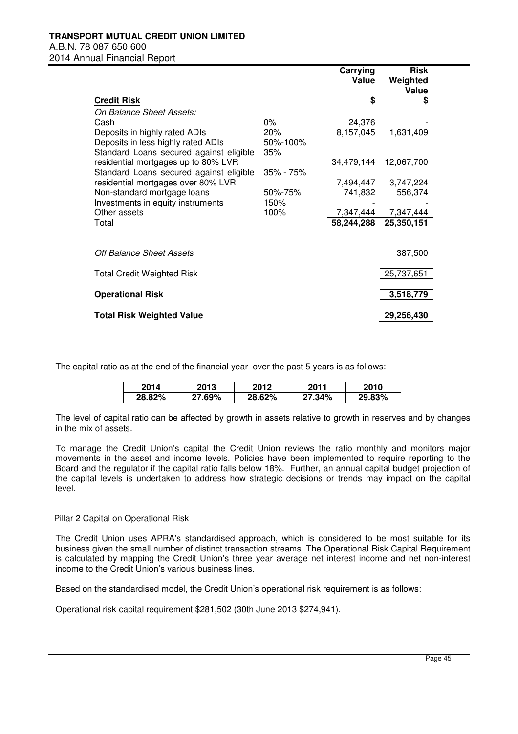| Credit Risk | | Carrying Value $ | Risk Weighted Value $ |
|---|---|---|---|
| *On Balance Sheet Assets:* | | | |
| Cash | 0% | 24,376 | - |
| Deposits in highly rated ADIs | 20% | 8,157,045 | 1,631,409 |
| Deposits in less highly rated ADIs | 50%-100% | | |
| Standard Loans secured against eligible residential mortgages up to 80% LVR | 35% | 34,479,144 | 12,067,700 |
| Standard Loans secured against eligible residential mortgages over 80% LVR | 35% - 75% | 7,494,447 | 3,747,224 |
| Non-standard mortgage loans | 50%-75% | 741,832 | 556,374 |
| Investments in equity instruments | 150% | - | - |
| Other assets | 100% | 7,347,444 | 7,347,444 |
| Total | | **58,244,288** | **25,350,151** |
| | | | |
| *Off Balance Sheet Assets* | | | 387,500 |
| | | | |
| Total Credit Weighted Risk | | | 25,737,651 |
| | | | |
| **Operational Risk** | | | **3,518,779** |
| | | | |
| **Total Risk Weighted Value** | | | **29,256,430** |

The capital ratio as at the end of the financial year over the past 5 years is as follows:

| 2014 | 2013 | 2012 | 2011 | 2010 |
|---|---|---|---|---|
| 28.82% | 27.69% | 28.62% | 27.34% | 29.83% |

The level of capital ratio can be affected by growth in assets relative to growth in reserves and by changes in the mix of assets.

To manage the Credit Union's capital the Credit Union reviews the ratio monthly and monitors major movements in the asset and income levels. Policies have been implemented to require reporting to the Board and the regulator if the capital ratio falls below 18%. Further, an annual capital budget projection of the capital levels is undertaken to address how strategic decisions or trends may impact on the capital level.

Pillar 2 Capital on Operational Risk

The Credit Union uses APRA's standardised approach, which is considered to be most suitable for its business given the small number of distinct transaction streams. The Operational Risk Capital Requirement is calculated by mapping the Credit Union's three year average net interest income and net non-interest income to the Credit Union's various business lines.

Based on the standardised model, the Credit Union's operational risk requirement is as follows:

Operational risk capital requirement $281,502 (30th June 2013 $274,941).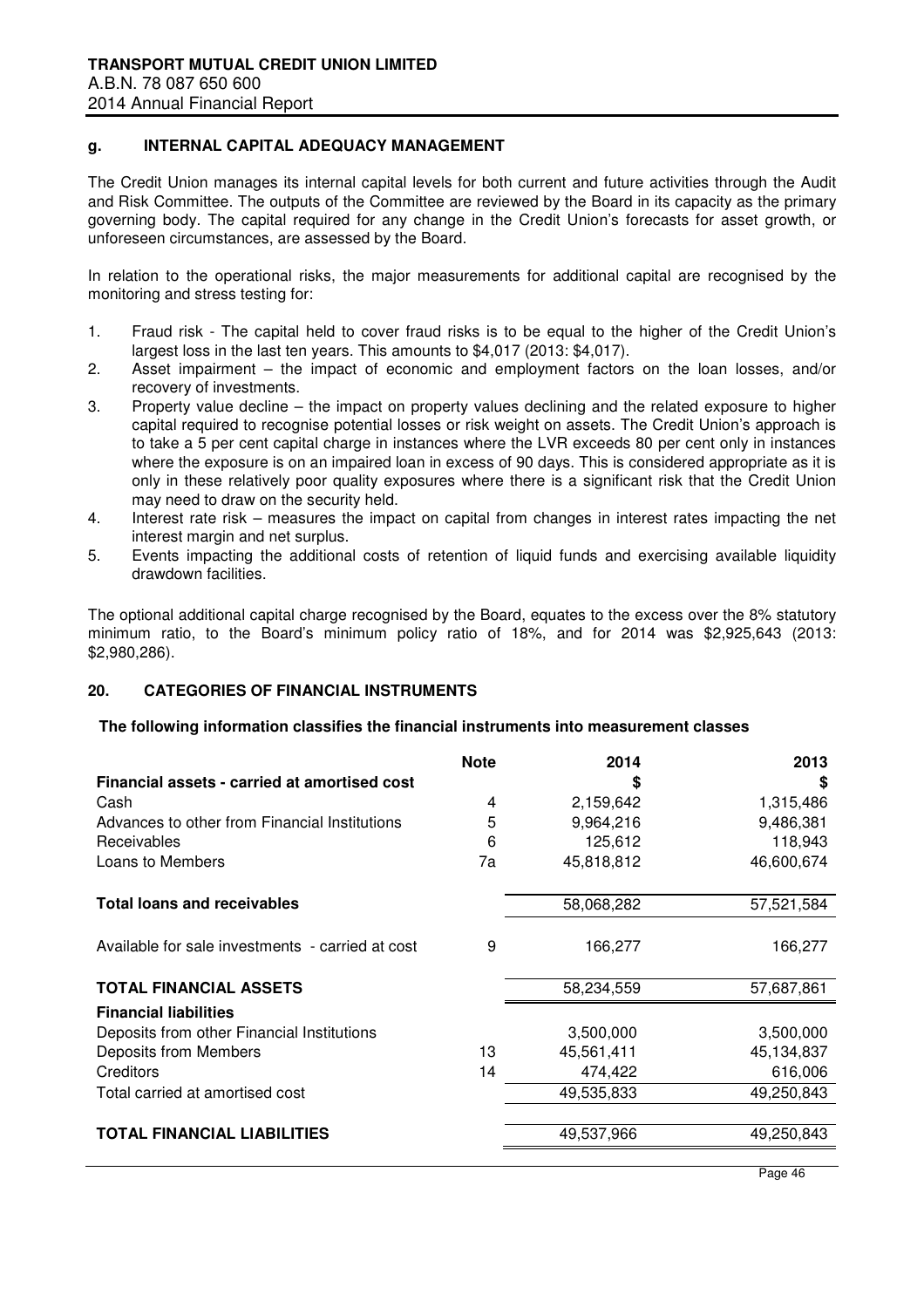### g. INTERNAL CAPITAL ADEQUACY MANAGEMENT

The Credit Union manages its internal capital levels for both current and future activities through the Audit and Risk Committee. The outputs of the Committee are reviewed by the Board in its capacity as the primary governing body. The capital required for any change in the Credit Union's forecasts for asset growth, or unforeseen circumstances, are assessed by the Board.

In relation to the operational risks, the major measurements for additional capital are recognised by the monitoring and stress testing for:

1. Fraud risk - The capital held to cover fraud risks is to be equal to the higher of the Credit Union's largest loss in the last ten years. This amounts to $4,017 (2013: $4,017).
2. Asset impairment – the impact of economic and employment factors on the loan losses, and/or recovery of investments.
3. Property value decline – the impact on property values declining and the related exposure to higher capital required to recognise potential losses or risk weight on assets. The Credit Union's approach is to take a 5 per cent capital charge in instances where the LVR exceeds 80 per cent only in instances where the exposure is on an impaired loan in excess of 90 days. This is considered appropriate as it is only in these relatively poor quality exposures where there is a significant risk that the Credit Union may need to draw on the security held.
4. Interest rate risk – measures the impact on capital from changes in interest rates impacting the net interest margin and net surplus.
5. Events impacting the additional costs of retention of liquid funds and exercising available liquidity drawdown facilities.

The optional additional capital charge recognised by the Board, equates to the excess over the 8% statutory minimum ratio, to the Board's minimum policy ratio of 18%, and for 2014 was $2,925,643 (2013: $2,980,286).

## 20. CATEGORIES OF FINANCIAL INSTRUMENTS

**The following information classifies the financial instruments into measurement classes**

| | Note | 2014 | 2013 |
|---|---|---|---|
| **Financial assets - carried at amortised cost** | | $ | $ |
| Cash | 4 | 2,159,642 | 1,315,486 |
| Advances to other from Financial Institutions | 5 | 9,964,216 | 9,486,381 |
| Receivables | 6 | 125,612 | 118,943 |
| Loans to Members | 7a | 45,818,812 | 46,600,674 |
| **Total loans and receivables** | | 58,068,282 | 57,521,584 |
| Available for sale investments - carried at cost | 9 | 166,277 | 166,277 |
| **TOTAL FINANCIAL ASSETS** | | 58,234,559 | 57,687,861 |
| **Financial liabilities** | | | |
| Deposits from other Financial Institutions | | 3,500,000 | 3,500,000 |
| Deposits from Members | 13 | 45,561,411 | 45,134,837 |
| Creditors | 14 | 474,422 | 616,006 |
| Total carried at amortised cost | | 49,535,833 | 49,250,843 |
| **TOTAL FINANCIAL LIABILITIES** | | 49,537,966 | 49,250,843 |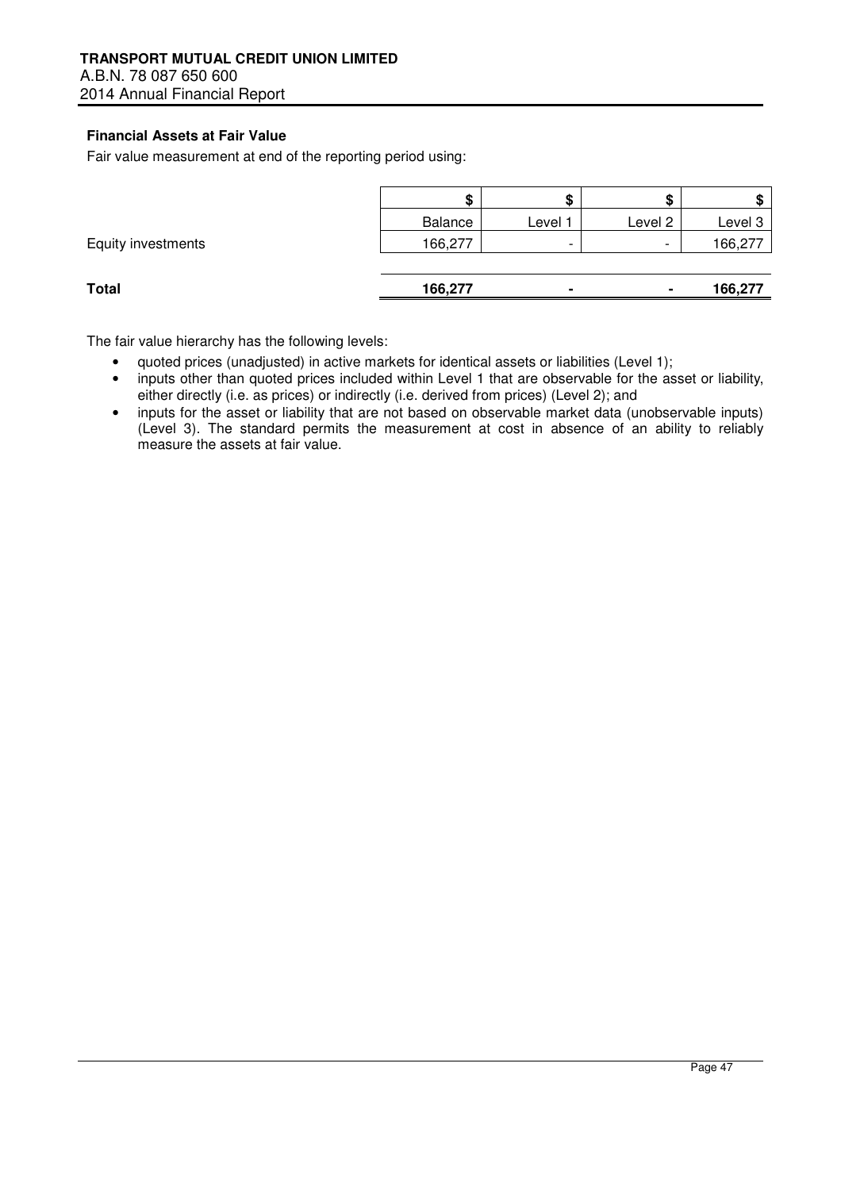**Financial Assets at Fair Value**

Fair value measurement at end of the reporting period using:

| | $ | $ | $ | $ |
|---|---|---|---|---|
| | Balance | Level 1 | Level 2 | Level 3 |
| Equity investments | 166,277 | - | - | 166,277 |
| **Total** | **166,277** | **-** | **-** | **166,277** |

The fair value hierarchy has the following levels:

- quoted prices (unadjusted) in active markets for identical assets or liabilities (Level 1);
- inputs other than quoted prices included within Level 1 that are observable for the asset or liability, either directly (i.e. as prices) or indirectly (i.e. derived from prices) (Level 2); and
- inputs for the asset or liability that are not based on observable market data (unobservable inputs) (Level 3). The standard permits the measurement at cost in absence of an ability to reliably measure the assets at fair value.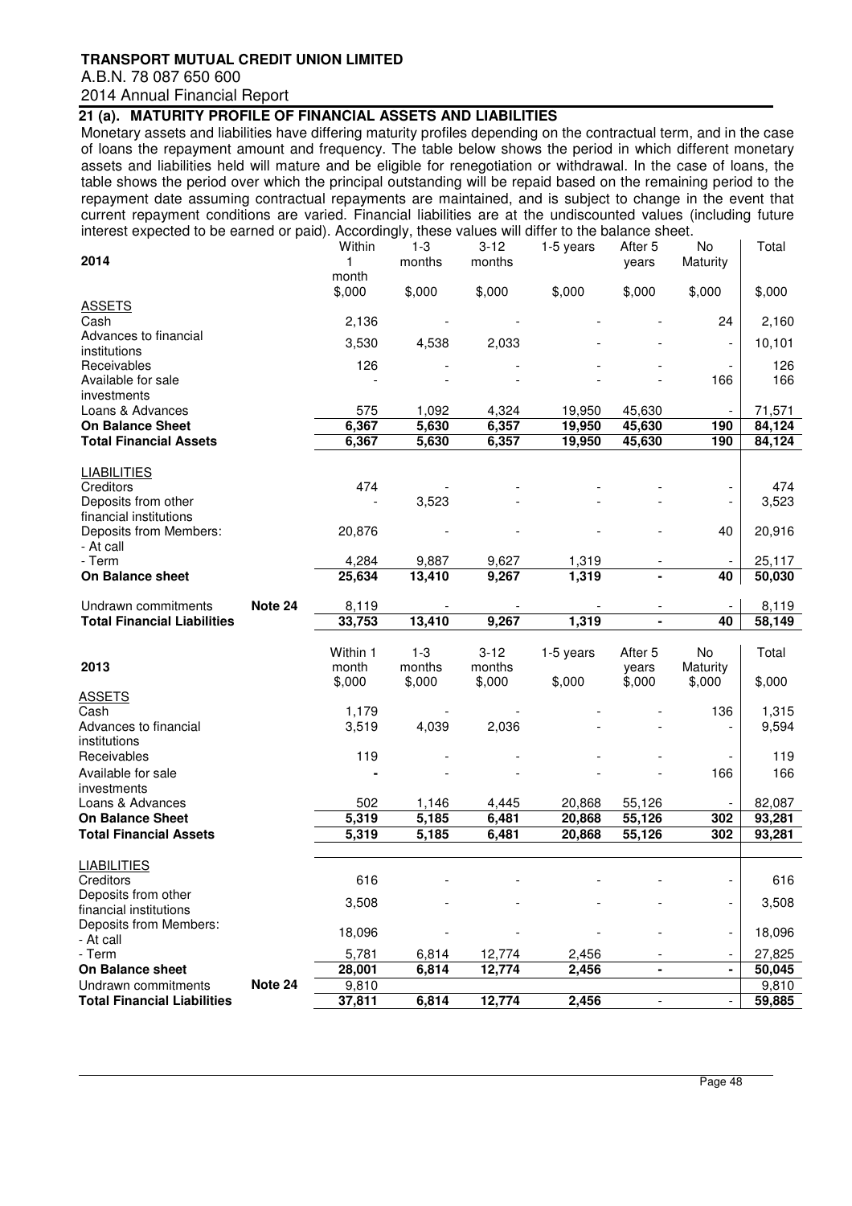**TRANSPORT MUTUAL CREDIT UNION LIMITED**

A.B.N. 78 087 650 600

2014 Annual Financial Report

## 21 (a). MATURITY PROFILE OF FINANCIAL ASSETS AND LIABILITIES

Monetary assets and liabilities have differing maturity profiles depending on the contractual term, and in the case of loans the repayment amount and frequency. The table below shows the period in which different monetary assets and liabilities held will mature and be eligible for renegotiation or withdrawal. In the case of loans, the table shows the period over which the principal outstanding will be repaid based on the remaining period to the repayment date assuming contractual repayments are maintained, and is subject to change in the event that current repayment conditions are varied. Financial liabilities are at the undiscounted values (including future interest expected to be earned or paid). Accordingly, these values will differ to the balance sheet.

| 2014 | | Within 1 month | 1-3 months | 3-12 months | 1-5 years | After 5 years | No Maturity | Total |
|---|---|---|---|---|---|---|---|---|
| | | $,000 | $,000 | $,000 | $,000 | $,000 | $,000 | $,000 |
| ASSETS | | | | | | | | |
| Cash | | 2,136 | - | - | - | - | 24 | 2,160 |
| Advances to financial institutions | | 3,530 | 4,538 | 2,033 | - | - | - | 10,101 |
| Receivables | | 126 | - | - | - | - | - | 126 |
| Available for sale investments | | - | - | - | - | - | 166 | 166 |
| Loans & Advances | | 575 | 1,092 | 4,324 | 19,950 | 45,630 | - | 71,571 |
| **On Balance Sheet** | | **6,367** | **5,630** | **6,357** | **19,950** | **45,630** | **190** | **84,124** |
| **Total Financial Assets** | | **6,367** | **5,630** | **6,357** | **19,950** | **45,630** | **190** | **84,124** |
| LIABILITIES | | | | | | | | |
| Creditors | | 474 | - | - | - | - | - | 474 |
| Deposits from other financial institutions | | - | 3,523 | - | - | - | - | 3,523 |
| Deposits from Members: - At call | | 20,876 | - | - | - | - | 40 | 20,916 |
| - Term | | 4,284 | 9,887 | 9,627 | 1,319 | - | - | 25,117 |
| **On Balance sheet** | | **25,634** | **13,410** | **9,267** | **1,319** | **-** | **40** | **50,030** |
| Undrawn commitments | Note 24 | 8,119 | - | - | - | - | - | 8,119 |
| **Total Financial Liabilities** | | **33,753** | **13,410** | **9,267** | **1,319** | **-** | **40** | **58,149** |

| 2013 | | Within 1 month | 1-3 months | 3-12 months | 1-5 years | After 5 years | No Maturity | Total |
|---|---|---|---|---|---|---|---|---|
| | | $,000 | $,000 | $,000 | $,000 | $,000 | $,000 | $,000 |
| ASSETS | | | | | | | | |
| Cash | | 1,179 | - | - | - | - | 136 | 1,315 |
| Advances to financial institutions | | 3,519 | 4,039 | 2,036 | - | - | - | 9,594 |
| Receivables | | 119 | - | - | - | - | - | 119 |
| Available for sale investments | | - | - | - | - | - | 166 | 166 |
| Loans & Advances | | 502 | 1,146 | 4,445 | 20,868 | 55,126 | - | 82,087 |
| **On Balance Sheet** | | **5,319** | **5,185** | **6,481** | **20,868** | **55,126** | **302** | **93,281** |
| **Total Financial Assets** | | **5,319** | **5,185** | **6,481** | **20,868** | **55,126** | **302** | **93,281** |
| LIABILITIES | | | | | | | | |
| Creditors | | 616 | - | - | - | - | - | 616 |
| Deposits from other financial institutions | | 3,508 | - | - | - | - | - | 3,508 |
| Deposits from Members: - At call | | 18,096 | - | - | - | - | - | 18,096 |
| - Term | | 5,781 | 6,814 | 12,774 | 2,456 | - | - | 27,825 |
| **On Balance sheet** | | **28,001** | **6,814** | **12,774** | **2,456** | **-** | **-** | **50,045** |
| Undrawn commitments | Note 24 | 9,810 | | | | | | 9,810 |
| **Total Financial Liabilities** | | **37,811** | **6,814** | **12,774** | **2,456** | - | - | **59,885** |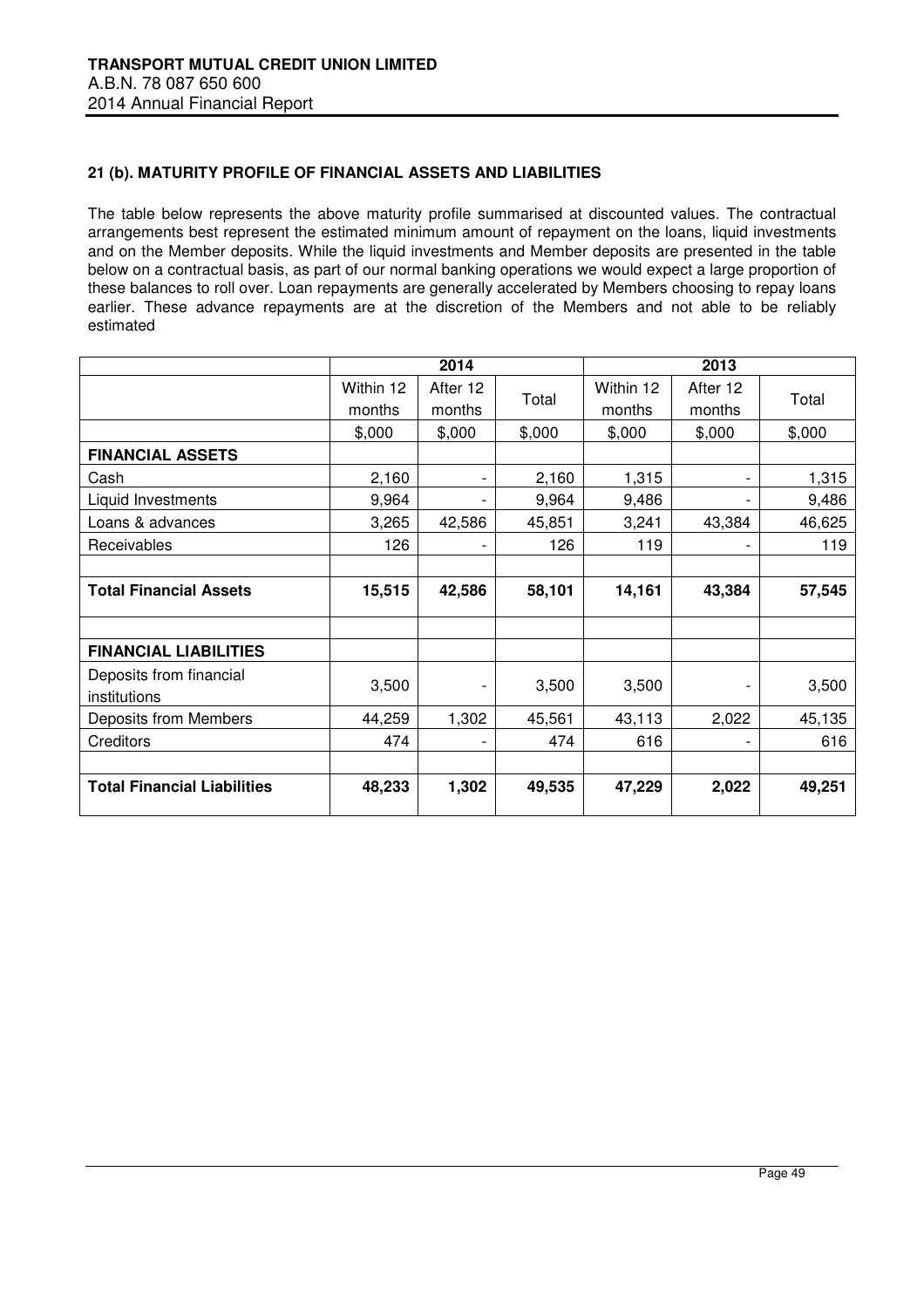## 21 (b). MATURITY PROFILE OF FINANCIAL ASSETS AND LIABILITIES

The table below represents the above maturity profile summarised at discounted values. The contractual arrangements best represent the estimated minimum amount of repayment on the loans, liquid investments and on the Member deposits. While the liquid investments and Member deposits are presented in the table below on a contractual basis, as part of our normal banking operations we would expect a large proportion of these balances to roll over. Loan repayments are generally accelerated by Members choosing to repay loans earlier. These advance repayments are at the discretion of the Members and not able to be reliably estimated

| | 2014 | | | 2013 | | |
|---|---|---|---|---|---|---|
| | Within 12 months | After 12 months | Total | Within 12 months | After 12 months | Total |
| | $,000 | $,000 | $,000 | $,000 | $,000 | $,000 |
| **FINANCIAL ASSETS** | | | | | | |
| Cash | 2,160 | - | 2,160 | 1,315 | - | 1,315 |
| Liquid Investments | 9,964 | - | 9,964 | 9,486 | - | 9,486 |
| Loans & advances | 3,265 | 42,586 | 45,851 | 3,241 | 43,384 | 46,625 |
| Receivables | 126 | - | 126 | 119 | - | 119 |
| **Total Financial Assets** | **15,515** | **42,586** | **58,101** | **14,161** | **43,384** | **57,545** |
| **FINANCIAL LIABILITIES** | | | | | | |
| Deposits from financial institutions | 3,500 | - | 3,500 | 3,500 | - | 3,500 |
| Deposits from Members | 44,259 | 1,302 | 45,561 | 43,113 | 2,022 | 45,135 |
| Creditors | 474 | - | 474 | 616 | - | 616 |
| **Total Financial Liabilities** | **48,233** | **1,302** | **49,535** | **47,229** | **2,022** | **49,251** |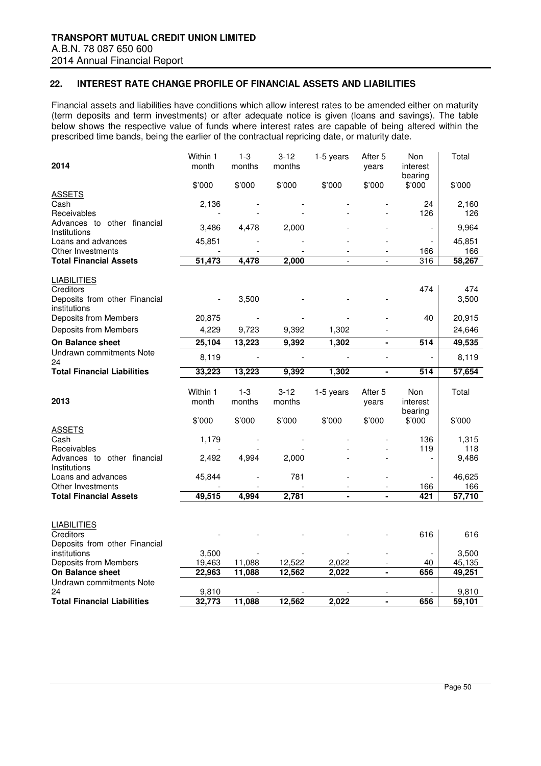## 22. INTEREST RATE CHANGE PROFILE OF FINANCIAL ASSETS AND LIABILITIES

Financial assets and liabilities have conditions which allow interest rates to be amended either on maturity (term deposits and term investments) or after adequate notice is given (loans and savings). The table below shows the respective value of funds where interest rates are capable of being altered within the prescribed time bands, being the earlier of the contractual repricing date, or maturity date.

| 2014 | Within 1 month | 1-3 months | 3-12 months | 1-5 years | After 5 years | Non interest bearing | Total |
|---|---|---|---|---|---|---|---|
| | $'000 | $'000 | $'000 | $'000 | $'000 | $'000 | $'000 |
| ASSETS | | | | | | | |
| Cash | 2,136 | - | - | - | - | 24 | 2,160 |
| Receivables | - | - | - | - | - | 126 | 126 |
| Advances to other financial Institutions | 3,486 | 4,478 | 2,000 | - | - | - | 9,964 |
| Loans and advances | 45,851 | - | - | - | - | - | 45,851 |
| Other Investments | - | - | - | - | - | 166 | 166 |
| **Total Financial Assets** | **51,473** | **4,478** | **2,000** | - | - | **316** | **58,267** |
| LIABILITIES | | | | | | | |
| Creditors | | | | | | 474 | 474 |
| Deposits from other Financial institutions | - | 3,500 | - | - | - | | 3,500 |
| Deposits from Members | 20,875 | - | - | - | - | 40 | 20,915 |
| Deposits from Members | 4,229 | 9,723 | 9,392 | 1,302 | - | | 24,646 |
| **On Balance sheet** | **25,104** | **13,223** | **9,392** | **1,302** | **-** | **514** | **49,535** |
| Undrawn commitments Note 24 | 8,119 | - | - | - | - | - | 8,119 |
| **Total Financial Liabilities** | **33,223** | **13,223** | **9,392** | **1,302** | **-** | **514** | **57,654** |

| 2013 | Within 1 month | 1-3 months | 3-12 months | 1-5 years | After 5 years | Non interest bearing | Total |
|---|---|---|---|---|---|---|---|
| | $'000 | $'000 | $'000 | $'000 | $'000 | $'000 | $'000 |
| ASSETS | | | | | | | |
| Cash | 1,179 | - | - | - | - | 136 | 1,315 |
| Receivables | - | - | - | - | - | 119 | 118 |
| Advances to other financial Institutions | 2,492 | 4,994 | 2,000 | - | - | - | 9,486 |
| Loans and advances | 45,844 | - | 781 | - | - | - | 46,625 |
| Other Investments | - | - | - | - | - | 166 | 166 |
| **Total Financial Assets** | **49,515** | **4,994** | **2,781** | **-** | **-** | **421** | **57,710** |
| LIABILITIES | | | | | | | |
| Creditors | - | - | - | - | - | 616 | 616 |
| Deposits from other Financial institutions | 3,500 | - | - | - | - | - | 3,500 |
| Deposits from Members | 19,463 | 11,088 | 12,522 | 2,022 | - | 40 | 45,135 |
| **On Balance sheet** | **22,963** | **11,088** | **12,562** | **2,022** | **-** | **656** | **49,251** |
| Undrawn commitments Note 24 | 9,810 | - | - | - | - | - | 9,810 |
| **Total Financial Liabilities** | **32,773** | **11,088** | **12,562** | **2,022** | **-** | **656** | **59,101** |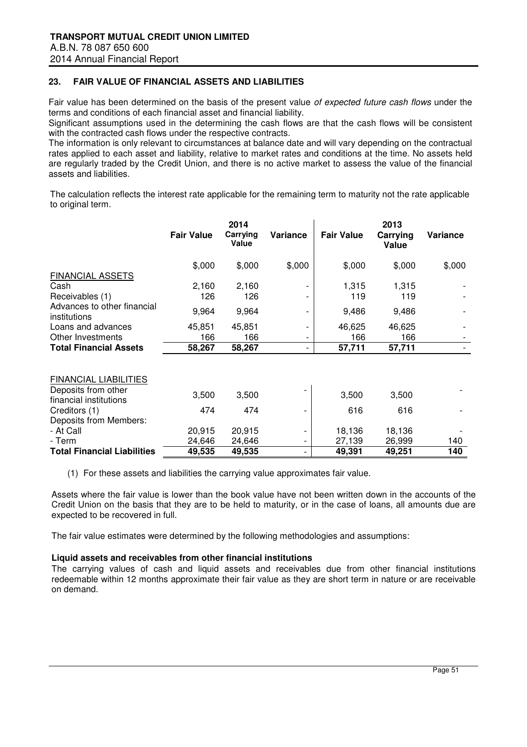## 23. FAIR VALUE OF FINANCIAL ASSETS AND LIABILITIES

Fair value has been determined on the basis of the present value *of expected future cash flows* under the terms and conditions of each financial asset and financial liability.
Significant assumptions used in the determining the cash flows are that the cash flows will be consistent with the contracted cash flows under the respective contracts.
The information is only relevant to circumstances at balance date and will vary depending on the contractual rates applied to each asset and liability, relative to market rates and conditions at the time. No assets held are regularly traded by the Credit Union, and there is no active market to assess the value of the financial assets and liabilities.

The calculation reflects the interest rate applicable for the remaining term to maturity not the rate applicable to original term.

| | 2014 | | | 2013 | | |
|---|---|---|---|---|---|---|
| | **Fair Value** | **Carrying Value** | **Variance** | **Fair Value** | **Carrying Value** | **Variance** |
| | $,000 | $,000 | $,000 | $,000 | $,000 | $,000 |
| FINANCIAL ASSETS | | | | | | |
| Cash | 2,160 | 2,160 | - | 1,315 | 1,315 | - |
| Receivables (1) | 126 | 126 | - | 119 | 119 | - |
| Advances to other financial institutions | 9,964 | 9,964 | - | 9,486 | 9,486 | - |
| Loans and advances | 45,851 | 45,851 | - | 46,625 | 46,625 | - |
| Other Investments | 166 | 166 | - | 166 | 166 | - |
| **Total Financial Assets** | **58,267** | **58,267** | - | **57,711** | **57,711** | - |
| FINANCIAL LIABILITIES | | | | | | |
| Deposits from other financial institutions | 3,500 | 3,500 | - | 3,500 | 3,500 | - |
| Creditors (1) | 474 | 474 | - | 616 | 616 | - |
| Deposits from Members: | | | | | | |
| - At Call | 20,915 | 20,915 | - | 18,136 | 18,136 | - |
| - Term | 24,646 | 24,646 | - | 27,139 | 26,999 | 140 |
| **Total Financial Liabilities** | **49,535** | **49,535** | - | **49,391** | **49,251** | **140** |

(1) For these assets and liabilities the carrying value approximates fair value.

Assets where the fair value is lower than the book value have not been written down in the accounts of the Credit Union on the basis that they are to be held to maturity, or in the case of loans, all amounts due are expected to be recovered in full.

The fair value estimates were determined by the following methodologies and assumptions:

**Liquid assets and receivables from other financial institutions**

The carrying values of cash and liquid assets and receivables due from other financial institutions redeemable within 12 months approximate their fair value as they are short term in nature or are receivable on demand.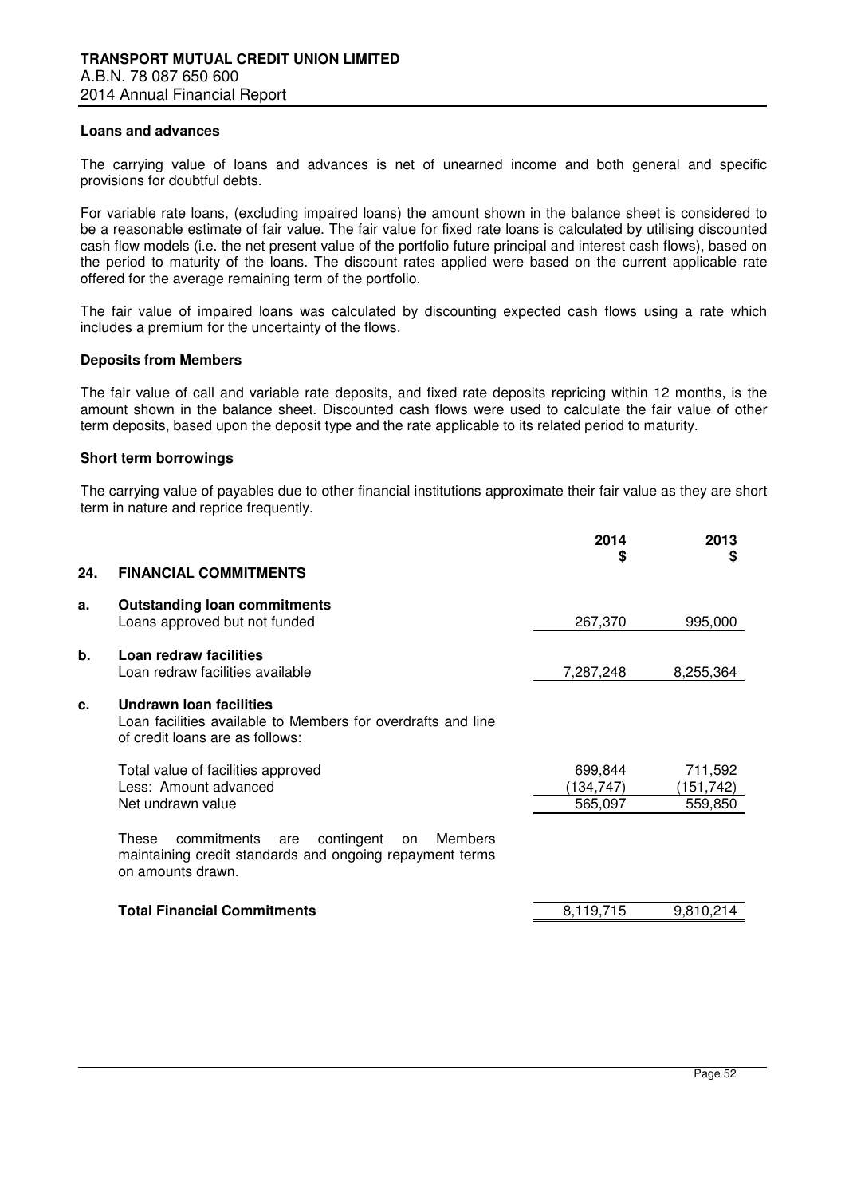**Loans and advances**

The carrying value of loans and advances is net of unearned income and both general and specific provisions for doubtful debts.

For variable rate loans, (excluding impaired loans) the amount shown in the balance sheet is considered to be a reasonable estimate of fair value. The fair value for fixed rate loans is calculated by utilising discounted cash flow models (i.e. the net present value of the portfolio future principal and interest cash flows), based on the period to maturity of the loans. The discount rates applied were based on the current applicable rate offered for the average remaining term of the portfolio.

The fair value of impaired loans was calculated by discounting expected cash flows using a rate which includes a premium for the uncertainty of the flows.

**Deposits from Members**

The fair value of call and variable rate deposits, and fixed rate deposits repricing within 12 months, is the amount shown in the balance sheet. Discounted cash flows were used to calculate the fair value of other term deposits, based upon the deposit type and the rate applicable to its related period to maturity.

**Short term borrowings**

The carrying value of payables due to other financial institutions approximate their fair value as they are short term in nature and reprice frequently.

## 24. FINANCIAL COMMITMENTS

| | | 2014 $ | 2013 $ |
|---|---|---|---|
| **a.** | **Outstanding loan commitments** | | |
| | Loans approved but not funded | 267,370 | 995,000 |
| **b.** | **Loan redraw facilities** | | |
| | Loan redraw facilities available | 7,287,248 | 8,255,364 |
| **c.** | **Undrawn loan facilities** | | |
| | Loan facilities available to Members for overdrafts and line of credit loans are as follows: | | |
| | Total value of facilities approved | 699,844 | 711,592 |
| | Less: Amount advanced | (134,747) | (151,742) |
| | Net undrawn value | 565,097 | 559,850 |
| | These commitments are contingent on Members maintaining credit standards and ongoing repayment terms on amounts drawn. | | |
| | **Total Financial Commitments** | 8,119,715 | 9,810,214 |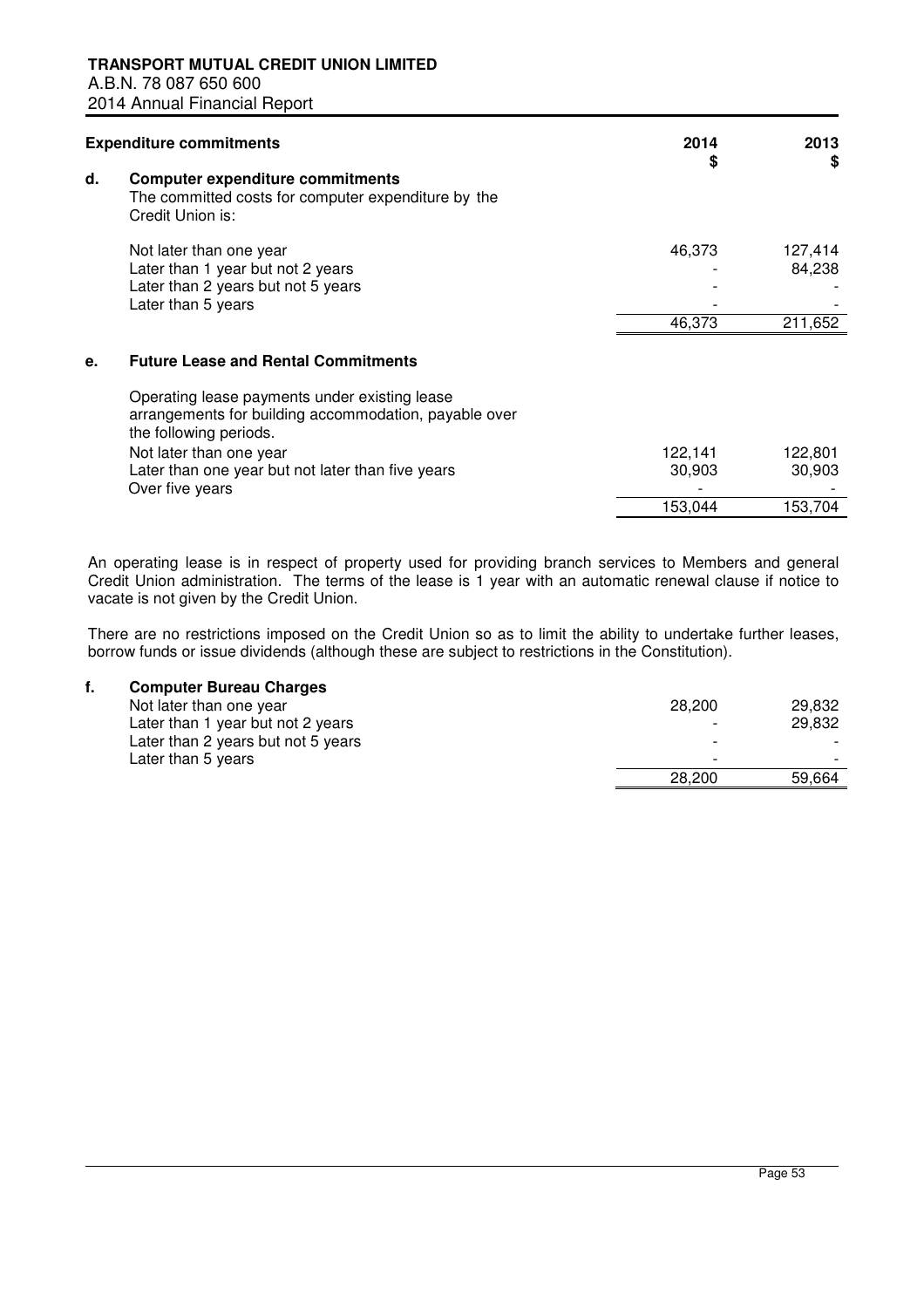**TRANSPORT MUTUAL CREDIT UNION LIMITED**
A.B.N. 78 087 650 600
2014 Annual Financial Report

| **Expenditure commitments** | **2014 $** | **2013 $** |
|---|---|---|
| **d. Computer expenditure commitments** | | |
| The committed costs for computer expenditure by the Credit Union is: | | |
| Not later than one year | 46,373 | 127,414 |
| Later than 1 year but not 2 years | - | 84,238 |
| Later than 2 years but not 5 years | - | - |
| Later than 5 years | - | - |
| | 46,373 | 211,652 |

**e. Future Lease and Rental Commitments**

| | 2014 $ | 2013 $ |
|---|---|---|
| Operating lease payments under existing lease arrangements for building accommodation, payable over the following periods. | | |
| Not later than one year | 122,141 | 122,801 |
| Later than one year but not later than five years | 30,903 | 30,903 |
| Over five years | - | - |
| | 153,044 | 153,704 |

An operating lease is in respect of property used for providing branch services to Members and general Credit Union administration. The terms of the lease is 1 year with an automatic renewal clause if notice to vacate is not given by the Credit Union.

There are no restrictions imposed on the Credit Union so as to limit the ability to undertake further leases, borrow funds or issue dividends (although these are subject to restrictions in the Constitution).

**f. Computer Bureau Charges**

| | 2014 $ | 2013 $ |
|---|---|---|
| Not later than one year | 28,200 | 29,832 |
| Later than 1 year but not 2 years | - | 29,832 |
| Later than 2 years but not 5 years | - | - |
| Later than 5 years | - | - |
| | 28,200 | 59,664 |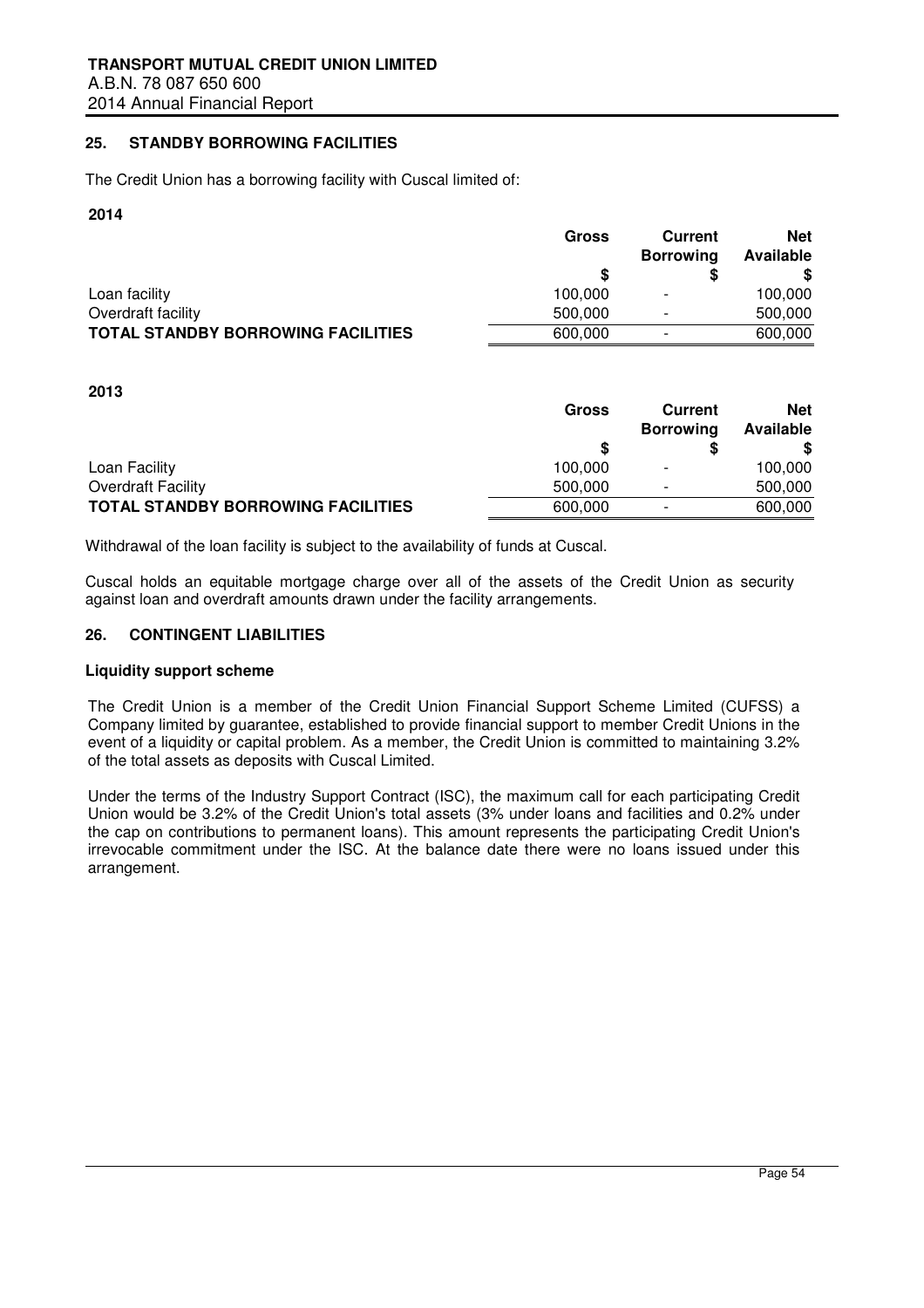## 25. STANDBY BORROWING FACILITIES

The Credit Union has a borrowing facility with Cuscal limited of:

**2014**

| | Gross | Current Borrowing | Net Available |
|---|---|---|---|
| | $ | $ | $ |
| Loan facility | 100,000 | - | 100,000 |
| Overdraft facility | 500,000 | - | 500,000 |
| **TOTAL STANDBY BORROWING FACILITIES** | 600,000 | - | 600,000 |

**2013**

| | Gross | Current Borrowing | Net Available |
|---|---|---|---|
| | $ | $ | $ |
| Loan Facility | 100,000 | - | 100,000 |
| Overdraft Facility | 500,000 | - | 500,000 |
| **TOTAL STANDBY BORROWING FACILITIES** | 600,000 | - | 600,000 |

Withdrawal of the loan facility is subject to the availability of funds at Cuscal.

Cuscal holds an equitable mortgage charge over all of the assets of the Credit Union as security against loan and overdraft amounts drawn under the facility arrangements.

## 26. CONTINGENT LIABILITIES

### Liquidity support scheme

The Credit Union is a member of the Credit Union Financial Support Scheme Limited (CUFSS) a Company limited by guarantee, established to provide financial support to member Credit Unions in the event of a liquidity or capital problem. As a member, the Credit Union is committed to maintaining 3.2% of the total assets as deposits with Cuscal Limited.

Under the terms of the Industry Support Contract (ISC), the maximum call for each participating Credit Union would be 3.2% of the Credit Union's total assets (3% under loans and facilities and 0.2% under the cap on contributions to permanent loans). This amount represents the participating Credit Union's irrevocable commitment under the ISC. At the balance date there were no loans issued under this arrangement.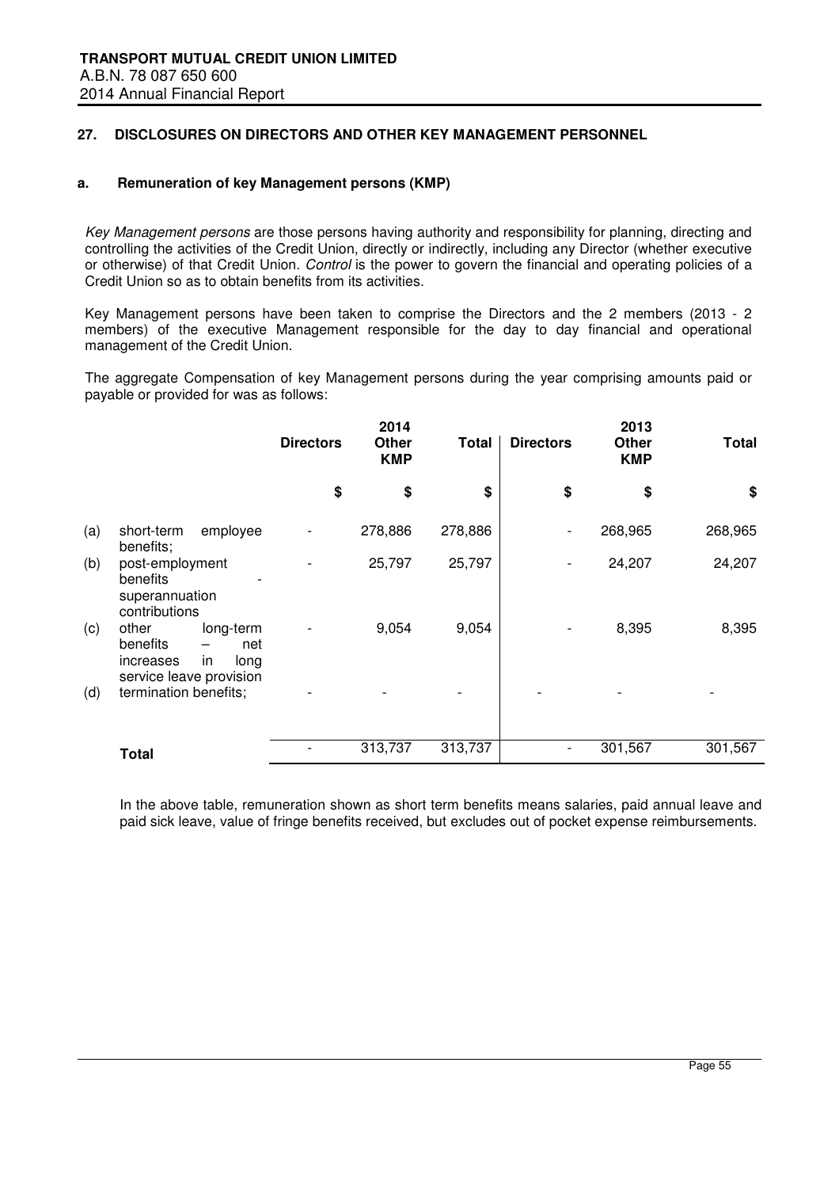## 27. DISCLOSURES ON DIRECTORS AND OTHER KEY MANAGEMENT PERSONNEL

### a. Remuneration of key Management persons (KMP)

*Key Management persons* are those persons having authority and responsibility for planning, directing and controlling the activities of the Credit Union, directly or indirectly, including any Director (whether executive or otherwise) of that Credit Union. *Control* is the power to govern the financial and operating policies of a Credit Union so as to obtain benefits from its activities.

Key Management persons have been taken to comprise the Directors and the 2 members (2013 - 2 members) of the executive Management responsible for the day to day financial and operational management of the Credit Union.

The aggregate Compensation of key Management persons during the year comprising amounts paid or payable or provided for was as follows:

| | | 2014 | | | 2013 | | |
|---|---|---|---|---|---|---|---|
| | | **Directors** | **Other KMP** | **Total** | **Directors** | **Other KMP** | **Total** |
| | | $ | $ | $ | $ | $ | $ |
| (a) | short-term employee benefits; | - | 278,886 | 278,886 | - | 268,965 | 268,965 |
| (b) | post-employment benefits - superannuation contributions | - | 25,797 | 25,797 | - | 24,207 | 24,207 |
| (c) | other long-term benefits – net increases in long service leave provision | - | 9,054 | 9,054 | - | 8,395 | 8,395 |
| (d) | termination benefits; | - | - | - | - | - | - |
| | **Total** | - | 313,737 | 313,737 | - | 301,567 | 301,567 |

In the above table, remuneration shown as short term benefits means salaries, paid annual leave and paid sick leave, value of fringe benefits received, but excludes out of pocket expense reimbursements.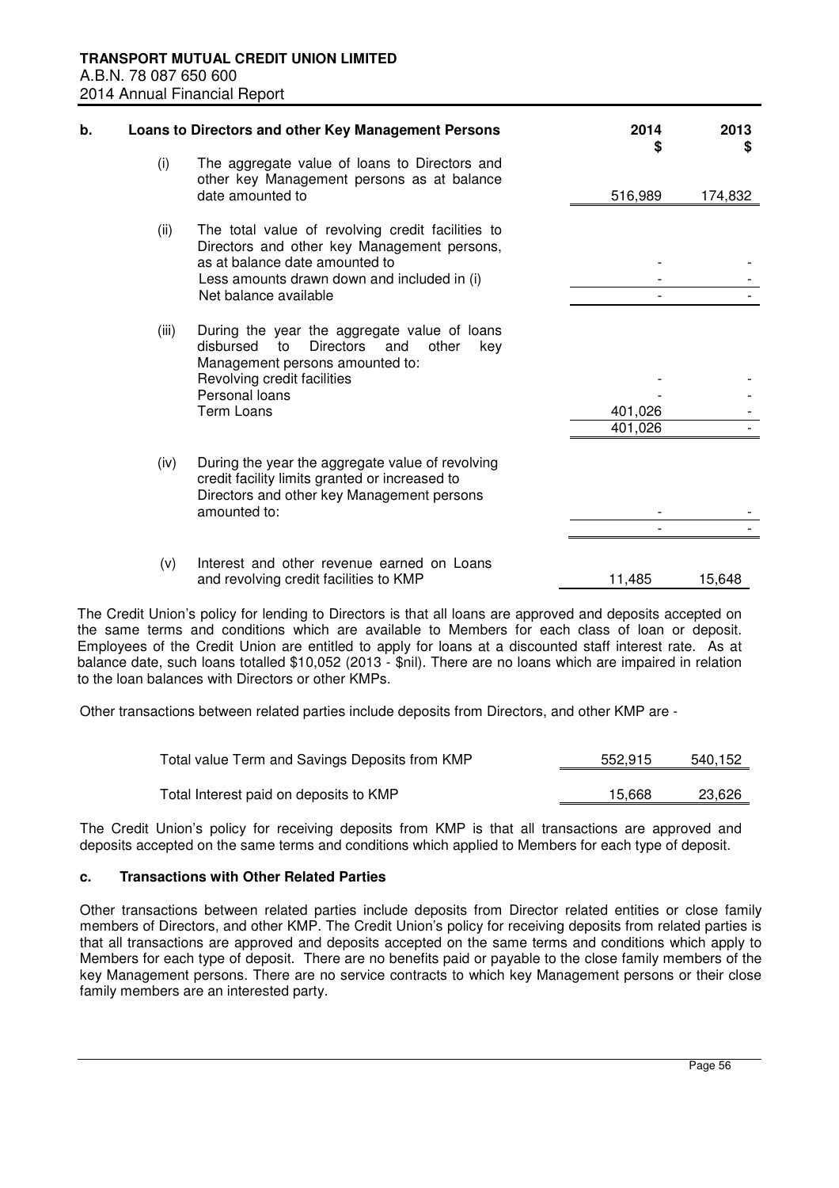| **b.** | **Loans to Directors and other Key Management Persons** | **2014 \$** | **2013 \$** |
|---|---|---|---|
| (i) | The aggregate value of loans to Directors and other key Management persons as at balance date amounted to | 516,989 | 174,832 |
| (ii) | The total value of revolving credit facilities to Directors and other key Management persons, as at balance date amounted to | - | - |
| | Less amounts drawn down and included in (i) | - | - |
| | Net balance available | - | - |
| (iii) | During the year the aggregate value of loans disbursed to Directors and other key Management persons amounted to: | | |
| | Revolving credit facilities | - | - |
| | Personal loans | - | - |
| | Term Loans | 401,026 | - |
| | | 401,026 | - |
| (iv) | During the year the aggregate value of revolving credit facility limits granted or increased to Directors and other key Management persons amounted to: | - | - |
| | | - | - |
| (v) | Interest and other revenue earned on Loans and revolving credit facilities to KMP | 11,485 | 15,648 |

The Credit Union's policy for lending to Directors is that all loans are approved and deposits accepted on the same terms and conditions which are available to Members for each class of loan or deposit. Employees of the Credit Union are entitled to apply for loans at a discounted staff interest rate. As at balance date, such loans totalled \$10,052 (2013 - \$nil). There are no loans which are impaired in relation to the loan balances with Directors or other KMPs.

Other transactions between related parties include deposits from Directors, and other KMP are -

| | 2014 | 2013 |
|---|---|---|
| Total value Term and Savings Deposits from KMP | 552,915 | 540,152 |
| Total Interest paid on deposits to KMP | 15,668 | 23,626 |

The Credit Union's policy for receiving deposits from KMP is that all transactions are approved and deposits accepted on the same terms and conditions which applied to Members for each type of deposit.

#### c. Transactions with Other Related Parties

Other transactions between related parties include deposits from Director related entities or close family members of Directors, and other KMP. The Credit Union's policy for receiving deposits from related parties is that all transactions are approved and deposits accepted on the same terms and conditions which apply to Members for each type of deposit. There are no benefits paid or payable to the close family members of the key Management persons. There are no service contracts to which key Management persons or their close family members are an interested party.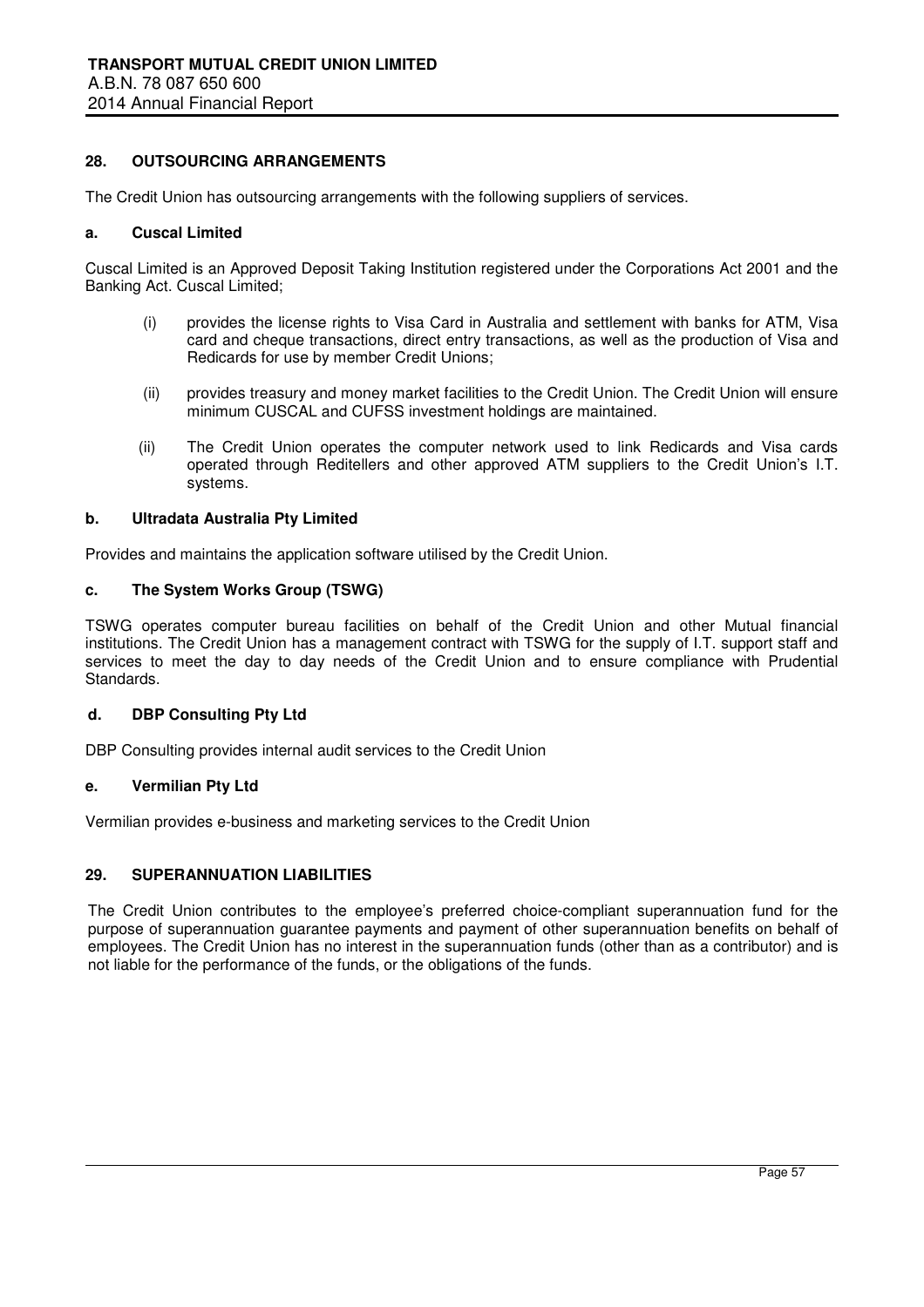## 28. OUTSOURCING ARRANGEMENTS

The Credit Union has outsourcing arrangements with the following suppliers of services.

### a. Cuscal Limited

Cuscal Limited is an Approved Deposit Taking Institution registered under the Corporations Act 2001 and the Banking Act. Cuscal Limited;

(i) provides the license rights to Visa Card in Australia and settlement with banks for ATM, Visa card and cheque transactions, direct entry transactions, as well as the production of Visa and Redicards for use by member Credit Unions;

(ii) provides treasury and money market facilities to the Credit Union. The Credit Union will ensure minimum CUSCAL and CUFSS investment holdings are maintained.

(ii) The Credit Union operates the computer network used to link Redicards and Visa cards operated through Reditellers and other approved ATM suppliers to the Credit Union's I.T. systems.

### b. Ultradata Australia Pty Limited

Provides and maintains the application software utilised by the Credit Union.

### c. The System Works Group (TSWG)

TSWG operates computer bureau facilities on behalf of the Credit Union and other Mutual financial institutions. The Credit Union has a management contract with TSWG for the supply of I.T. support staff and services to meet the day to day needs of the Credit Union and to ensure compliance with Prudential Standards.

### d. DBP Consulting Pty Ltd

DBP Consulting provides internal audit services to the Credit Union

### e. Vermilian Pty Ltd

Vermilian provides e-business and marketing services to the Credit Union

## 29. SUPERANNUATION LIABILITIES

The Credit Union contributes to the employee's preferred choice-compliant superannuation fund for the purpose of superannuation guarantee payments and payment of other superannuation benefits on behalf of employees. The Credit Union has no interest in the superannuation funds (other than as a contributor) and is not liable for the performance of the funds, or the obligations of the funds.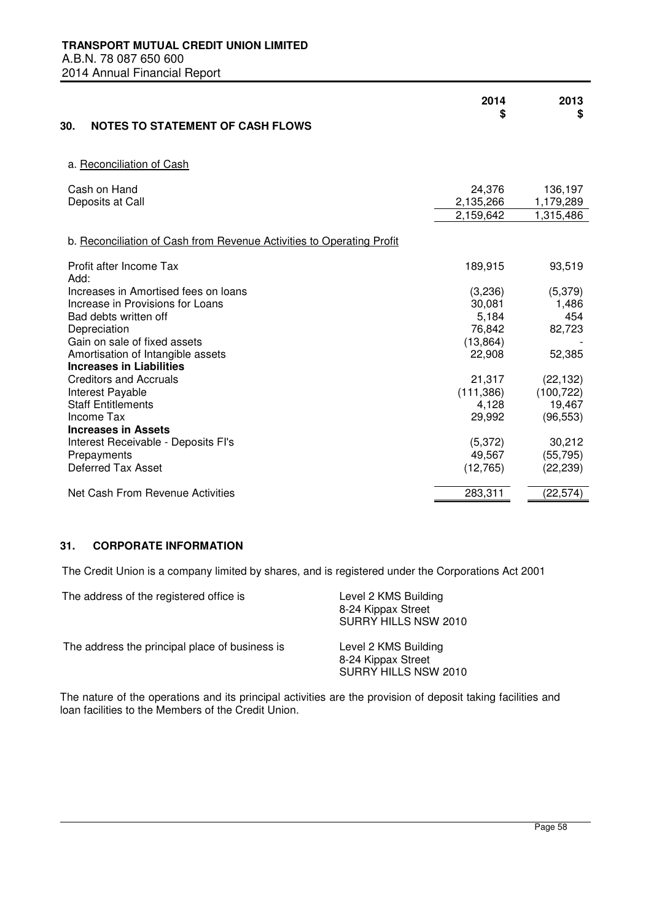## 30. NOTES TO STATEMENT OF CASH FLOWS

| | 2014 $ | 2013 $ |
|---|---|---|
| **a. Reconciliation of Cash** | | |
| Cash on Hand | 24,376 | 136,197 |
| Deposits at Call | 2,135,266 | 1,179,289 |
| | 2,159,642 | 1,315,486 |
| **b. Reconciliation of Cash from Revenue Activities to Operating Profit** | | |
| Profit after Income Tax | 189,915 | 93,519 |
| Add: | | |
| Increases in Amortised fees on loans | (3,236) | (5,379) |
| Increase in Provisions for Loans | 30,081 | 1,486 |
| Bad debts written off | 5,184 | 454 |
| Depreciation | 76,842 | 82,723 |
| Gain on sale of fixed assets | (13,864) | - |
| Amortisation of Intangible assets | 22,908 | 52,385 |
| **Increases in Liabilities** | | |
| Creditors and Accruals | 21,317 | (22,132) |
| Interest Payable | (111,386) | (100,722) |
| Staff Entitlements | 4,128 | 19,467 |
| Income Tax | 29,992 | (96,553) |
| **Increases in Assets** | | |
| Interest Receivable - Deposits FI's | (5,372) | 30,212 |
| Prepayments | 49,567 | (55,795) |
| Deferred Tax Asset | (12,765) | (22,239) |
| Net Cash From Revenue Activities | 283,311 | (22,574) |

## 31. CORPORATE INFORMATION

The Credit Union is a company limited by shares, and is registered under the Corporations Act 2001

| | |
|---|---|
| The address of the registered office is | Level 2 KMS Building<br>8-24 Kippax Street<br>SURRY HILLS NSW 2010 |
| The address the principal place of business is | Level 2 KMS Building<br>8-24 Kippax Street<br>SURRY HILLS NSW 2010 |

The nature of the operations and its principal activities are the provision of deposit taking facilities and loan facilities to the Members of the Credit Union.